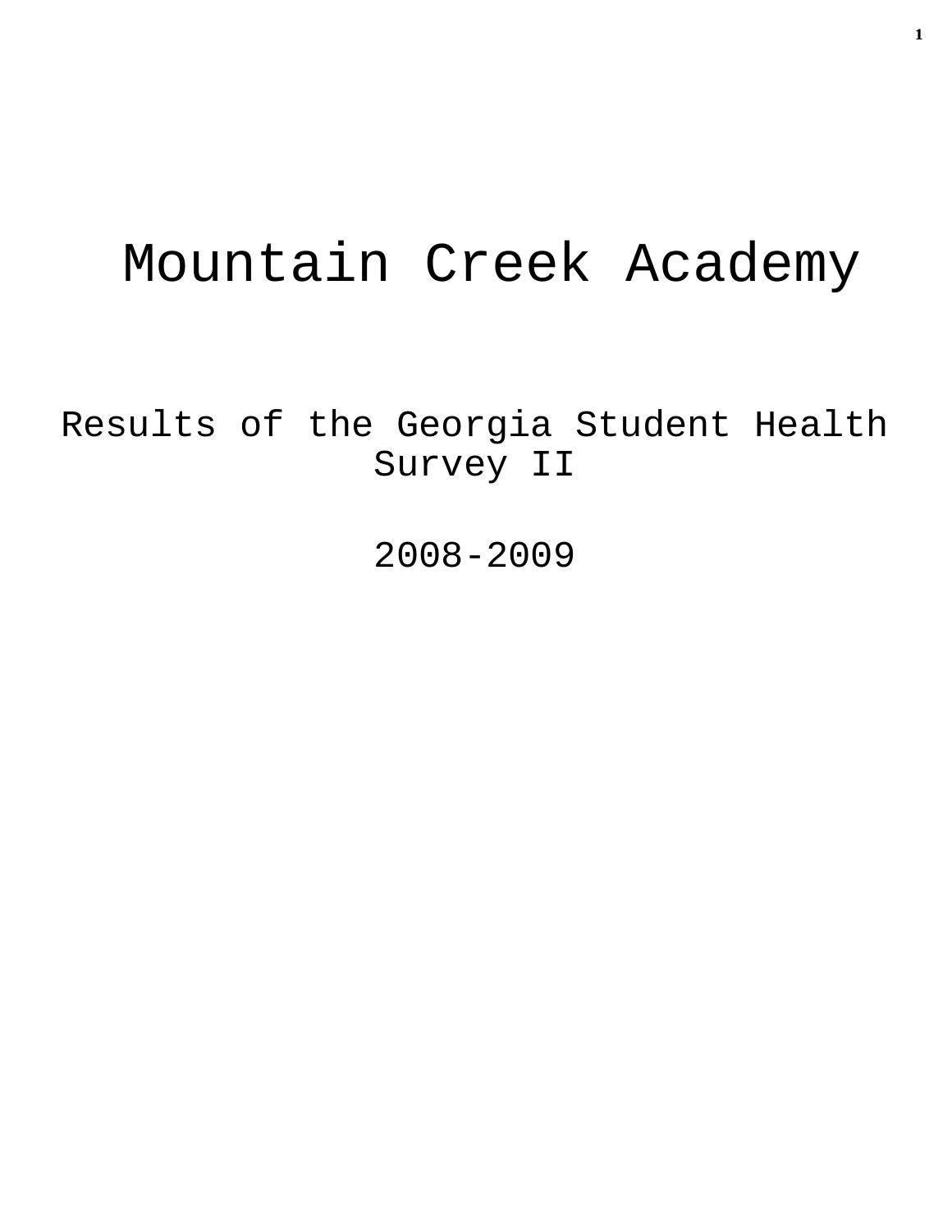# Mountain Creek Academy

## Results of the Georgia Student Health Survey II

## 2008-2009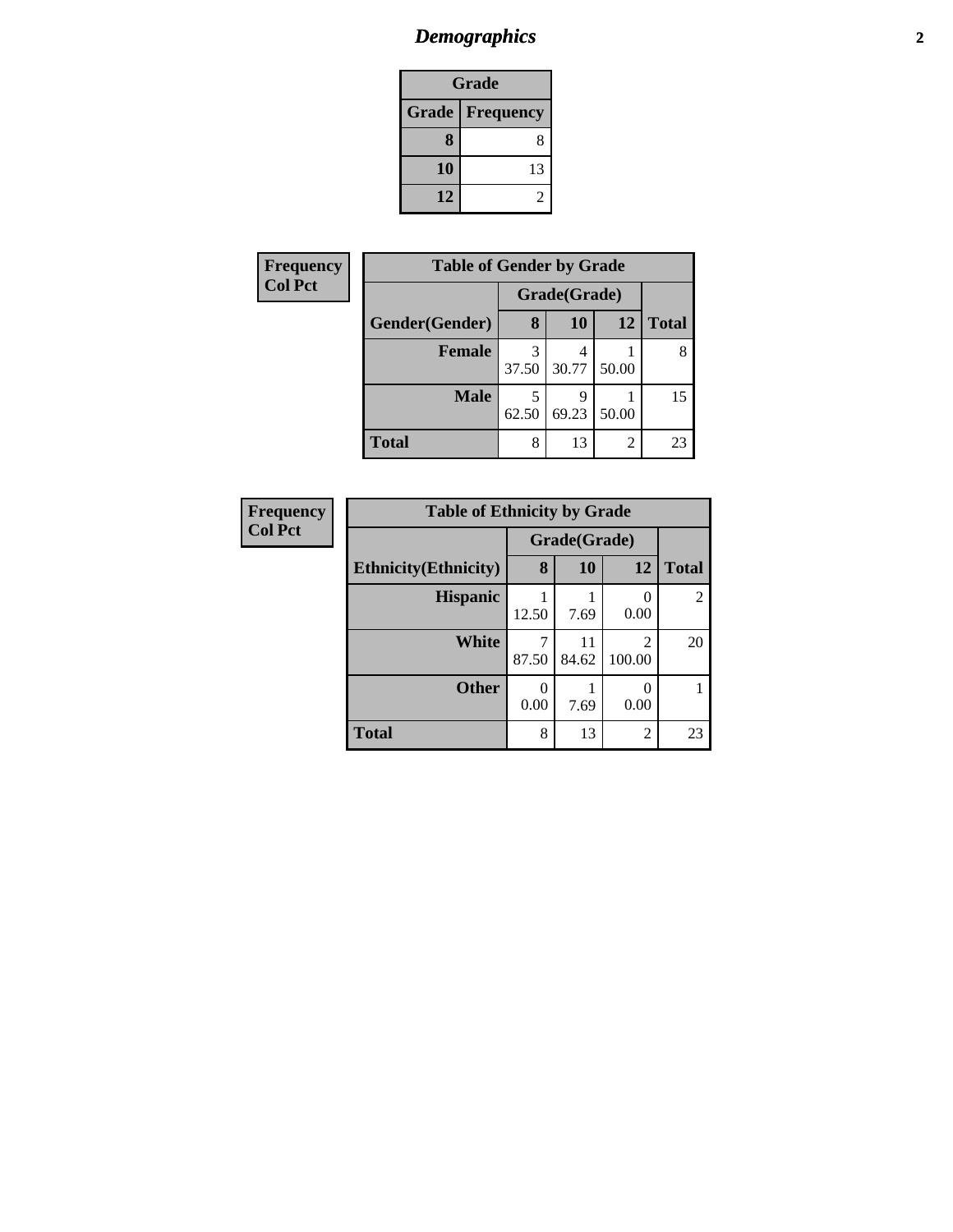## *Demographics*

| Grade | |
|---|---|
| **Grade** | **Frequency** |
| **8** | 8 |
| **10** | 13 |
| **12** | 2 |

**Frequency**
**Col Pct**

| Table of Gender by Grade | | | | |
|---|---|---|---|---|
| | Grade(Grade) | | | |
| **Gender(Gender)** | **8** | **10** | **12** | **Total** |
| **Female** | 3<br>37.50 | 4<br>30.77 | 1<br>50.00 | 8 |
| **Male** | 5<br>62.50 | 9<br>69.23 | 1<br>50.00 | 15 |
| **Total** | 8 | 13 | 2 | 23 |

**Frequency**
**Col Pct**

| Table of Ethnicity by Grade | | | | |
|---|---|---|---|---|
| | Grade(Grade) | | | |
| **Ethnicity(Ethnicity)** | **8** | **10** | **12** | **Total** |
| **Hispanic** | 1<br>12.50 | 1<br>7.69 | 0<br>0.00 | 2 |
| **White** | 7<br>87.50 | 11<br>84.62 | 2<br>100.00 | 20 |
| **Other** | 0<br>0.00 | 1<br>7.69 | 0<br>0.00 | 1 |
| **Total** | 8 | 13 | 2 | 23 |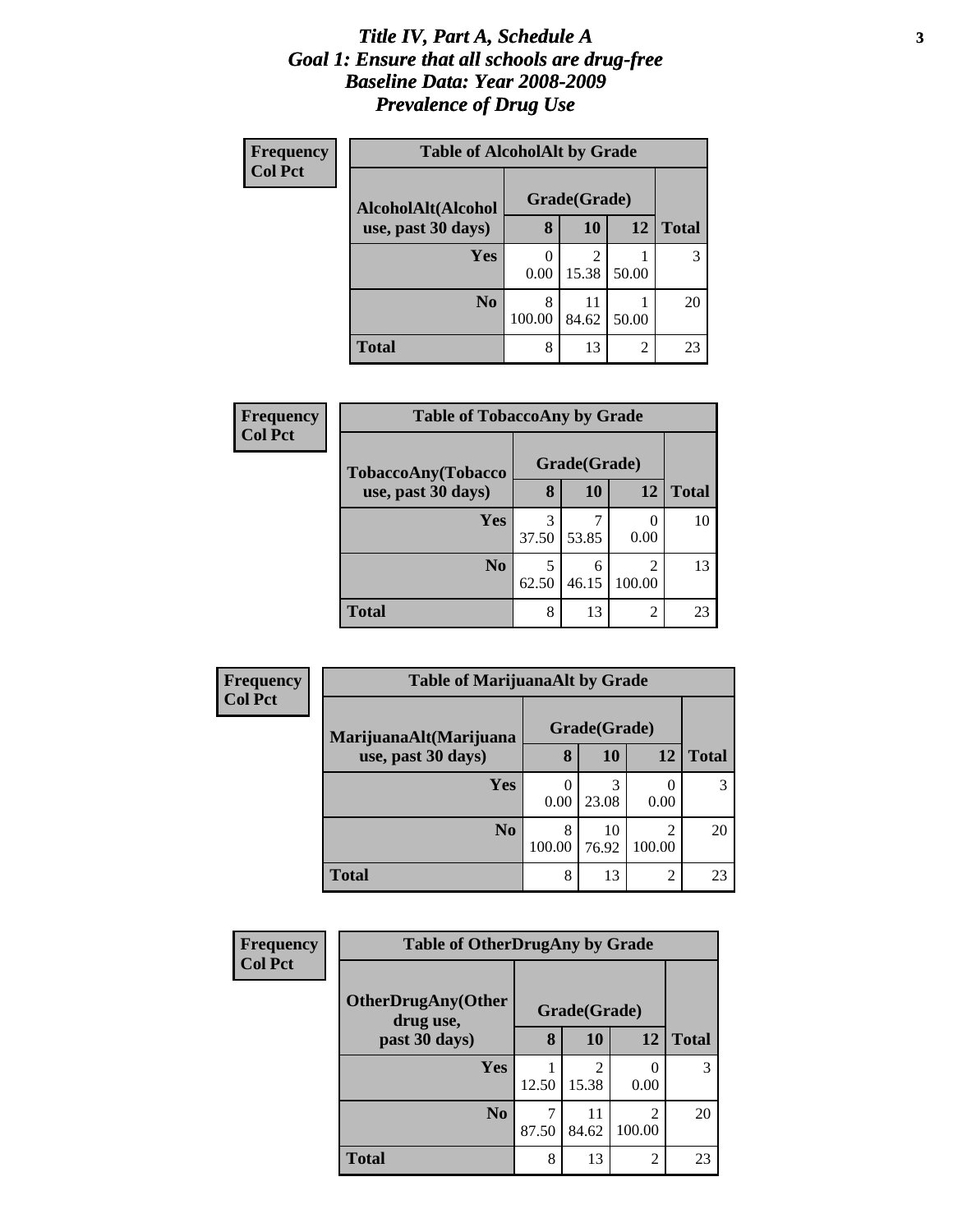# *Title IV, Part A, Schedule A*
# *Goal 1: Ensure that all schools are drug-free*
# *Baseline Data: Year 2008-2009*
# *Prevalence of Drug Use*

**Frequency**
**Col Pct**

| Table of AlcoholAlt by Grade | | | | |
|---|---|---|---|---|
| **AlcoholAlt(Alcohol use, past 30 days)** | **Grade(Grade)** | | | |
| | **8** | **10** | **12** | **Total** |
| **Yes** | 0<br>0.00 | 2<br>15.38 | 1<br>50.00 | 3 |
| **No** | 8<br>100.00 | 11<br>84.62 | 1<br>50.00 | 20 |
| **Total** | 8 | 13 | 2 | 23 |

**Frequency**
**Col Pct**

| Table of TobaccoAny by Grade | | | | |
|---|---|---|---|---|
| **TobaccoAny(Tobacco use, past 30 days)** | **Grade(Grade)** | | | |
| | **8** | **10** | **12** | **Total** |
| **Yes** | 3<br>37.50 | 7<br>53.85 | 0<br>0.00 | 10 |
| **No** | 5<br>62.50 | 6<br>46.15 | 2<br>100.00 | 13 |
| **Total** | 8 | 13 | 2 | 23 |

**Frequency**
**Col Pct**

| Table of MarijuanaAlt by Grade | | | | |
|---|---|---|---|---|
| **MarijuanaAlt(Marijuana use, past 30 days)** | **Grade(Grade)** | | | |
| | **8** | **10** | **12** | **Total** |
| **Yes** | 0<br>0.00 | 3<br>23.08 | 0<br>0.00 | 3 |
| **No** | 8<br>100.00 | 10<br>76.92 | 2<br>100.00 | 20 |
| **Total** | 8 | 13 | 2 | 23 |

**Frequency**
**Col Pct**

| Table of OtherDrugAny by Grade | | | | |
|---|---|---|---|---|
| **OtherDrugAny(Other drug use, past 30 days)** | **Grade(Grade)** | | | |
| | **8** | **10** | **12** | **Total** |
| **Yes** | 1<br>12.50 | 2<br>15.38 | 0<br>0.00 | 3 |
| **No** | 7<br>87.50 | 11<br>84.62 | 2<br>100.00 | 20 |
| **Total** | 8 | 13 | 2 | 23 |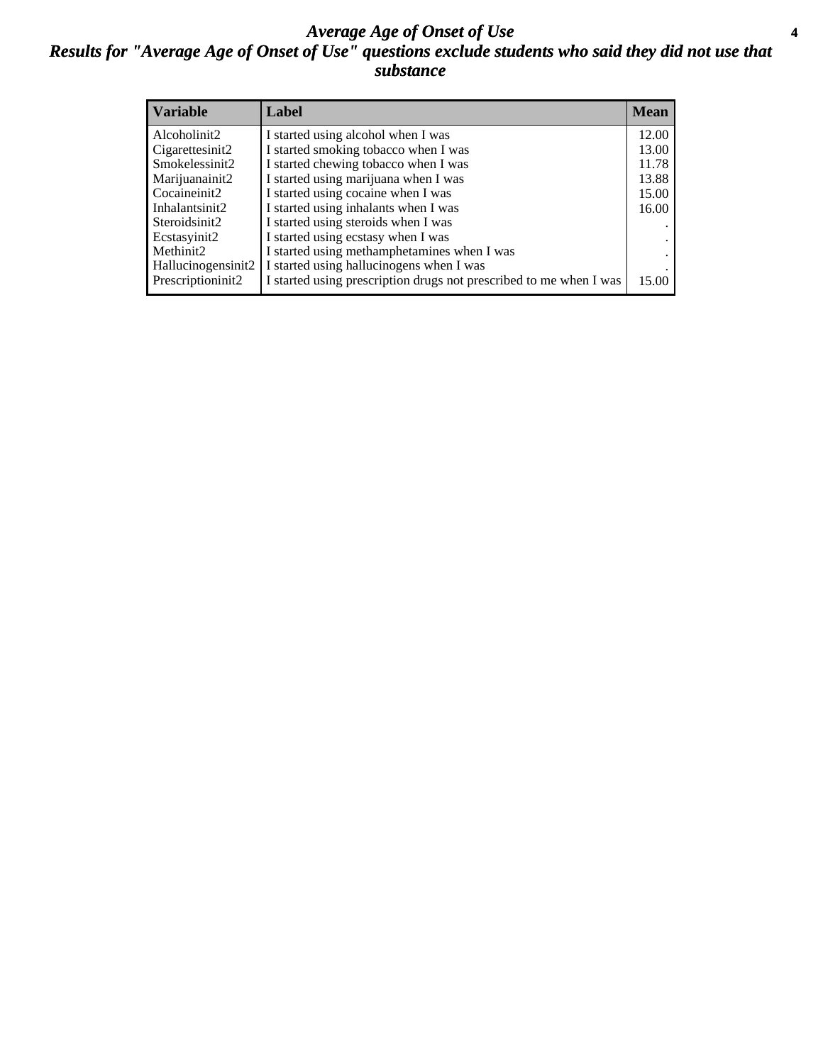# *Average Age of Onset of Use*

## *Results for "Average Age of Onset of Use" questions exclude students who said they did not use that substance*

| Variable | Label | Mean |
|---|---|---|
| Alcoholinit2 | I started using alcohol when I was | 12.00 |
| Cigarettesinit2 | I started smoking tobacco when I was | 13.00 |
| Smokelessinit2 | I started chewing tobacco when I was | 11.78 |
| Marijuanainit2 | I started using marijuana when I was | 13.88 |
| Cocaineinit2 | I started using cocaine when I was | 15.00 |
| Inhalantsinit2 | I started using inhalants when I was | 16.00 |
| Steroidsinit2 | I started using steroids when I was | . |
| Ecstasyinit2 | I started using ecstasy when I was | . |
| Methinit2 | I started using methamphetamines when I was | . |
| Hallucinogensinit2 | I started using hallucinogens when I was | . |
| Prescriptioninit2 | I started using prescription drugs not prescribed to me when I was | 15.00 |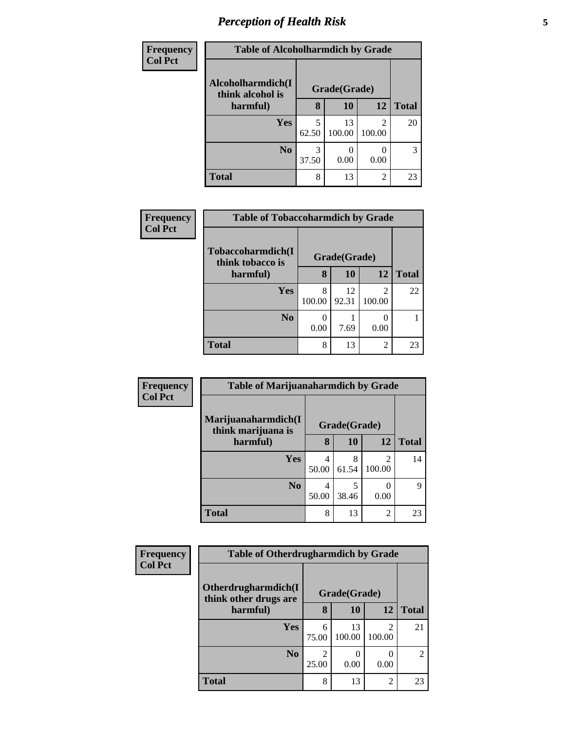# Perception of Health Risk

**Frequency**
**Col Pct**

| Table of Alcoholharmdich by Grade | | | | |
|---|---|---|---|---|
| Alcoholharmdich(I think alcohol is harmful) | Grade(Grade) | | | |
| | 8 | 10 | 12 | Total |
| Yes | 5<br>62.50 | 13<br>100.00 | 2<br>100.00 | 20 |
| No | 3<br>37.50 | 0<br>0.00 | 0<br>0.00 | 3 |
| Total | 8 | 13 | 2 | 23 |

**Frequency**
**Col Pct**

| Table of Tobaccoharmdich by Grade | | | | |
|---|---|---|---|---|
| Tobaccoharmdich(I think tobacco is harmful) | Grade(Grade) | | | |
| | 8 | 10 | 12 | Total |
| Yes | 8<br>100.00 | 12<br>92.31 | 2<br>100.00 | 22 |
| No | 0<br>0.00 | 1<br>7.69 | 0<br>0.00 | 1 |
| Total | 8 | 13 | 2 | 23 |

**Frequency**
**Col Pct**

| Table of Marijuanaharmdich by Grade | | | | |
|---|---|---|---|---|
| Marijuanaharmdich(I think marijuana is harmful) | Grade(Grade) | | | |
| | 8 | 10 | 12 | Total |
| Yes | 4<br>50.00 | 8<br>61.54 | 2<br>100.00 | 14 |
| No | 4<br>50.00 | 5<br>38.46 | 0<br>0.00 | 9 |
| Total | 8 | 13 | 2 | 23 |

**Frequency**
**Col Pct**

| Table of Otherdrugharmdich by Grade | | | | |
|---|---|---|---|---|
| Otherdrugharmdich(I think other drugs are harmful) | Grade(Grade) | | | |
| | 8 | 10 | 12 | Total |
| Yes | 6<br>75.00 | 13<br>100.00 | 2<br>100.00 | 21 |
| No | 2<br>25.00 | 0<br>0.00 | 0<br>0.00 | 2 |
| Total | 8 | 13 | 2 | 23 |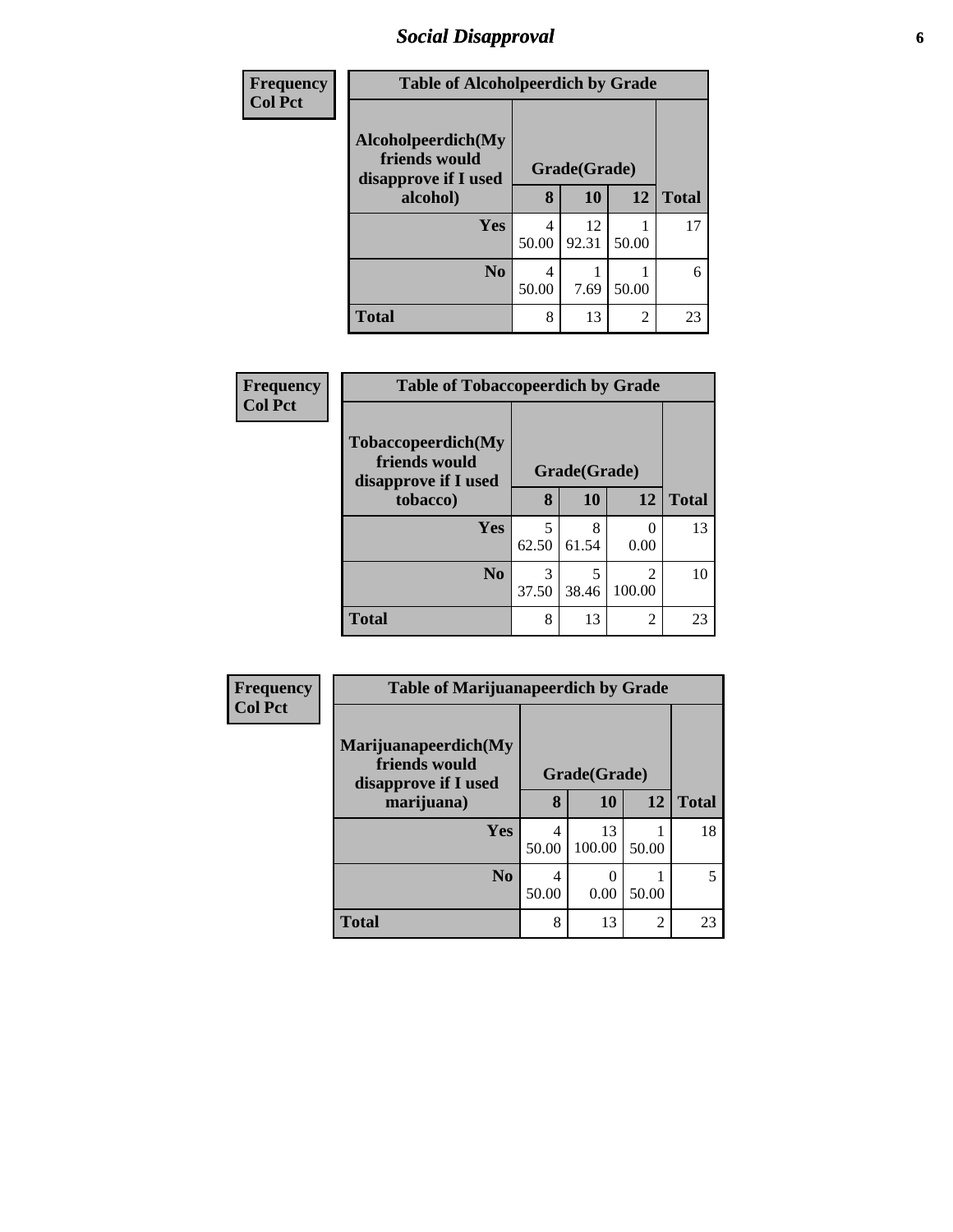# Social Disapproval

| Frequency<br>Col Pct |
|---|

**Table of Alcoholpeerdich by Grade**

| Alcoholpeerdich(My friends would disapprove if I used alcohol) | Grade(Grade) | | | Total |
|---|---|---|---|---|
| | 8 | 10 | 12 | |
| Yes | 4<br>50.00 | 12<br>92.31 | 1<br>50.00 | 17 |
| No | 4<br>50.00 | 1<br>7.69 | 1<br>50.00 | 6 |
| Total | 8 | 13 | 2 | 23 |

| Frequency<br>Col Pct |
|---|

**Table of Tobaccopeerdich by Grade**

| Tobaccopeerdich(My friends would disapprove if I used tobacco) | Grade(Grade) | | | Total |
|---|---|---|---|---|
| | 8 | 10 | 12 | |
| Yes | 5<br>62.50 | 8<br>61.54 | 0<br>0.00 | 13 |
| No | 3<br>37.50 | 5<br>38.46 | 2<br>100.00 | 10 |
| Total | 8 | 13 | 2 | 23 |

| Frequency<br>Col Pct |
|---|

**Table of Marijuanapeerdich by Grade**

| Marijuanapeerdich(My friends would disapprove if I used marijuana) | Grade(Grade) | | | Total |
|---|---|---|---|---|
| | 8 | 10 | 12 | |
| Yes | 4<br>50.00 | 13<br>100.00 | 1<br>50.00 | 18 |
| No | 4<br>50.00 | 0<br>0.00 | 1<br>50.00 | 5 |
| Total | 8 | 13 | 2 | 23 |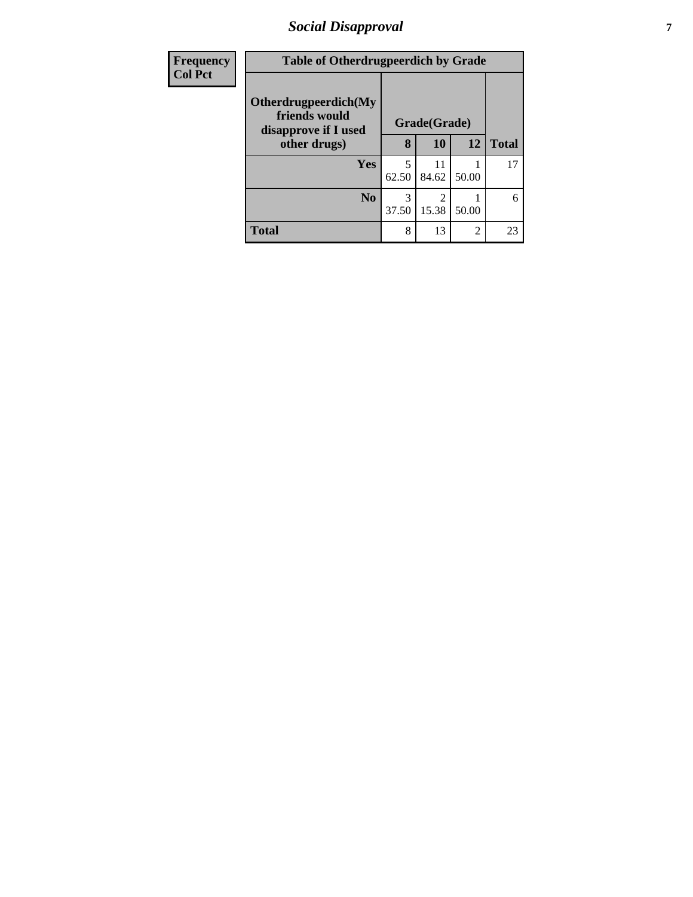| Frequency<br>Col Pct | Table of Otherdrugpeerdich by Grade | | | |
|---|---|---|---|---|
| **Otherdrugpeerdich(My friends would disapprove if I used other drugs)** | **Grade(Grade)** | | | |
| | **8** | **10** | **12** | **Total** |
| **Yes** | 5<br>62.50 | 11<br>84.62 | 1<br>50.00 | 17 |
| **No** | 3<br>37.50 | 2<br>15.38 | 1<br>50.00 | 6 |
| **Total** | 8 | 13 | 2 | 23 |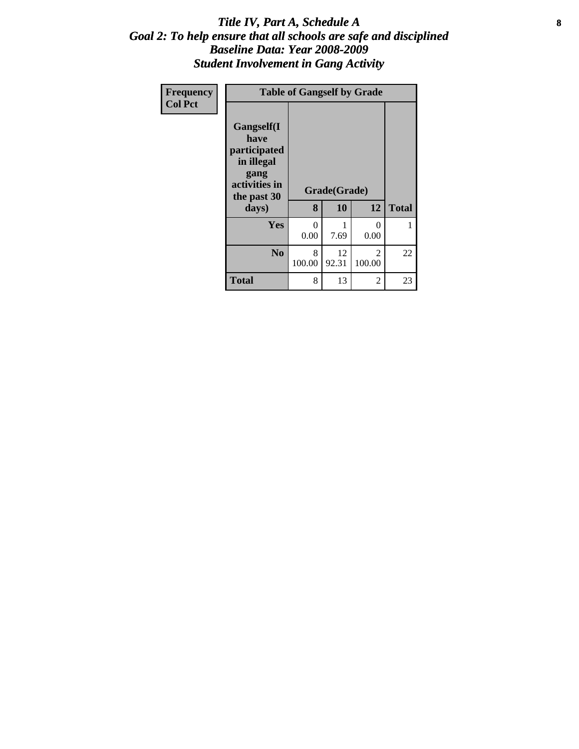# *Title IV, Part A, Schedule A*
## *Goal 2: To help ensure that all schools are safe and disciplined*
## *Baseline Data: Year 2008-2009*
## *Student Involvement in Gang Activity*

| Frequency<br>Col Pct |
|---|

| Table of Gangself by Grade | | | | |
|---|---|---|---|---|
| Gangself(I have participated in illegal gang activities in the past 30 days) | Grade(Grade) | | | |
| | 8 | 10 | 12 | Total |
| Yes | 0<br>0.00 | 1<br>7.69 | 0<br>0.00 | 1 |
| No | 8<br>100.00 | 12<br>92.31 | 2<br>100.00 | 22 |
| Total | 8 | 13 | 2 | 23 |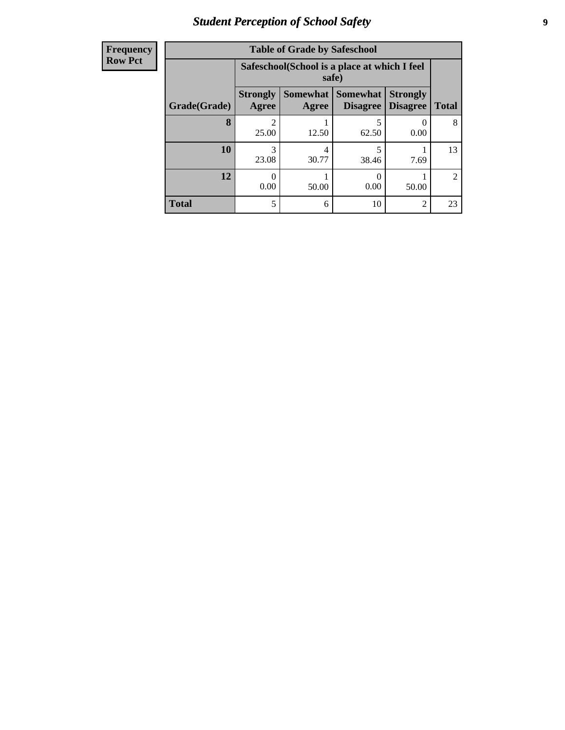## Student Perception of School Safety

| Frequency<br>Row Pct |
|---|

**Table of Grade by Safeschool**

| | Safeschool(School is a place at which I feel safe) | | | | |
|---|---|---|---|---|---|
| **Grade(Grade)** | **Strongly Agree** | **Somewhat Agree** | **Somewhat Disagree** | **Strongly Disagree** | **Total** |
| **8** | 2<br>25.00 | 1<br>12.50 | 5<br>62.50 | 0<br>0.00 | 8 |
| **10** | 3<br>23.08 | 4<br>30.77 | 5<br>38.46 | 1<br>7.69 | 13 |
| **12** | 0<br>0.00 | 1<br>50.00 | 0<br>0.00 | 1<br>50.00 | 2 |
| **Total** | 5 | 6 | 10 | 2 | 23 |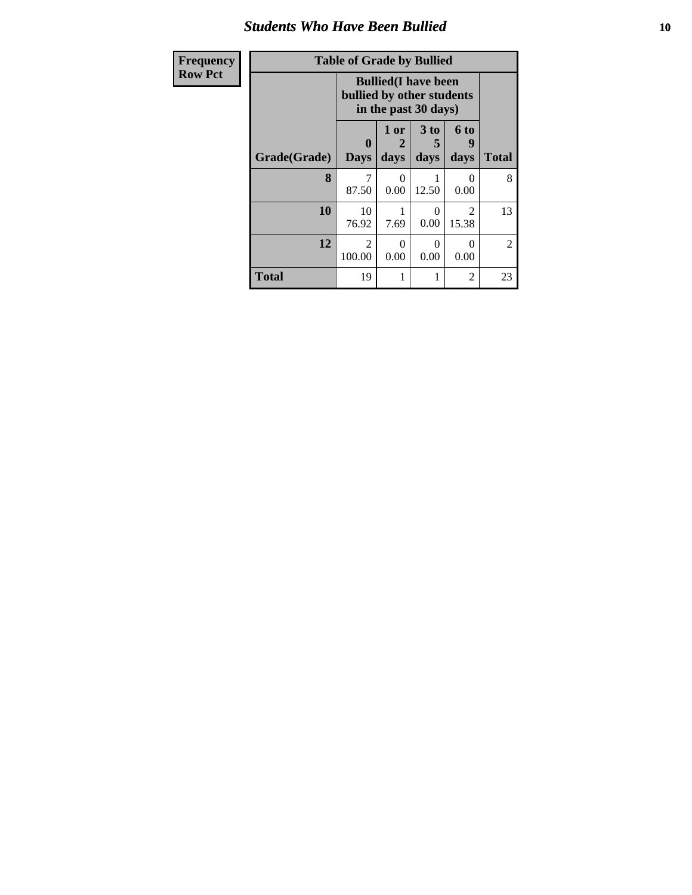## Students Who Have Been Bullied

| Frequency<br>Row Pct |
|---|

| Table of Grade by Bullied | | | | | |
|---|---|---|---|---|---|
| | Bullied(I have been bullied by other students in the past 30 days) | | | | |
| Grade(Grade) | 0 Days | 1 or 2 days | 3 to 5 days | 6 to 9 days | Total |
| 8 | 7<br>87.50 | 0<br>0.00 | 1<br>12.50 | 0<br>0.00 | 8 |
| 10 | 10<br>76.92 | 1<br>7.69 | 0<br>0.00 | 2<br>15.38 | 13 |
| 12 | 2<br>100.00 | 0<br>0.00 | 0<br>0.00 | 0<br>0.00 | 2 |
| Total | 19 | 1 | 1 | 2 | 23 |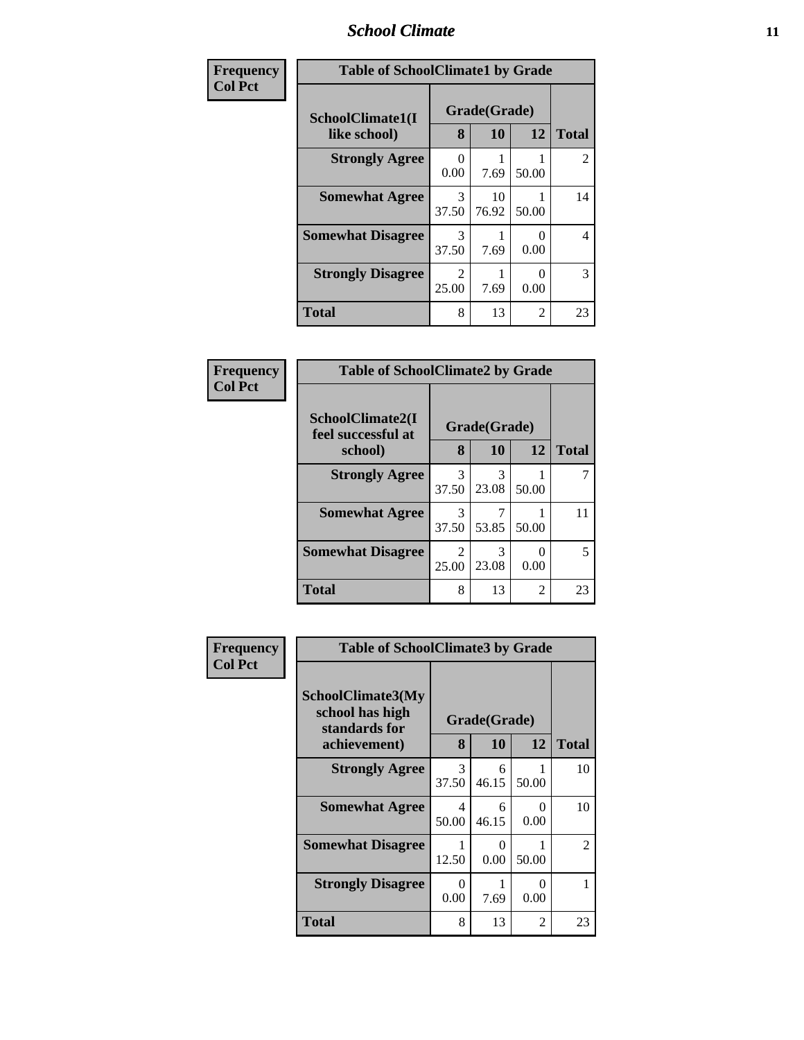| Frequency Col Pct | Table of SchoolClimate1 by Grade | | | |
|---|---|---|---|---|
| SchoolClimate1(I like school) | Grade(Grade) | | | |
| | 8 | 10 | 12 | Total |
| Strongly Agree | 0<br>0.00 | 1<br>7.69 | 1<br>50.00 | 2 |
| Somewhat Agree | 3<br>37.50 | 10<br>76.92 | 1<br>50.00 | 14 |
| Somewhat Disagree | 3<br>37.50 | 1<br>7.69 | 0<br>0.00 | 4 |
| Strongly Disagree | 2<br>25.00 | 1<br>7.69 | 0<br>0.00 | 3 |
| Total | 8 | 13 | 2 | 23 |

| Frequency Col Pct | Table of SchoolClimate2 by Grade | | | |
|---|---|---|---|---|
| SchoolClimate2(I feel successful at school) | Grade(Grade) | | | |
| | 8 | 10 | 12 | Total |
| Strongly Agree | 3<br>37.50 | 3<br>23.08 | 1<br>50.00 | 7 |
| Somewhat Agree | 3<br>37.50 | 7<br>53.85 | 1<br>50.00 | 11 |
| Somewhat Disagree | 2<br>25.00 | 3<br>23.08 | 0<br>0.00 | 5 |
| Total | 8 | 13 | 2 | 23 |

| Frequency Col Pct | Table of SchoolClimate3 by Grade | | | |
|---|---|---|---|---|
| SchoolClimate3(My school has high standards for achievement) | Grade(Grade) | | | |
| | 8 | 10 | 12 | Total |
| Strongly Agree | 3<br>37.50 | 6<br>46.15 | 1<br>50.00 | 10 |
| Somewhat Agree | 4<br>50.00 | 6<br>46.15 | 0<br>0.00 | 10 |
| Somewhat Disagree | 1<br>12.50 | 0<br>0.00 | 1<br>50.00 | 2 |
| Strongly Disagree | 0<br>0.00 | 1<br>7.69 | 0<br>0.00 | 1 |
| Total | 8 | 13 | 2 | 23 |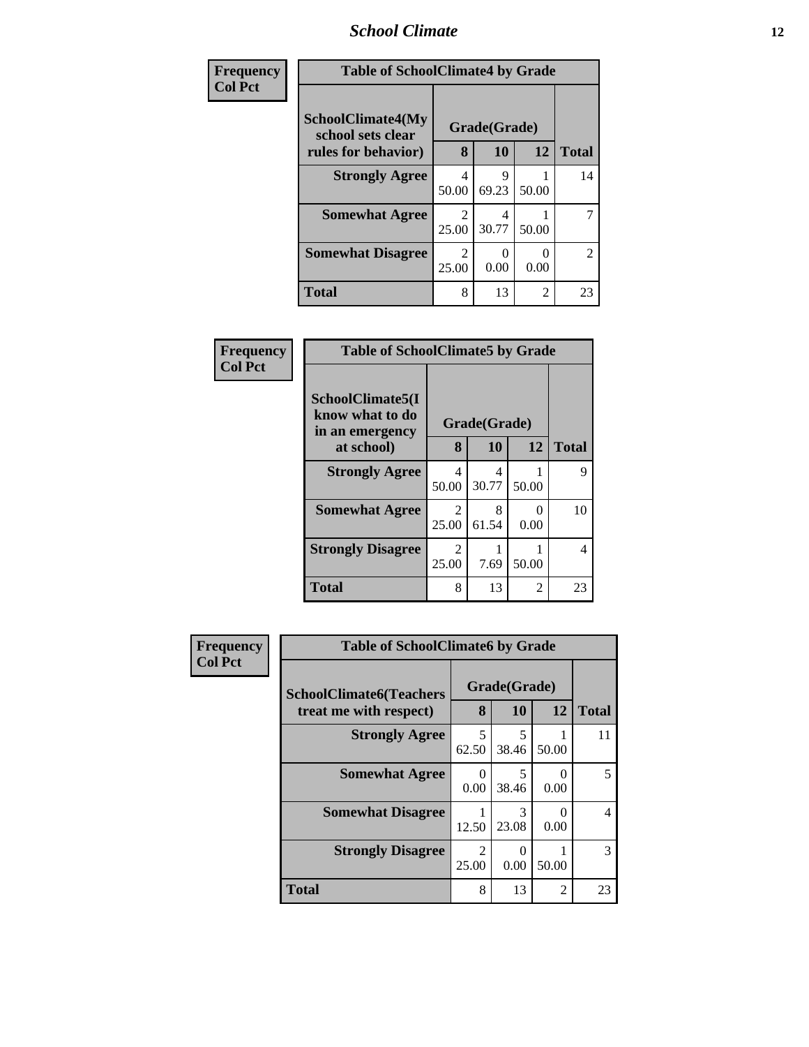| Frequency Col Pct | Table of SchoolClimate4 by Grade | | | |
|---|---|---|---|---|
| SchoolClimate4(My school sets clear rules for behavior) | Grade(Grade) | | | Total |
| | 8 | 10 | 12 | |
| Strongly Agree | 4<br>50.00 | 9<br>69.23 | 1<br>50.00 | 14 |
| Somewhat Agree | 2<br>25.00 | 4<br>30.77 | 1<br>50.00 | 7 |
| Somewhat Disagree | 2<br>25.00 | 0<br>0.00 | 0<br>0.00 | 2 |
| Total | 8 | 13 | 2 | 23 |

| Frequency Col Pct | Table of SchoolClimate5 by Grade | | | |
|---|---|---|---|---|
| SchoolClimate5(I know what to do in an emergency at school) | Grade(Grade) | | | Total |
| | 8 | 10 | 12 | |
| Strongly Agree | 4<br>50.00 | 4<br>30.77 | 1<br>50.00 | 9 |
| Somewhat Agree | 2<br>25.00 | 8<br>61.54 | 0<br>0.00 | 10 |
| Strongly Disagree | 2<br>25.00 | 1<br>7.69 | 1<br>50.00 | 4 |
| Total | 8 | 13 | 2 | 23 |

| Frequency Col Pct | Table of SchoolClimate6 by Grade | | | |
|---|---|---|---|---|
| SchoolClimate6(Teachers treat me with respect) | Grade(Grade) | | | Total |
| | 8 | 10 | 12 | |
| Strongly Agree | 5<br>62.50 | 5<br>38.46 | 1<br>50.00 | 11 |
| Somewhat Agree | 0<br>0.00 | 5<br>38.46 | 0<br>0.00 | 5 |
| Somewhat Disagree | 1<br>12.50 | 3<br>23.08 | 0<br>0.00 | 4 |
| Strongly Disagree | 2<br>25.00 | 0<br>0.00 | 1<br>50.00 | 3 |
| Total | 8 | 13 | 2 | 23 |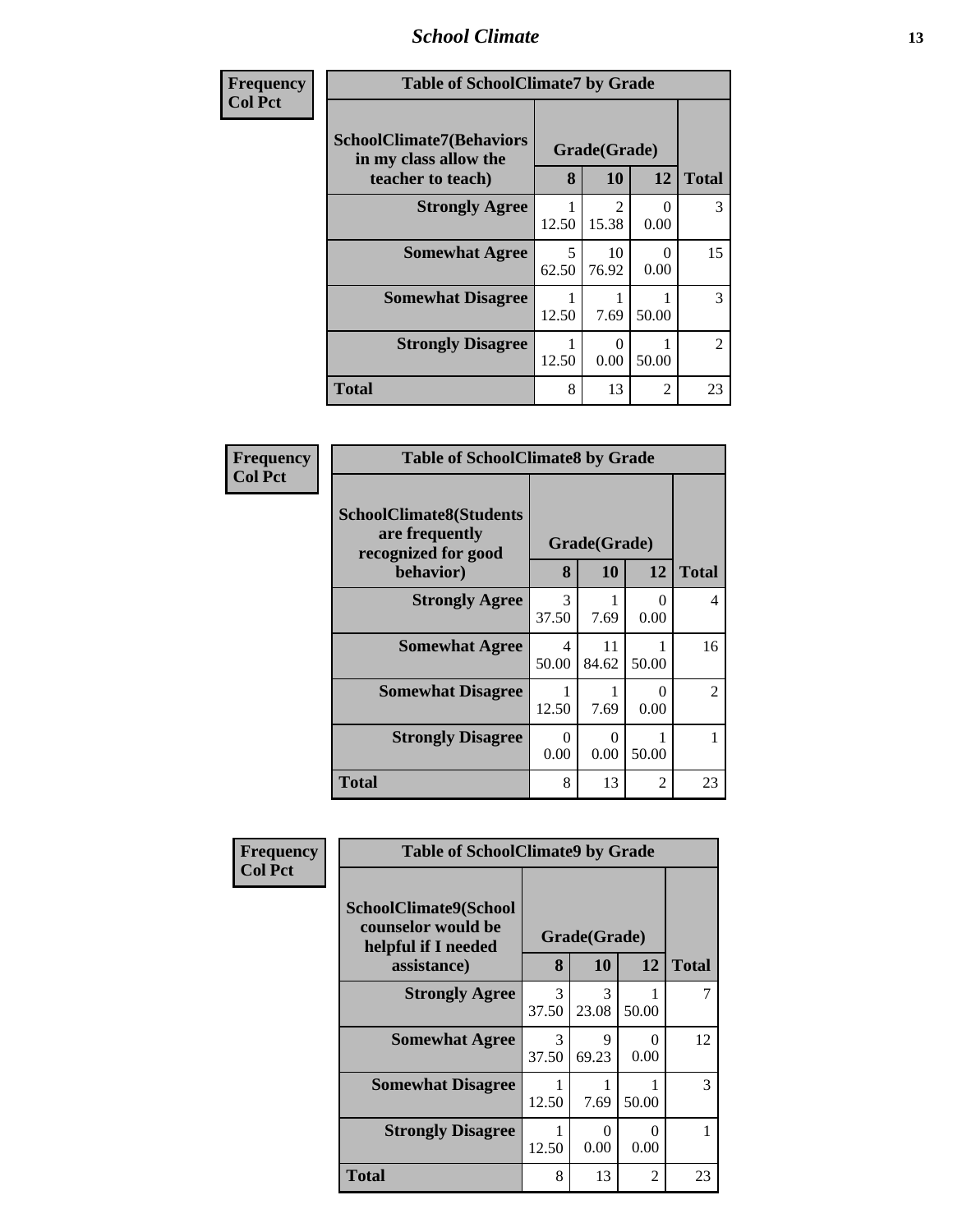| Frequency<br>Col Pct | Table of SchoolClimate7 by Grade | | | |
|---|---|---|---|---|
| SchoolClimate7(Behaviors in my class allow the teacher to teach) | Grade(Grade) | | | |
| | 8 | 10 | 12 | Total |
| Strongly Agree | 1<br>12.50 | 2<br>15.38 | 0<br>0.00 | 3 |
| Somewhat Agree | 5<br>62.50 | 10<br>76.92 | 0<br>0.00 | 15 |
| Somewhat Disagree | 1<br>12.50 | 1<br>7.69 | 1<br>50.00 | 3 |
| Strongly Disagree | 1<br>12.50 | 0<br>0.00 | 1<br>50.00 | 2 |
| Total | 8 | 13 | 2 | 23 |

| Frequency<br>Col Pct | Table of SchoolClimate8 by Grade | | | |
|---|---|---|---|---|
| SchoolClimate8(Students are frequently recognized for good behavior) | Grade(Grade) | | | |
| | 8 | 10 | 12 | Total |
| Strongly Agree | 3<br>37.50 | 1<br>7.69 | 0<br>0.00 | 4 |
| Somewhat Agree | 4<br>50.00 | 11<br>84.62 | 1<br>50.00 | 16 |
| Somewhat Disagree | 1<br>12.50 | 1<br>7.69 | 0<br>0.00 | 2 |
| Strongly Disagree | 0<br>0.00 | 0<br>0.00 | 1<br>50.00 | 1 |
| Total | 8 | 13 | 2 | 23 |

| Frequency<br>Col Pct | Table of SchoolClimate9 by Grade | | | |
|---|---|---|---|---|
| SchoolClimate9(School counselor would be helpful if I needed assistance) | Grade(Grade) | | | |
| | 8 | 10 | 12 | Total |
| Strongly Agree | 3<br>37.50 | 3<br>23.08 | 1<br>50.00 | 7 |
| Somewhat Agree | 3<br>37.50 | 9<br>69.23 | 0<br>0.00 | 12 |
| Somewhat Disagree | 1<br>12.50 | 1<br>7.69 | 1<br>50.00 | 3 |
| Strongly Disagree | 1<br>12.50 | 0<br>0.00 | 0<br>0.00 | 1 |
| Total | 8 | 13 | 2 | 23 |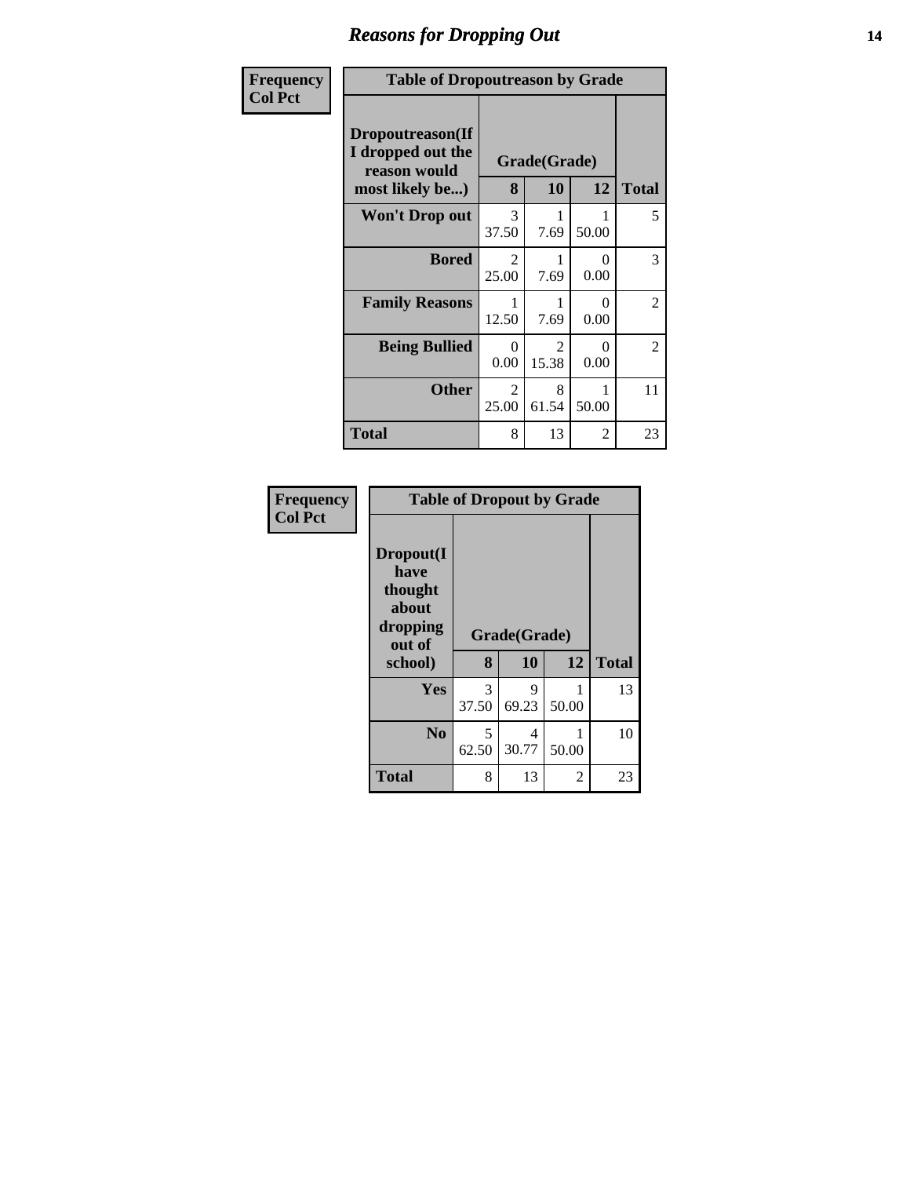# Reasons for Dropping Out

| Frequency<br>Col Pct | Table of Dropoutreason by Grade | | | |
|---|---|---|---|---|
| **Dropoutreason(If I dropped out the reason would most likely be...)** | **Grade(Grade)** | | | |
| | **8** | **10** | **12** | **Total** |
| **Won't Drop out** | 3<br>37.50 | 1<br>7.69 | 1<br>50.00 | 5 |
| **Bored** | 2<br>25.00 | 1<br>7.69 | 0<br>0.00 | 3 |
| **Family Reasons** | 1<br>12.50 | 1<br>7.69 | 0<br>0.00 | 2 |
| **Being Bullied** | 0<br>0.00 | 2<br>15.38 | 0<br>0.00 | 2 |
| **Other** | 2<br>25.00 | 8<br>61.54 | 1<br>50.00 | 11 |
| **Total** | 8 | 13 | 2 | 23 |

| Frequency<br>Col Pct | Table of Dropout by Grade | | | |
|---|---|---|---|---|
| **Dropout(I have thought about dropping out of school)** | **Grade(Grade)** | | | |
| | **8** | **10** | **12** | **Total** |
| **Yes** | 3<br>37.50 | 9<br>69.23 | 1<br>50.00 | 13 |
| **No** | 5<br>62.50 | 4<br>30.77 | 1<br>50.00 | 10 |
| **Total** | 8 | 13 | 2 | 23 |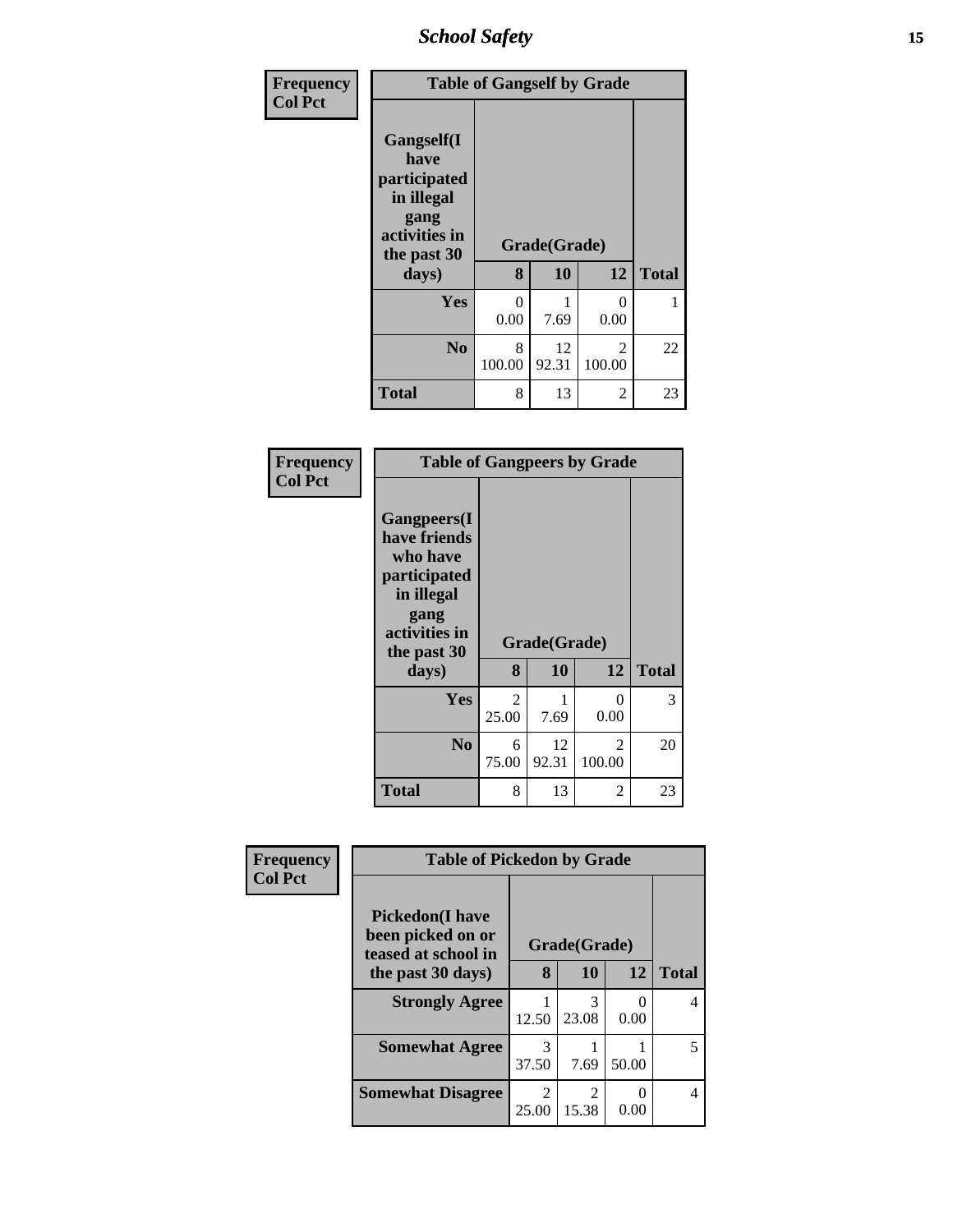| Frequency<br>Col Pct | Table of Gangself by Grade | | | |
|---|---|---|---|---|
| Gangself(I have participated in illegal gang activities in the past 30 days) | Grade(Grade) | | | |
| | 8 | 10 | 12 | Total |
| Yes | 0<br>0.00 | 1<br>7.69 | 0<br>0.00 | 1 |
| No | 8<br>100.00 | 12<br>92.31 | 2<br>100.00 | 22 |
| Total | 8 | 13 | 2 | 23 |

| Frequency<br>Col Pct | Table of Gangpeers by Grade | | | |
|---|---|---|---|---|
| Gangpeers(I have friends who have participated in illegal gang activities in the past 30 days) | Grade(Grade) | | | |
| | 8 | 10 | 12 | Total |
| Yes | 2<br>25.00 | 1<br>7.69 | 0<br>0.00 | 3 |
| No | 6<br>75.00 | 12<br>92.31 | 2<br>100.00 | 20 |
| Total | 8 | 13 | 2 | 23 |

| Frequency<br>Col Pct | Table of Pickedon by Grade | | | |
|---|---|---|---|---|
| Pickedon(I have been picked on or teased at school in the past 30 days) | Grade(Grade) | | | |
| | 8 | 10 | 12 | Total |
| Strongly Agree | 1<br>12.50 | 3<br>23.08 | 0<br>0.00 | 4 |
| Somewhat Agree | 3<br>37.50 | 1<br>7.69 | 1<br>50.00 | 5 |
| Somewhat Disagree | 2<br>25.00 | 2<br>15.38 | 0<br>0.00 | 4 |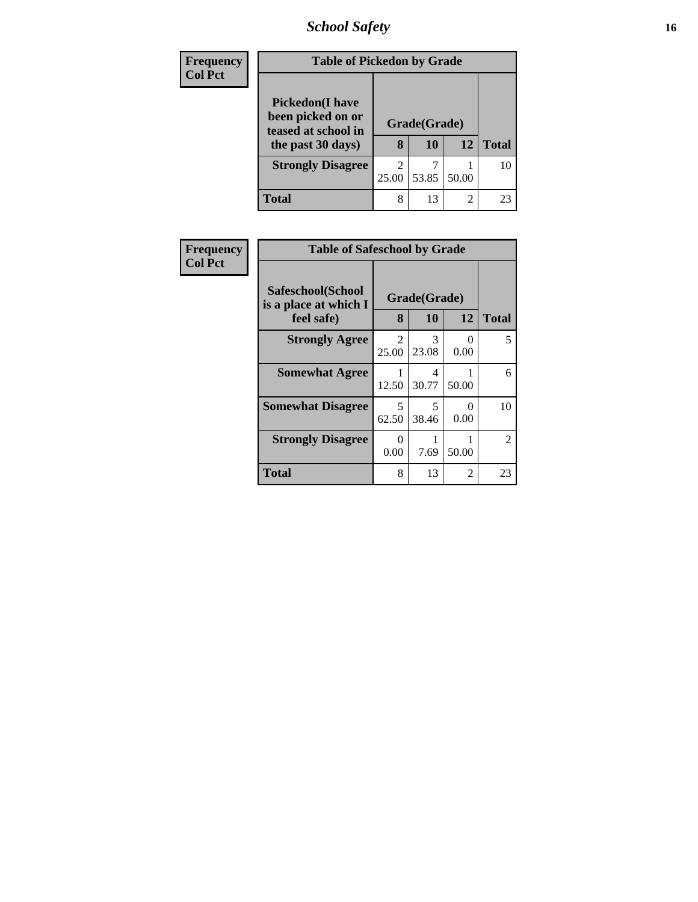| Frequency<br>Col Pct | Table of Pickedon by Grade | | | |
|---|---|---|---|---|
| **Pickedon(I have been picked on or teased at school in the past 30 days)** | **Grade(Grade)** | | | |
| | **8** | **10** | **12** | **Total** |
| **Strongly Disagree** | 2<br>25.00 | 7<br>53.85 | 1<br>50.00 | 10 |
| **Total** | 8 | 13 | 2 | 23 |

| Frequency<br>Col Pct | Table of Safeschool by Grade | | | |
|---|---|---|---|---|
| **Safeschool(School is a place at which I feel safe)** | **Grade(Grade)** | | | |
| | **8** | **10** | **12** | **Total** |
| **Strongly Agree** | 2<br>25.00 | 3<br>23.08 | 0<br>0.00 | 5 |
| **Somewhat Agree** | 1<br>12.50 | 4<br>30.77 | 1<br>50.00 | 6 |
| **Somewhat Disagree** | 5<br>62.50 | 5<br>38.46 | 0<br>0.00 | 10 |
| **Strongly Disagree** | 0<br>0.00 | 1<br>7.69 | 1<br>50.00 | 2 |
| **Total** | 8 | 13 | 2 | 23 |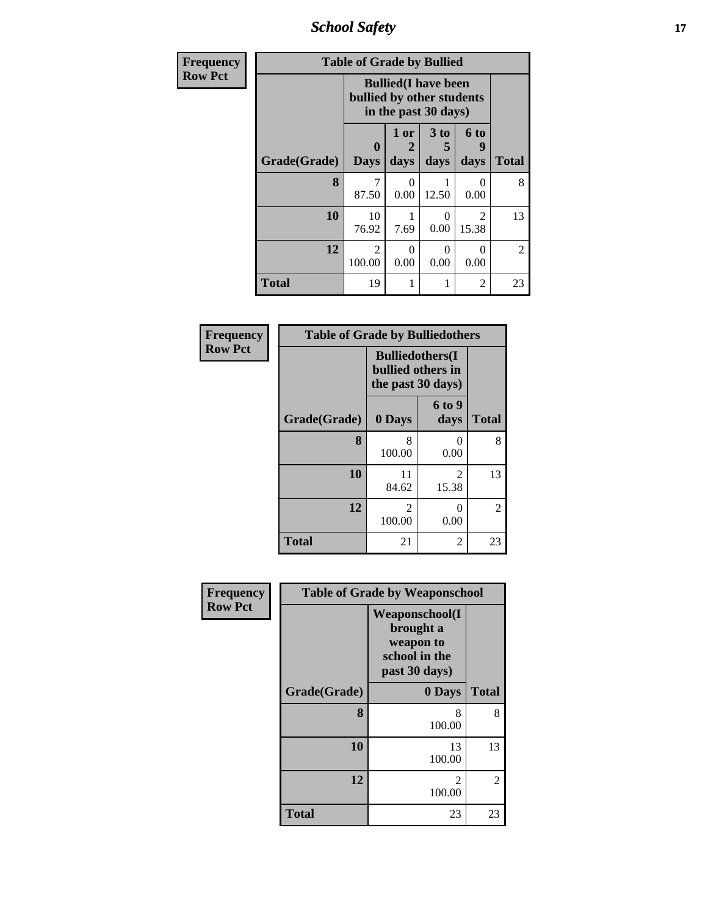## School Safety

**Frequency**
**Row Pct**

| Table of Grade by Bullied | | | | | |
|---|---|---|---|---|---|
| | Bullied(I have been bullied by other students in the past 30 days) | | | | |
| Grade(Grade) | 0 Days | 1 or 2 days | 3 to 5 days | 6 to 9 days | Total |
| 8 | 7<br>87.50 | 0<br>0.00 | 1<br>12.50 | 0<br>0.00 | 8 |
| 10 | 10<br>76.92 | 1<br>7.69 | 0<br>0.00 | 2<br>15.38 | 13 |
| 12 | 2<br>100.00 | 0<br>0.00 | 0<br>0.00 | 0<br>0.00 | 2 |
| Total | 19 | 1 | 1 | 2 | 23 |

**Frequency**
**Row Pct**

| Table of Grade by Bulliedothers | | | |
|---|---|---|---|
| | Bulliedothers(I bullied others in the past 30 days) | | |
| Grade(Grade) | 0 Days | 6 to 9 days | Total |
| 8 | 8<br>100.00 | 0<br>0.00 | 8 |
| 10 | 11<br>84.62 | 2<br>15.38 | 13 |
| 12 | 2<br>100.00 | 0<br>0.00 | 2 |
| Total | 21 | 2 | 23 |

**Frequency**
**Row Pct**

| Table of Grade by Weaponschool | | |
|---|---|---|
| | Weaponschool(I brought a weapon to school in the past 30 days) | |
| Grade(Grade) | 0 Days | Total |
| 8 | 8<br>100.00 | 8 |
| 10 | 13<br>100.00 | 13 |
| 12 | 2<br>100.00 | 2 |
| Total | 23 | 23 |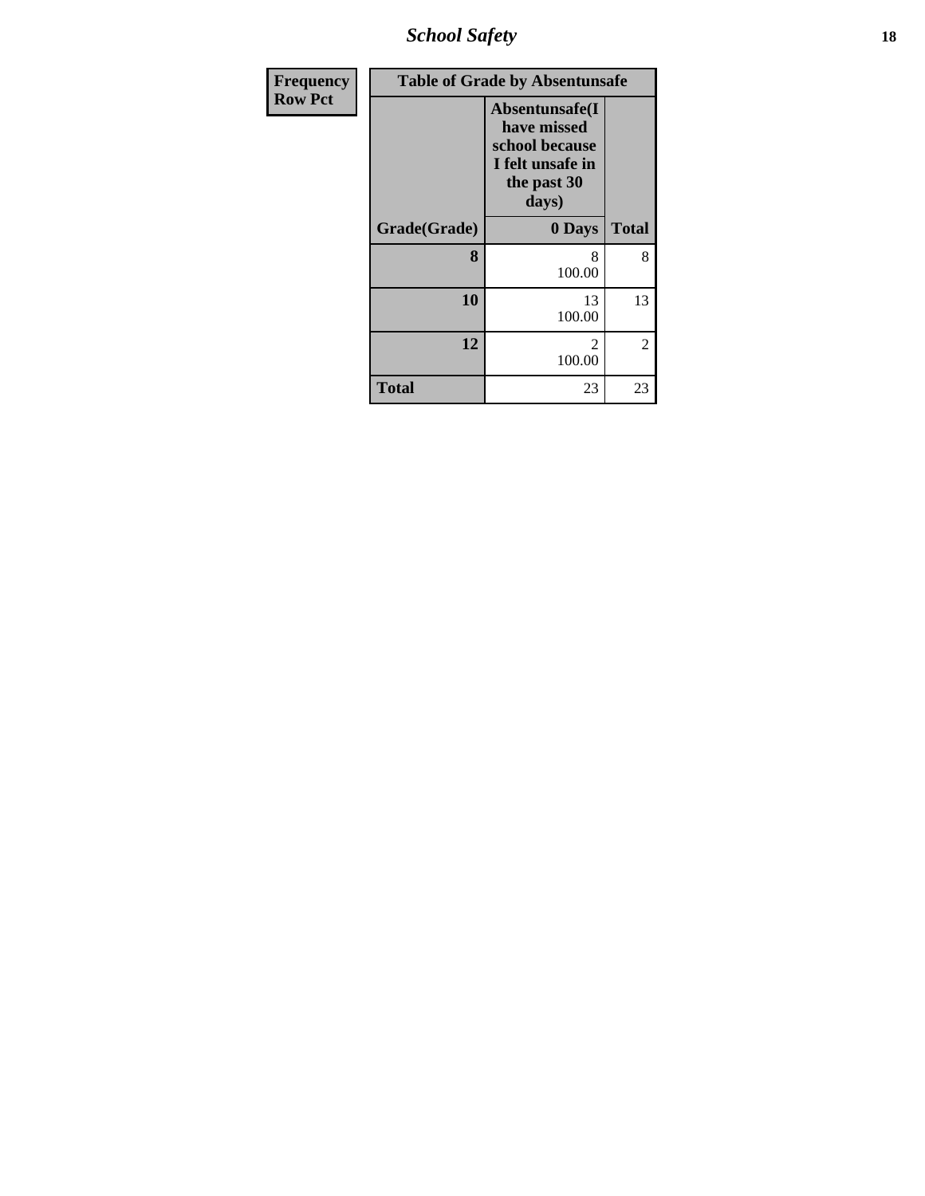| Frequency<br>Row Pct | Table of Grade by Absentunsafe | |
|---|---|---|
| | Absentunsafe(I have missed school because I felt unsafe in the past 30 days) | |
| Grade(Grade) | 0 Days | Total |
| 8 | 8<br>100.00 | 8 |
| 10 | 13<br>100.00 | 13 |
| 12 | 2<br>100.00 | 2 |
| Total | 23 | 23 |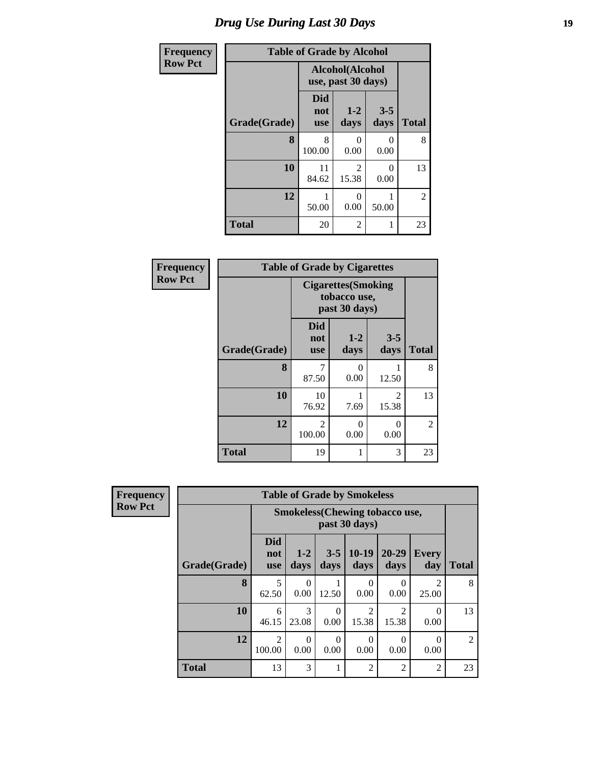# Drug Use During Last 30 Days

| Frequency<br>Row Pct |
|---|

**Table of Grade by Alcohol**

| Grade(Grade) | Alcohol(Alcohol use, past 30 days) | | | Total |
|---|---|---|---|---|
| | Did not use | 1-2 days | 3-5 days | |
| 8 | 8<br>100.00 | 0<br>0.00 | 0<br>0.00 | 8 |
| 10 | 11<br>84.62 | 2<br>15.38 | 0<br>0.00 | 13 |
| 12 | 1<br>50.00 | 0<br>0.00 | 1<br>50.00 | 2 |
| Total | 20 | 2 | 1 | 23 |

| Frequency<br>Row Pct |
|---|

**Table of Grade by Cigarettes**

| Grade(Grade) | Cigarettes(Smoking tobacco use, past 30 days) | | | Total |
|---|---|---|---|---|
| | Did not use | 1-2 days | 3-5 days | |
| 8 | 7<br>87.50 | 0<br>0.00 | 1<br>12.50 | 8 |
| 10 | 10<br>76.92 | 1<br>7.69 | 2<br>15.38 | 13 |
| 12 | 2<br>100.00 | 0<br>0.00 | 0<br>0.00 | 2 |
| Total | 19 | 1 | 3 | 23 |

| Frequency<br>Row Pct |
|---|

**Table of Grade by Smokeless**

| Grade(Grade) | Smokeless(Chewing tobacco use, past 30 days) | | | | | | Total |
|---|---|---|---|---|---|---|---|
| | Did not use | 1-2 days | 3-5 days | 10-19 days | 20-29 days | Every day | |
| 8 | 5<br>62.50 | 0<br>0.00 | 1<br>12.50 | 0<br>0.00 | 0<br>0.00 | 2<br>25.00 | 8 |
| 10 | 6<br>46.15 | 3<br>23.08 | 0<br>0.00 | 2<br>15.38 | 2<br>15.38 | 0<br>0.00 | 13 |
| 12 | 2<br>100.00 | 0<br>0.00 | 0<br>0.00 | 0<br>0.00 | 0<br>0.00 | 0<br>0.00 | 2 |
| Total | 13 | 3 | 1 | 2 | 2 | 2 | 23 |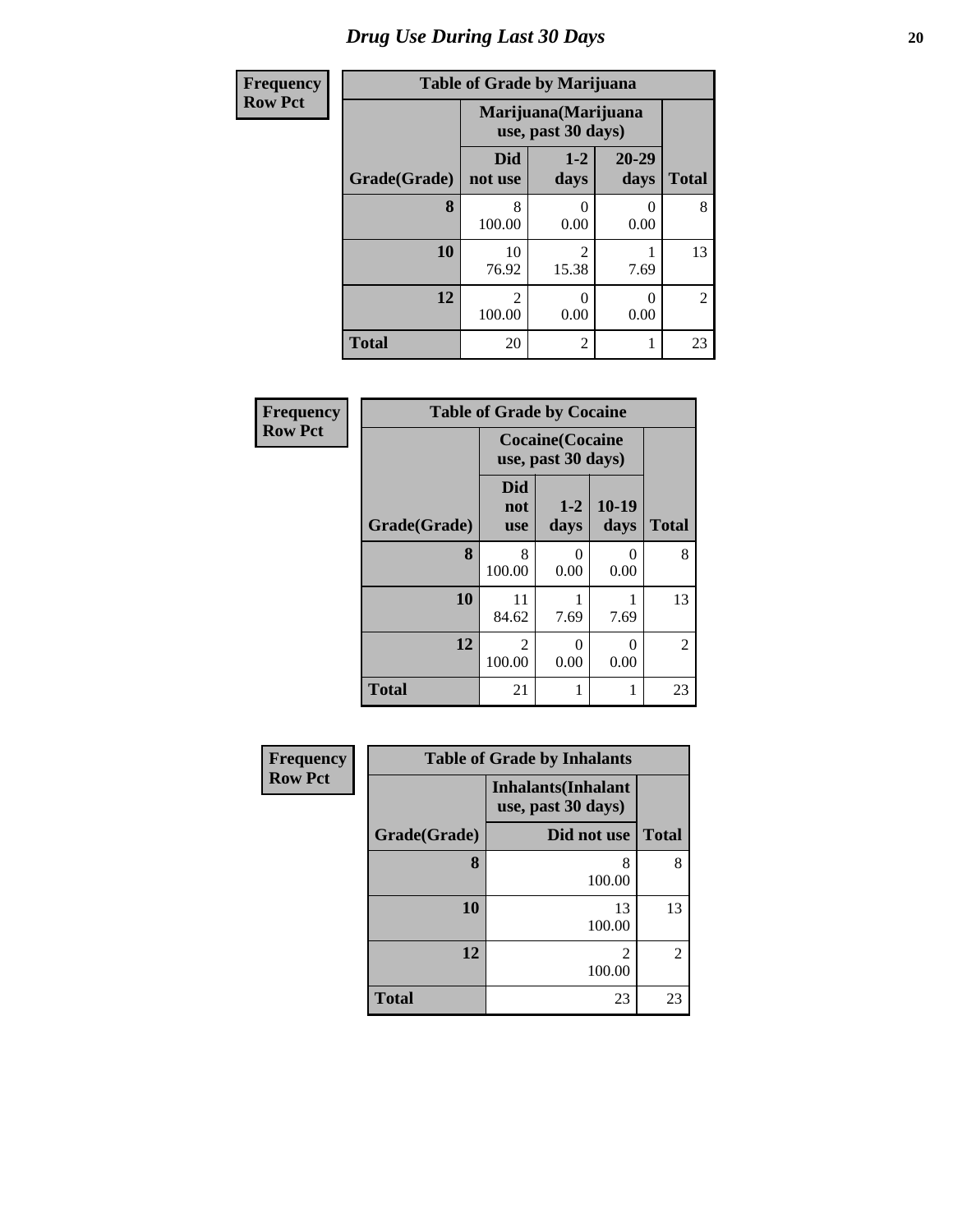# Drug Use During Last 30 Days

**Frequency**
**Row Pct**

| Table of Grade by Marijuana | | | | |
|---|---|---|---|---|
| | Marijuana(Marijuana use, past 30 days) | | | |
| Grade(Grade) | Did not use | 1-2 days | 20-29 days | Total |
| 8 | 8<br>100.00 | 0<br>0.00 | 0<br>0.00 | 8 |
| 10 | 10<br>76.92 | 2<br>15.38 | 1<br>7.69 | 13 |
| 12 | 2<br>100.00 | 0<br>0.00 | 0<br>0.00 | 2 |
| Total | 20 | 2 | 1 | 23 |

**Frequency**
**Row Pct**

| Table of Grade by Cocaine | | | | |
|---|---|---|---|---|
| | Cocaine(Cocaine use, past 30 days) | | | |
| Grade(Grade) | Did not use | 1-2 days | 10-19 days | Total |
| 8 | 8<br>100.00 | 0<br>0.00 | 0<br>0.00 | 8 |
| 10 | 11<br>84.62 | 1<br>7.69 | 1<br>7.69 | 13 |
| 12 | 2<br>100.00 | 0<br>0.00 | 0<br>0.00 | 2 |
| Total | 21 | 1 | 1 | 23 |

**Frequency**
**Row Pct**

| Table of Grade by Inhalants | | |
|---|---|---|
| | Inhalants(Inhalant use, past 30 days) | |
| Grade(Grade) | Did not use | Total |
| 8 | 8<br>100.00 | 8 |
| 10 | 13<br>100.00 | 13 |
| 12 | 2<br>100.00 | 2 |
| Total | 23 | 23 |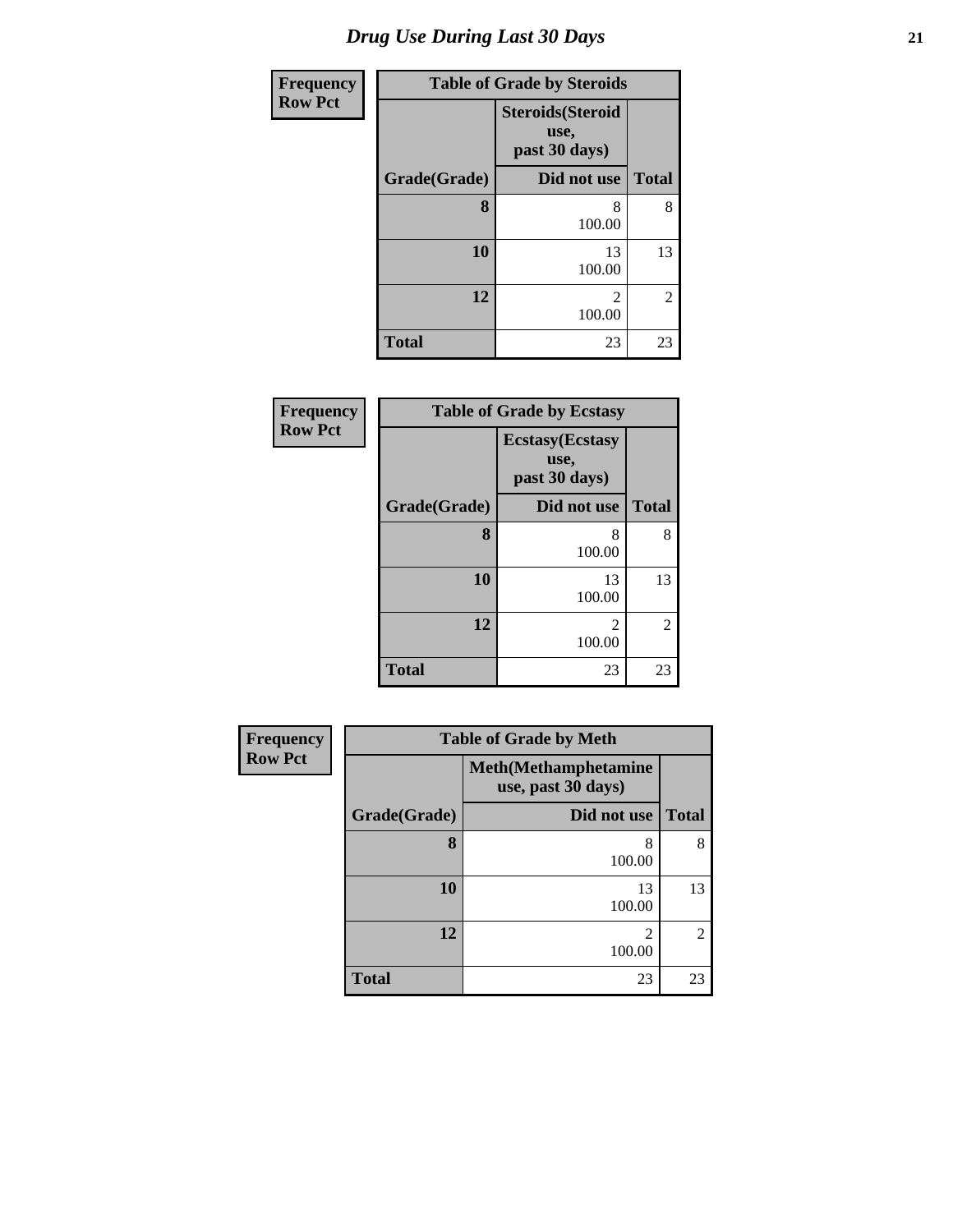# Drug Use During Last 30 Days

**Frequency**
**Row Pct**

| Table of Grade by Steroids | | |
|---|---|---|
| | Steroids(Steroid use, past 30 days) | |
| Grade(Grade) | Did not use | Total |
| 8 | 8<br>100.00 | 8 |
| 10 | 13<br>100.00 | 13 |
| 12 | 2<br>100.00 | 2 |
| Total | 23 | 23 |

**Frequency**
**Row Pct**

| Table of Grade by Ecstasy | | |
|---|---|---|
| | Ecstasy(Ecstasy use, past 30 days) | |
| Grade(Grade) | Did not use | Total |
| 8 | 8<br>100.00 | 8 |
| 10 | 13<br>100.00 | 13 |
| 12 | 2<br>100.00 | 2 |
| Total | 23 | 23 |

**Frequency**
**Row Pct**

| Table of Grade by Meth | | |
|---|---|---|
| | Meth(Methamphetamine use, past 30 days) | |
| Grade(Grade) | Did not use | Total |
| 8 | 8<br>100.00 | 8 |
| 10 | 13<br>100.00 | 13 |
| 12 | 2<br>100.00 | 2 |
| Total | 23 | 23 |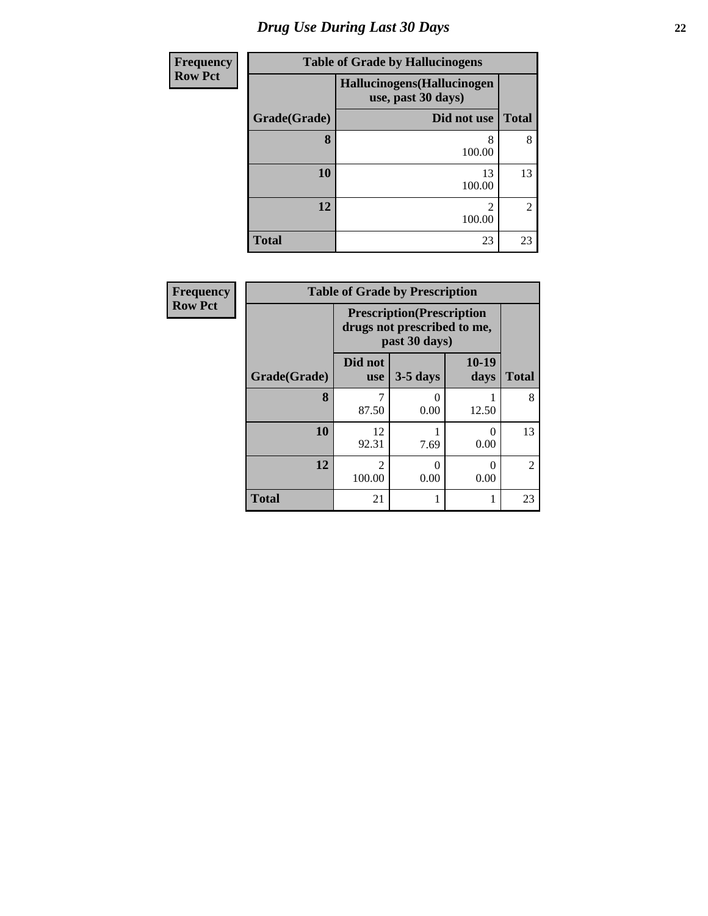# *Drug Use During Last 30 Days*

**Frequency**
**Row Pct**

| Table of Grade by Hallucinogens | | |
|---|---|---|
| | Hallucinogens(Hallucinogen use, past 30 days) | |
| Grade(Grade) | Did not use | Total |
| **8** | 8<br>100.00 | 8 |
| **10** | 13<br>100.00 | 13 |
| **12** | 2<br>100.00 | 2 |
| **Total** | 23 | 23 |

**Frequency**
**Row Pct**

| Table of Grade by Prescription | | | | |
|---|---|---|---|---|
| | Prescription(Prescription drugs not prescribed to me, past 30 days) | | | |
| Grade(Grade) | Did not use | 3-5 days | 10-19 days | Total |
| **8** | 7<br>87.50 | 0<br>0.00 | 1<br>12.50 | 8 |
| **10** | 12<br>92.31 | 1<br>7.69 | 0<br>0.00 | 13 |
| **12** | 2<br>100.00 | 0<br>0.00 | 0<br>0.00 | 2 |
| **Total** | 21 | 1 | 1 | 23 |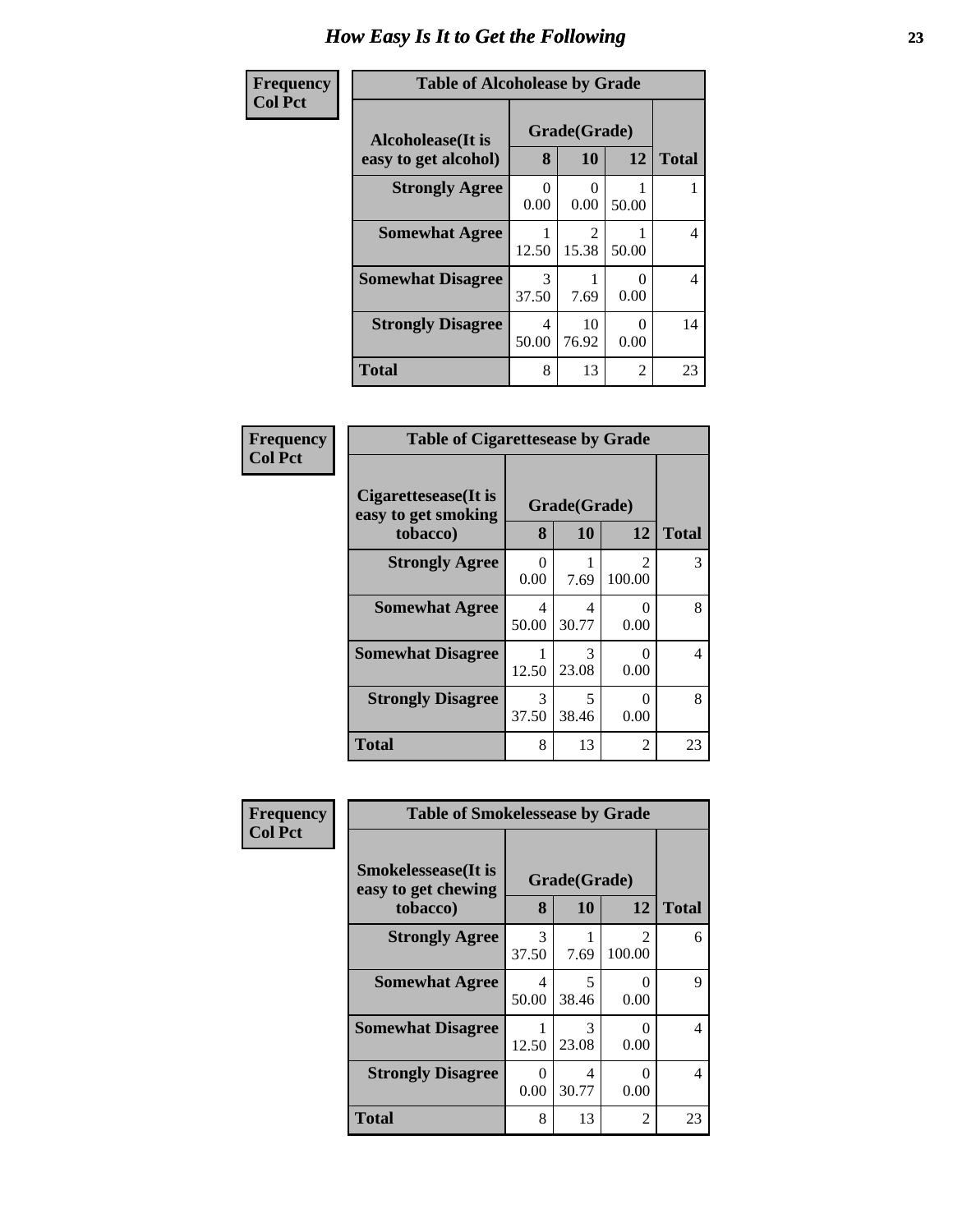# How Easy Is It to Get the Following

**Frequency**
**Col Pct**

**Table of Alcoholease by Grade**

| Alcoholease(It is easy to get alcohol) | Grade(Grade) | | | Total |
|---|---|---|---|---|
| | 8 | 10 | 12 | |
| **Strongly Agree** | 0<br>0.00 | 0<br>0.00 | 1<br>50.00 | 1 |
| **Somewhat Agree** | 1<br>12.50 | 2<br>15.38 | 1<br>50.00 | 4 |
| **Somewhat Disagree** | 3<br>37.50 | 1<br>7.69 | 0<br>0.00 | 4 |
| **Strongly Disagree** | 4<br>50.00 | 10<br>76.92 | 0<br>0.00 | 14 |
| **Total** | 8 | 13 | 2 | 23 |

**Frequency**
**Col Pct**

**Table of Cigarettesease by Grade**

| Cigarettesease(It is easy to get smoking tobacco) | Grade(Grade) | | | Total |
|---|---|---|---|---|
| | 8 | 10 | 12 | |
| **Strongly Agree** | 0<br>0.00 | 1<br>7.69 | 2<br>100.00 | 3 |
| **Somewhat Agree** | 4<br>50.00 | 4<br>30.77 | 0<br>0.00 | 8 |
| **Somewhat Disagree** | 1<br>12.50 | 3<br>23.08 | 0<br>0.00 | 4 |
| **Strongly Disagree** | 3<br>37.50 | 5<br>38.46 | 0<br>0.00 | 8 |
| **Total** | 8 | 13 | 2 | 23 |

**Frequency**
**Col Pct**

**Table of Smokelessease by Grade**

| Smokelessease(It is easy to get chewing tobacco) | Grade(Grade) | | | Total |
|---|---|---|---|---|
| | 8 | 10 | 12 | |
| **Strongly Agree** | 3<br>37.50 | 1<br>7.69 | 2<br>100.00 | 6 |
| **Somewhat Agree** | 4<br>50.00 | 5<br>38.46 | 0<br>0.00 | 9 |
| **Somewhat Disagree** | 1<br>12.50 | 3<br>23.08 | 0<br>0.00 | 4 |
| **Strongly Disagree** | 0<br>0.00 | 4<br>30.77 | 0<br>0.00 | 4 |
| **Total** | 8 | 13 | 2 | 23 |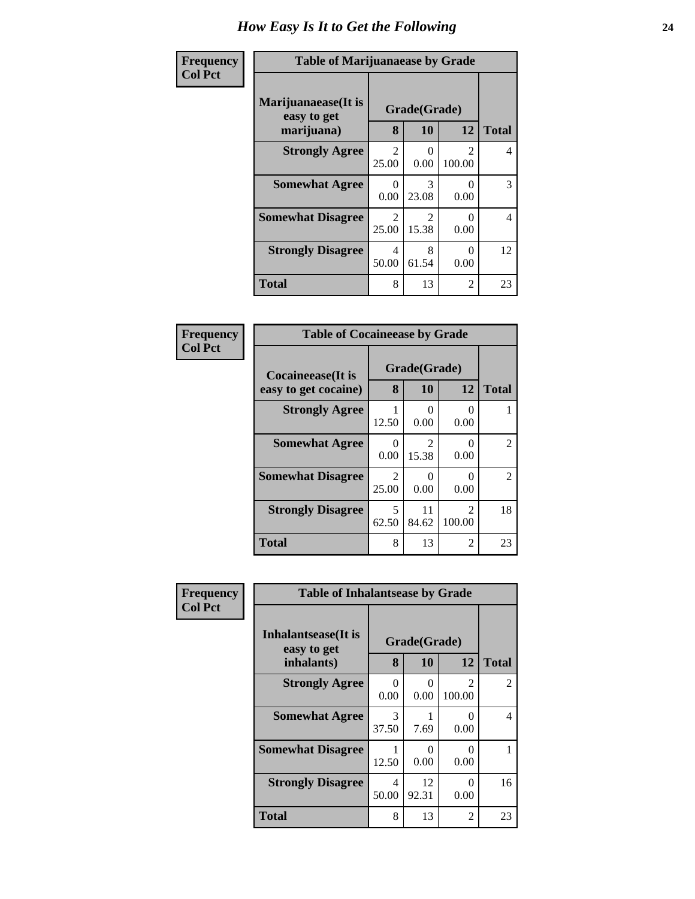# How Easy Is It to Get the Following

**Frequency**
**Col Pct**

**Table of Marijuanaease by Grade**

| Marijuanaease(It is easy to get marijuana) | Grade(Grade) | | | Total |
|---|---|---|---|---|
| | 8 | 10 | 12 | |
| **Strongly Agree** | 2<br>25.00 | 0<br>0.00 | 2<br>100.00 | 4 |
| **Somewhat Agree** | 0<br>0.00 | 3<br>23.08 | 0<br>0.00 | 3 |
| **Somewhat Disagree** | 2<br>25.00 | 2<br>15.38 | 0<br>0.00 | 4 |
| **Strongly Disagree** | 4<br>50.00 | 8<br>61.54 | 0<br>0.00 | 12 |
| **Total** | 8 | 13 | 2 | 23 |

**Frequency**
**Col Pct**

**Table of Cocaineease by Grade**

| Cocaineease(It is easy to get cocaine) | Grade(Grade) | | | Total |
|---|---|---|---|---|
| | 8 | 10 | 12 | |
| **Strongly Agree** | 1<br>12.50 | 0<br>0.00 | 0<br>0.00 | 1 |
| **Somewhat Agree** | 0<br>0.00 | 2<br>15.38 | 0<br>0.00 | 2 |
| **Somewhat Disagree** | 2<br>25.00 | 0<br>0.00 | 0<br>0.00 | 2 |
| **Strongly Disagree** | 5<br>62.50 | 11<br>84.62 | 2<br>100.00 | 18 |
| **Total** | 8 | 13 | 2 | 23 |

**Frequency**
**Col Pct**

**Table of Inhalantsease by Grade**

| Inhalantsease(It is easy to get inhalants) | Grade(Grade) | | | Total |
|---|---|---|---|---|
| | 8 | 10 | 12 | |
| **Strongly Agree** | 0<br>0.00 | 0<br>0.00 | 2<br>100.00 | 2 |
| **Somewhat Agree** | 3<br>37.50 | 1<br>7.69 | 0<br>0.00 | 4 |
| **Somewhat Disagree** | 1<br>12.50 | 0<br>0.00 | 0<br>0.00 | 1 |
| **Strongly Disagree** | 4<br>50.00 | 12<br>92.31 | 0<br>0.00 | 16 |
| **Total** | 8 | 13 | 2 | 23 |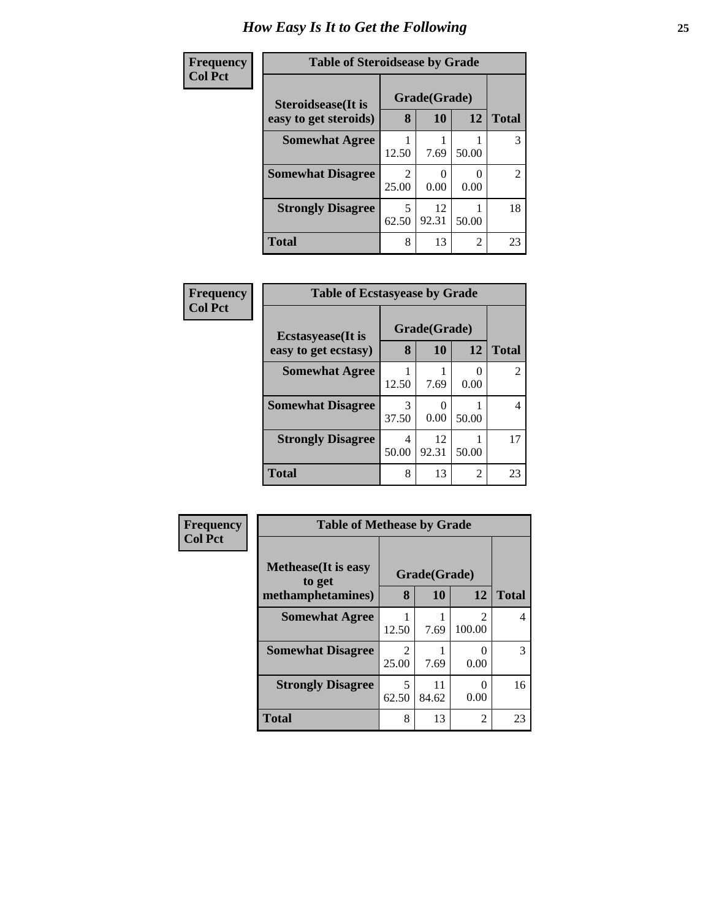# How Easy Is It to Get the Following

**Frequency**
**Col Pct**

**Table of Steroidsease by Grade**

| Steroidsease(It is easy to get steroids) | Grade(Grade) | | | Total |
|---|---|---|---|---|
| | 8 | 10 | 12 | |
| **Somewhat Agree** | 1<br>12.50 | 1<br>7.69 | 1<br>50.00 | 3 |
| **Somewhat Disagree** | 2<br>25.00 | 0<br>0.00 | 0<br>0.00 | 2 |
| **Strongly Disagree** | 5<br>62.50 | 12<br>92.31 | 1<br>50.00 | 18 |
| **Total** | 8 | 13 | 2 | 23 |

**Frequency**
**Col Pct**

**Table of Ecstasyease by Grade**

| Ecstasyease(It is easy to get ecstasy) | Grade(Grade) | | | Total |
|---|---|---|---|---|
| | 8 | 10 | 12 | |
| **Somewhat Agree** | 1<br>12.50 | 1<br>7.69 | 0<br>0.00 | 2 |
| **Somewhat Disagree** | 3<br>37.50 | 0<br>0.00 | 1<br>50.00 | 4 |
| **Strongly Disagree** | 4<br>50.00 | 12<br>92.31 | 1<br>50.00 | 17 |
| **Total** | 8 | 13 | 2 | 23 |

**Frequency**
**Col Pct**

**Table of Methease by Grade**

| Methease(It is easy to get methamphetamines) | Grade(Grade) | | | Total |
|---|---|---|---|---|
| | 8 | 10 | 12 | |
| **Somewhat Agree** | 1<br>12.50 | 1<br>7.69 | 2<br>100.00 | 4 |
| **Somewhat Disagree** | 2<br>25.00 | 1<br>7.69 | 0<br>0.00 | 3 |
| **Strongly Disagree** | 5<br>62.50 | 11<br>84.62 | 0<br>0.00 | 16 |
| **Total** | 8 | 13 | 2 | 23 |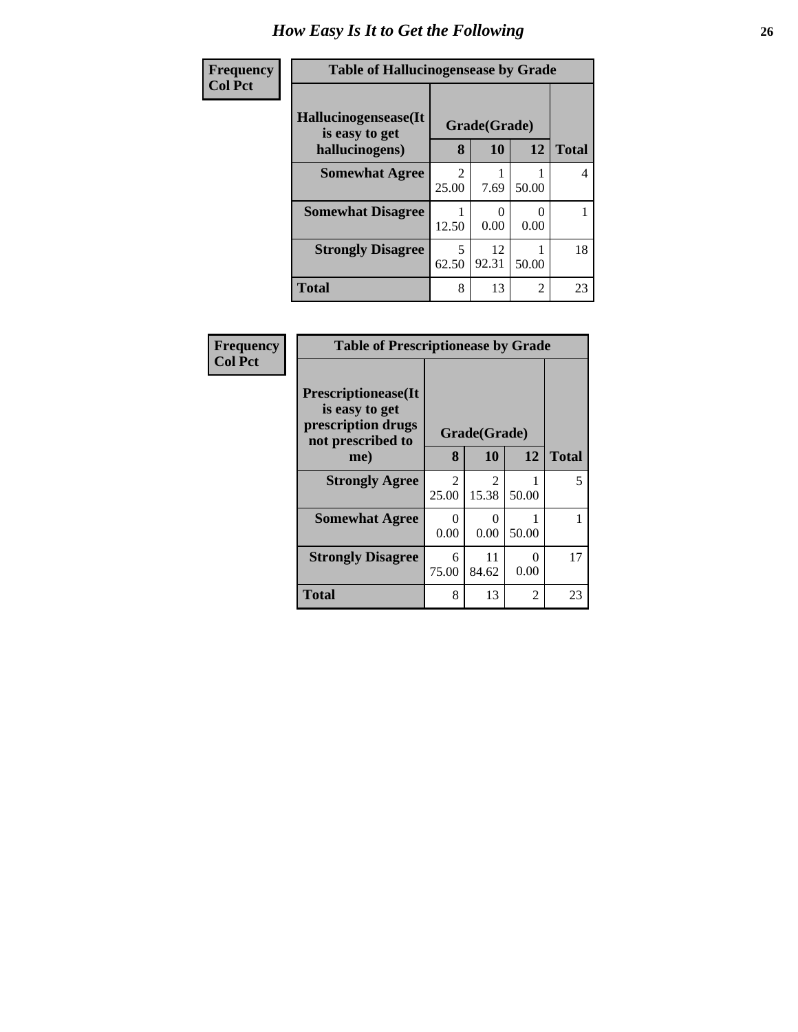# How Easy Is It to Get the Following

**Frequency**
**Col Pct**

**Table of Hallucinogensease by Grade**

| Hallucinogensease(It is easy to get hallucinogens) | Grade(Grade) | | | Total |
|---|---|---|---|---|
| | 8 | 10 | 12 | |
| **Somewhat Agree** | 2<br>25.00 | 1<br>7.69 | 1<br>50.00 | 4 |
| **Somewhat Disagree** | 1<br>12.50 | 0<br>0.00 | 0<br>0.00 | 1 |
| **Strongly Disagree** | 5<br>62.50 | 12<br>92.31 | 1<br>50.00 | 18 |
| **Total** | 8 | 13 | 2 | 23 |

**Frequency**
**Col Pct**

**Table of Prescriptionease by Grade**

| Prescriptionease(It is easy to get prescription drugs not prescribed to me) | Grade(Grade) | | | Total |
|---|---|---|---|---|
| | 8 | 10 | 12 | |
| **Strongly Agree** | 2<br>25.00 | 2<br>15.38 | 1<br>50.00 | 5 |
| **Somewhat Agree** | 0<br>0.00 | 0<br>0.00 | 1<br>50.00 | 1 |
| **Strongly Disagree** | 6<br>75.00 | 11<br>84.62 | 0<br>0.00 | 17 |
| **Total** | 8 | 13 | 2 | 23 |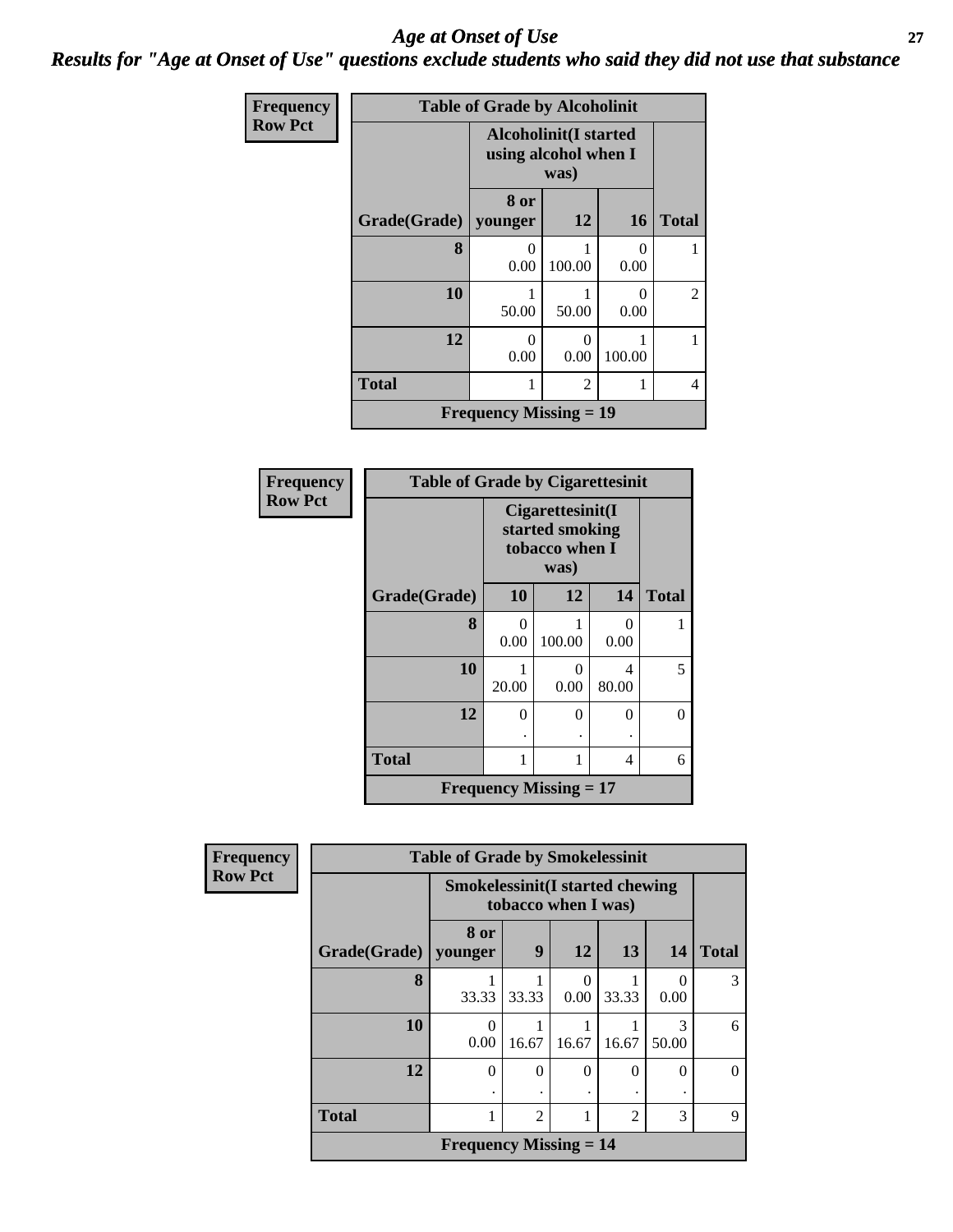# Age at Onset of Use

## Results for "Age at Onset of Use" questions exclude students who said they did not use that substance

**Frequency / Row Pct**

**Table of Grade by Alcoholinit**

| Grade(Grade) | Alcoholinit(I started using alcohol when I was) 8 or younger | 12 | 16 | Total |
|---|---|---|---|---|
| 8 | 0<br>0.00 | 1<br>100.00 | 0<br>0.00 | 1 |
| 10 | 1<br>50.00 | 1<br>50.00 | 0<br>0.00 | 2 |
| 12 | 0<br>0.00 | 0<br>0.00 | 1<br>100.00 | 1 |
| Total | 1 | 2 | 1 | 4 |

Frequency Missing = 19

**Frequency / Row Pct**

**Table of Grade by Cigarettesinit**

| Grade(Grade) | Cigarettesinit(I started smoking tobacco when I was) 10 | 12 | 14 | Total |
|---|---|---|---|---|
| 8 | 0<br>0.00 | 1<br>100.00 | 0<br>0.00 | 1 |
| 10 | 1<br>20.00 | 0<br>0.00 | 4<br>80.00 | 5 |
| 12 | 0<br>. | 0<br>. | 0<br>. | 0 |
| Total | 1 | 1 | 4 | 6 |

Frequency Missing = 17

**Frequency / Row Pct**

**Table of Grade by Smokelessinit**

| Grade(Grade) | Smokelessinit(I started chewing tobacco when I was) 8 or younger | 9 | 12 | 13 | 14 | Total |
|---|---|---|---|---|---|---|
| 8 | 1<br>33.33 | 1<br>33.33 | 0<br>0.00 | 1<br>33.33 | 0<br>0.00 | 3 |
| 10 | 0<br>0.00 | 1<br>16.67 | 1<br>16.67 | 1<br>16.67 | 3<br>50.00 | 6 |
| 12 | 0<br>. | 0<br>. | 0<br>. | 0<br>. | 0<br>. | 0 |
| Total | 1 | 2 | 1 | 2 | 3 | 9 |

Frequency Missing = 14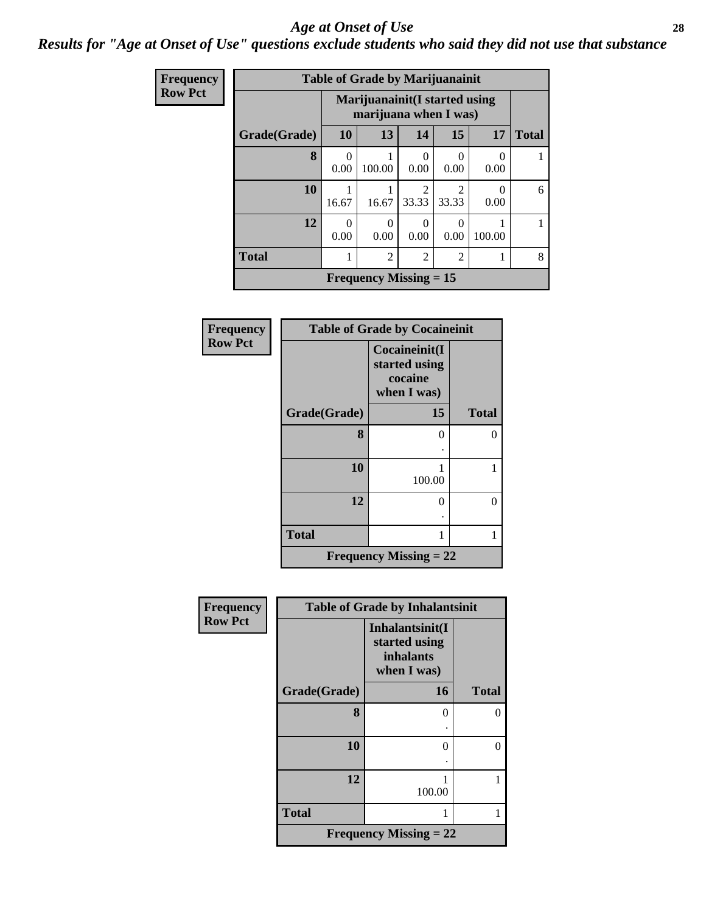# *Age at Onset of Use*

***Results for "Age at Onset of Use" questions exclude students who said they did not use that substance***

**Frequency**
**Row Pct**

| Table of Grade by Marijuanainit | | | | | | |
|---|---|---|---|---|---|---|
| | Marijuanainit(I started using marijuana when I was) | | | | | |
| Grade(Grade) | 10 | 13 | 14 | 15 | 17 | Total |
| 8 | 0<br>0.00 | 1<br>100.00 | 0<br>0.00 | 0<br>0.00 | 0<br>0.00 | 1 |
| 10 | 1<br>16.67 | 1<br>16.67 | 2<br>33.33 | 2<br>33.33 | 0<br>0.00 | 6 |
| 12 | 0<br>0.00 | 0<br>0.00 | 0<br>0.00 | 0<br>0.00 | 1<br>100.00 | 1 |
| Total | 1 | 2 | 2 | 2 | 1 | 8 |
| Frequency Missing = 15 | | | | | | |

**Frequency**
**Row Pct**

| Table of Grade by Cocaineinit | | |
|---|---|---|
| | Cocaineinit(I started using cocaine when I was) | |
| Grade(Grade) | 15 | Total |
| 8 | 0<br>. | 0 |
| 10 | 1<br>100.00 | 1 |
| 12 | 0<br>. | 0 |
| Total | 1 | 1 |
| Frequency Missing = 22 | | |

**Frequency**
**Row Pct**

| Table of Grade by Inhalantsinit | | |
|---|---|---|
| | Inhalantsinit(I started using inhalants when I was) | |
| Grade(Grade) | 16 | Total |
| 8 | 0<br>. | 0 |
| 10 | 0<br>. | 0 |
| 12 | 1<br>100.00 | 1 |
| Total | 1 | 1 |
| Frequency Missing = 22 | | |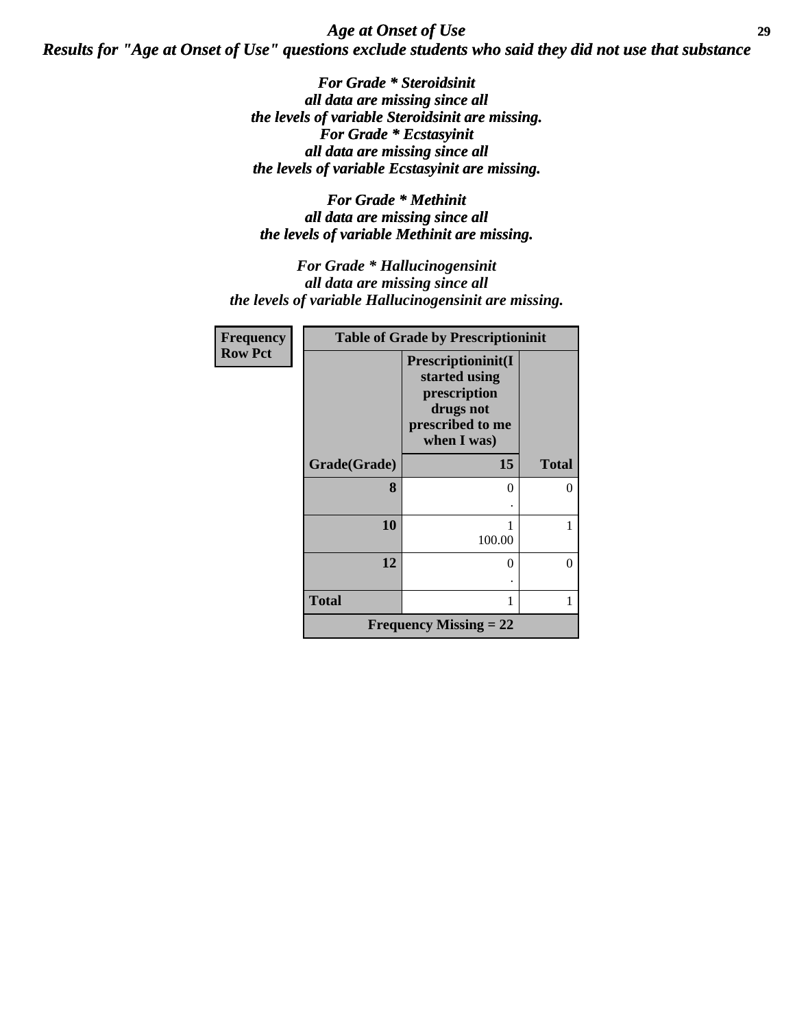## *Age at Onset of Use*

### *Results for "Age at Onset of Use" questions exclude students who said they did not use that substance*

***For Grade * Steroidsinit all data are missing since all the levels of variable Steroidsinit are missing. For Grade * Ecstasyinit all data are missing since all the levels of variable Ecstasyinit are missing.***

***For Grade * Methinit all data are missing since all the levels of variable Methinit are missing.***

***For Grade * Hallucinogensinit all data are missing since all the levels of variable Hallucinogensinit are missing.***

| **Frequency Row Pct** | **Table of Grade by Prescriptioninit** | |
|---|---|---|
| | **Prescriptioninit(I started using prescription drugs not prescribed to me when I was)** | |
| **Grade(Grade)** | **15** | **Total** |
| **8** | 0<br>. | 0 |
| **10** | 1<br>100.00 | 1 |
| **12** | 0<br>. | 0 |
| **Total** | 1 | 1 |
| **Frequency Missing = 22** | | |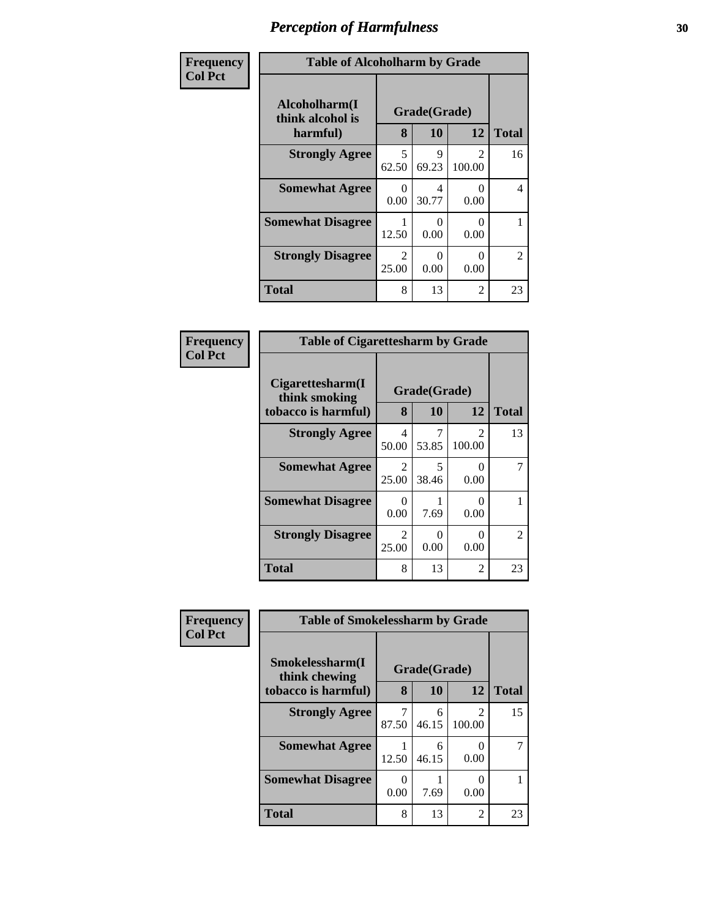# Perception of Harmfulness

**Frequency**
**Col Pct**

| Table of Alcoholharm by Grade | | | | |
|---|---|---|---|---|
| Alcoholharm(I think alcohol is harmful) | Grade(Grade) | | | Total |
| | 8 | 10 | 12 | |
| **Strongly Agree** | 5<br>62.50 | 9<br>69.23 | 2<br>100.00 | 16 |
| **Somewhat Agree** | 0<br>0.00 | 4<br>30.77 | 0<br>0.00 | 4 |
| **Somewhat Disagree** | 1<br>12.50 | 0<br>0.00 | 0<br>0.00 | 1 |
| **Strongly Disagree** | 2<br>25.00 | 0<br>0.00 | 0<br>0.00 | 2 |
| **Total** | 8 | 13 | 2 | 23 |

**Frequency**
**Col Pct**

| Table of Cigarettesharm by Grade | | | | |
|---|---|---|---|---|
| Cigarettesharm(I think smoking tobacco is harmful) | Grade(Grade) | | | Total |
| | 8 | 10 | 12 | |
| **Strongly Agree** | 4<br>50.00 | 7<br>53.85 | 2<br>100.00 | 13 |
| **Somewhat Agree** | 2<br>25.00 | 5<br>38.46 | 0<br>0.00 | 7 |
| **Somewhat Disagree** | 0<br>0.00 | 1<br>7.69 | 0<br>0.00 | 1 |
| **Strongly Disagree** | 2<br>25.00 | 0<br>0.00 | 0<br>0.00 | 2 |
| **Total** | 8 | 13 | 2 | 23 |

**Frequency**
**Col Pct**

| Table of Smokelessharm by Grade | | | | |
|---|---|---|---|---|
| Smokelessharm(I think chewing tobacco is harmful) | Grade(Grade) | | | Total |
| | 8 | 10 | 12 | |
| **Strongly Agree** | 7<br>87.50 | 6<br>46.15 | 2<br>100.00 | 15 |
| **Somewhat Agree** | 1<br>12.50 | 6<br>46.15 | 0<br>0.00 | 7 |
| **Somewhat Disagree** | 0<br>0.00 | 1<br>7.69 | 0<br>0.00 | 1 |
| **Total** | 8 | 13 | 2 | 23 |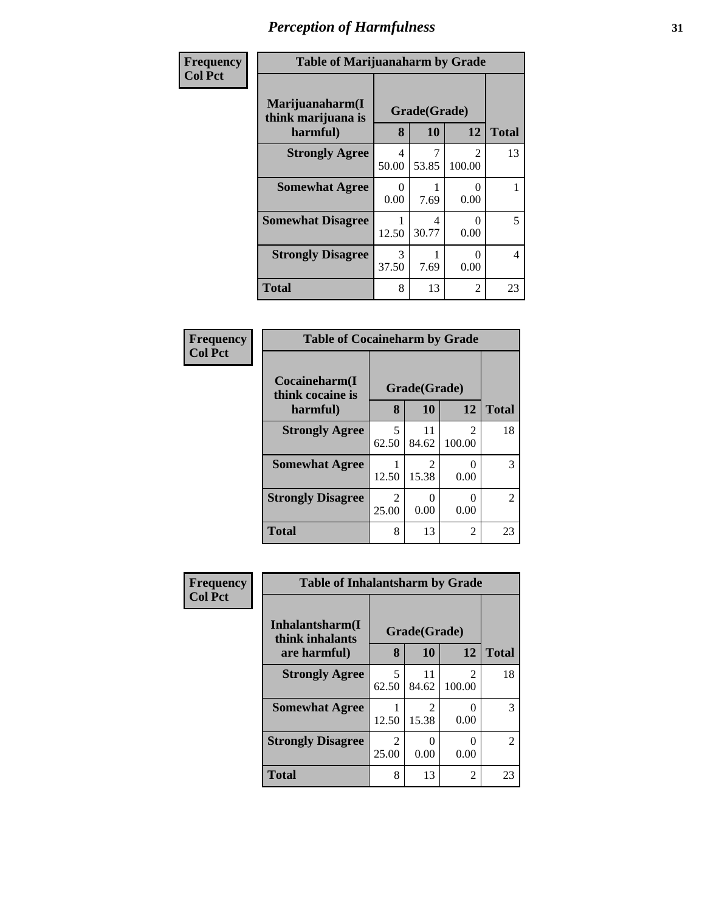# Perception of Harmfulness

| Frequency<br>Col Pct | | | | |
|---|---|---|---|---|
| **Table of Marijuanaharm by Grade** | | | | |
| **Marijuanaharm(I think marijuana is harmful)** | **Grade(Grade)** | | | **Total** |
| | **8** | **10** | **12** | |
| **Strongly Agree** | 4<br>50.00 | 7<br>53.85 | 2<br>100.00 | 13 |
| **Somewhat Agree** | 0<br>0.00 | 1<br>7.69 | 0<br>0.00 | 1 |
| **Somewhat Disagree** | 1<br>12.50 | 4<br>30.77 | 0<br>0.00 | 5 |
| **Strongly Disagree** | 3<br>37.50 | 1<br>7.69 | 0<br>0.00 | 4 |
| **Total** | 8 | 13 | 2 | 23 |

| Frequency<br>Col Pct | | | | |
|---|---|---|---|---|
| **Table of Cocaineharm by Grade** | | | | |
| **Cocaineharm(I think cocaine is harmful)** | **Grade(Grade)** | | | **Total** |
| | **8** | **10** | **12** | |
| **Strongly Agree** | 5<br>62.50 | 11<br>84.62 | 2<br>100.00 | 18 |
| **Somewhat Agree** | 1<br>12.50 | 2<br>15.38 | 0<br>0.00 | 3 |
| **Strongly Disagree** | 2<br>25.00 | 0<br>0.00 | 0<br>0.00 | 2 |
| **Total** | 8 | 13 | 2 | 23 |

| Frequency<br>Col Pct | | | | |
|---|---|---|---|---|
| **Table of Inhalantsharm by Grade** | | | | |
| **Inhalantsharm(I think inhalants are harmful)** | **Grade(Grade)** | | | **Total** |
| | **8** | **10** | **12** | |
| **Strongly Agree** | 5<br>62.50 | 11<br>84.62 | 2<br>100.00 | 18 |
| **Somewhat Agree** | 1<br>12.50 | 2<br>15.38 | 0<br>0.00 | 3 |
| **Strongly Disagree** | 2<br>25.00 | 0<br>0.00 | 0<br>0.00 | 2 |
| **Total** | 8 | 13 | 2 | 23 |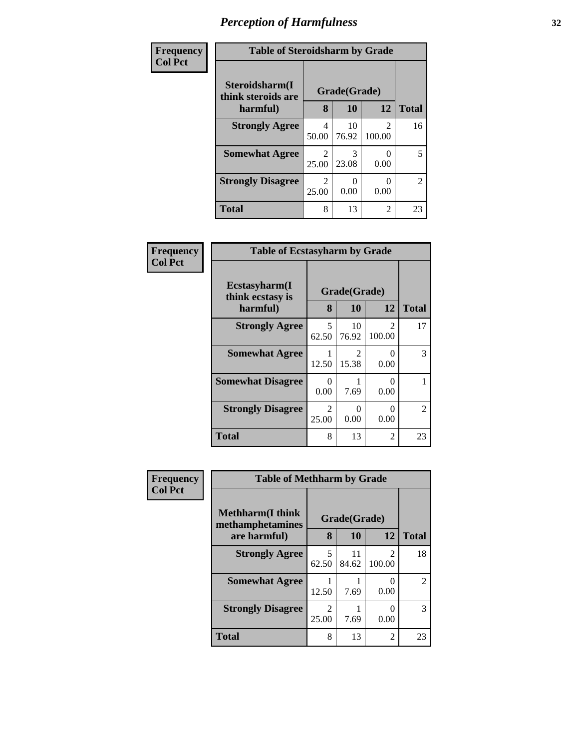# Perception of Harmfulness

**Frequency**
**Col Pct**

**Table of Steroidsharm by Grade**

| Steroidsharm(I think steroids are harmful) | Grade(Grade) | | | Total |
|---|---|---|---|---|
| | 8 | 10 | 12 | |
| **Strongly Agree** | 4<br>50.00 | 10<br>76.92 | 2<br>100.00 | 16 |
| **Somewhat Agree** | 2<br>25.00 | 3<br>23.08 | 0<br>0.00 | 5 |
| **Strongly Disagree** | 2<br>25.00 | 0<br>0.00 | 0<br>0.00 | 2 |
| **Total** | 8 | 13 | 2 | 23 |

**Frequency**
**Col Pct**

**Table of Ecstasyharm by Grade**

| Ecstasyharm(I think ecstasy is harmful) | Grade(Grade) | | | Total |
|---|---|---|---|---|
| | 8 | 10 | 12 | |
| **Strongly Agree** | 5<br>62.50 | 10<br>76.92 | 2<br>100.00 | 17 |
| **Somewhat Agree** | 1<br>12.50 | 2<br>15.38 | 0<br>0.00 | 3 |
| **Somewhat Disagree** | 0<br>0.00 | 1<br>7.69 | 0<br>0.00 | 1 |
| **Strongly Disagree** | 2<br>25.00 | 0<br>0.00 | 0<br>0.00 | 2 |
| **Total** | 8 | 13 | 2 | 23 |

**Frequency**
**Col Pct**

**Table of Methharm by Grade**

| Methharm(I think methamphetamines are harmful) | Grade(Grade) | | | Total |
|---|---|---|---|---|
| | 8 | 10 | 12 | |
| **Strongly Agree** | 5<br>62.50 | 11<br>84.62 | 2<br>100.00 | 18 |
| **Somewhat Agree** | 1<br>12.50 | 1<br>7.69 | 0<br>0.00 | 2 |
| **Strongly Disagree** | 2<br>25.00 | 1<br>7.69 | 0<br>0.00 | 3 |
| **Total** | 8 | 13 | 2 | 23 |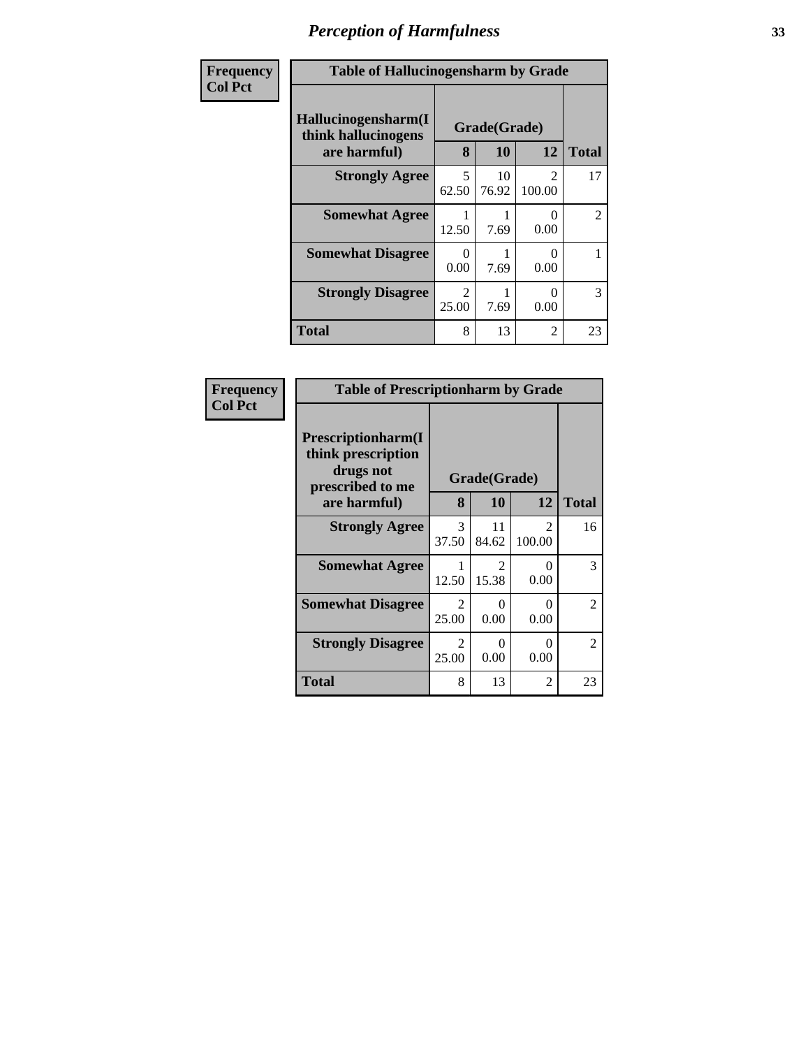# Perception of Harmfulness

Frequency
Col Pct

| Table of Hallucinogensharm by Grade | | | | |
|---|---|---|---|---|
| Hallucinogensharm(I think hallucinogens are harmful) | Grade(Grade) | | | Total |
| | 8 | 10 | 12 | |
| **Strongly Agree** | 5<br>62.50 | 10<br>76.92 | 2<br>100.00 | 17 |
| **Somewhat Agree** | 1<br>12.50 | 1<br>7.69 | 0<br>0.00 | 2 |
| **Somewhat Disagree** | 0<br>0.00 | 1<br>7.69 | 0<br>0.00 | 1 |
| **Strongly Disagree** | 2<br>25.00 | 1<br>7.69 | 0<br>0.00 | 3 |
| **Total** | 8 | 13 | 2 | 23 |

Frequency
Col Pct

| Table of Prescriptionharm by Grade | | | | |
|---|---|---|---|---|
| Prescriptionharm(I think prescription drugs not prescribed to me are harmful) | Grade(Grade) | | | Total |
| | 8 | 10 | 12 | |
| **Strongly Agree** | 3<br>37.50 | 11<br>84.62 | 2<br>100.00 | 16 |
| **Somewhat Agree** | 1<br>12.50 | 2<br>15.38 | 0<br>0.00 | 3 |
| **Somewhat Disagree** | 2<br>25.00 | 0<br>0.00 | 0<br>0.00 | 2 |
| **Strongly Disagree** | 2<br>25.00 | 0<br>0.00 | 0<br>0.00 | 2 |
| **Total** | 8 | 13 | 2 | 23 |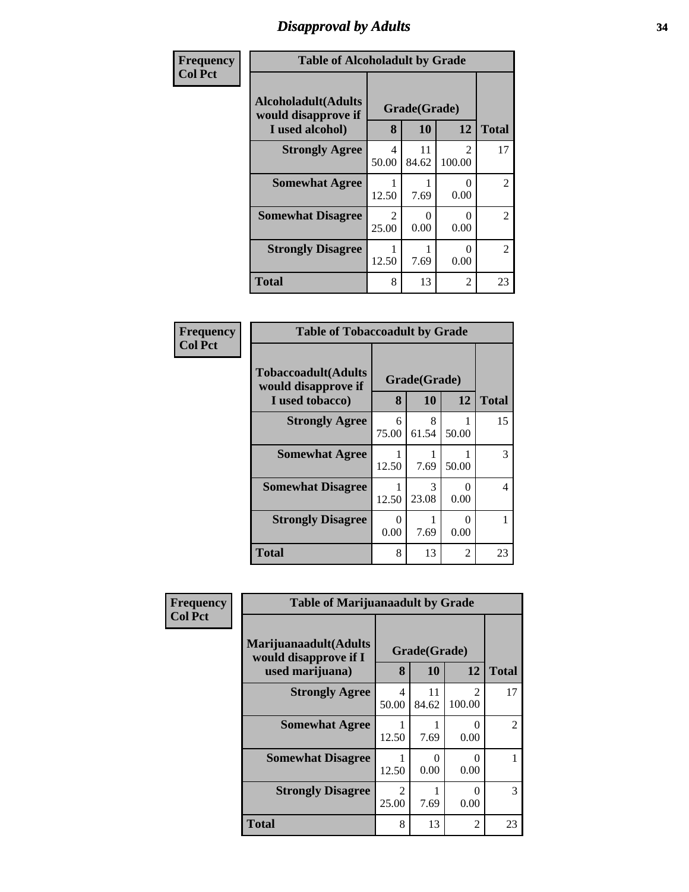# Disapproval by Adults

**Frequency**
**Col Pct**

| Table of Alcoholadult by Grade | | | | |
|---|---|---|---|---|
| **Alcoholadult(Adults would disapprove if I used alcohol)** | **Grade(Grade)** | | | **Total** |
| | **8** | **10** | **12** | |
| **Strongly Agree** | 4<br>50.00 | 11<br>84.62 | 2<br>100.00 | 17 |
| **Somewhat Agree** | 1<br>12.50 | 1<br>7.69 | 0<br>0.00 | 2 |
| **Somewhat Disagree** | 2<br>25.00 | 0<br>0.00 | 0<br>0.00 | 2 |
| **Strongly Disagree** | 1<br>12.50 | 1<br>7.69 | 0<br>0.00 | 2 |
| **Total** | 8 | 13 | 2 | 23 |

**Frequency**
**Col Pct**

| Table of Tobaccoadult by Grade | | | | |
|---|---|---|---|---|
| **Tobaccoadult(Adults would disapprove if I used tobacco)** | **Grade(Grade)** | | | **Total** |
| | **8** | **10** | **12** | |
| **Strongly Agree** | 6<br>75.00 | 8<br>61.54 | 1<br>50.00 | 15 |
| **Somewhat Agree** | 1<br>12.50 | 1<br>7.69 | 1<br>50.00 | 3 |
| **Somewhat Disagree** | 1<br>12.50 | 3<br>23.08 | 0<br>0.00 | 4 |
| **Strongly Disagree** | 0<br>0.00 | 1<br>7.69 | 0<br>0.00 | 1 |
| **Total** | 8 | 13 | 2 | 23 |

**Frequency**
**Col Pct**

| Table of Marijuanaadult by Grade | | | | |
|---|---|---|---|---|
| **Marijuanaadult(Adults would disapprove if I used marijuana)** | **Grade(Grade)** | | | **Total** |
| | **8** | **10** | **12** | |
| **Strongly Agree** | 4<br>50.00 | 11<br>84.62 | 2<br>100.00 | 17 |
| **Somewhat Agree** | 1<br>12.50 | 1<br>7.69 | 0<br>0.00 | 2 |
| **Somewhat Disagree** | 1<br>12.50 | 0<br>0.00 | 0<br>0.00 | 1 |
| **Strongly Disagree** | 2<br>25.00 | 1<br>7.69 | 0<br>0.00 | 3 |
| **Total** | 8 | 13 | 2 | 23 |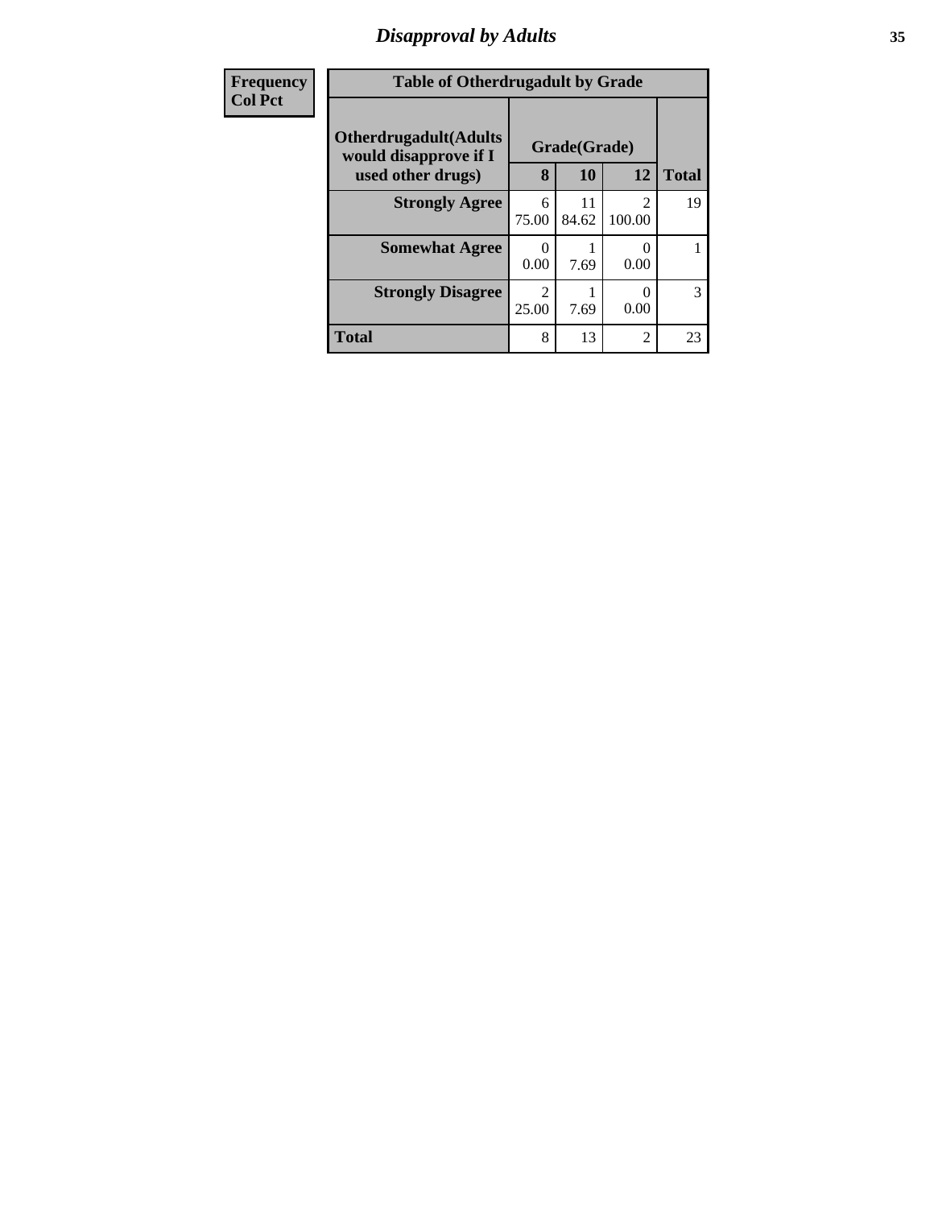## Disapproval by Adults

| Frequency<br>Col Pct | | | | |
|---|---|---|---|---|

**Table of Otherdrugadult by Grade**

| Otherdrugadult(Adults would disapprove if I used other drugs) | Grade(Grade) | | | |
|---|---|---|---|---|
| | 8 | 10 | 12 | Total |
| Strongly Agree | 6<br>75.00 | 11<br>84.62 | 2<br>100.00 | 19 |
| Somewhat Agree | 0<br>0.00 | 1<br>7.69 | 0<br>0.00 | 1 |
| Strongly Disagree | 2<br>25.00 | 1<br>7.69 | 0<br>0.00 | 3 |
| Total | 8 | 13 | 2 | 23 |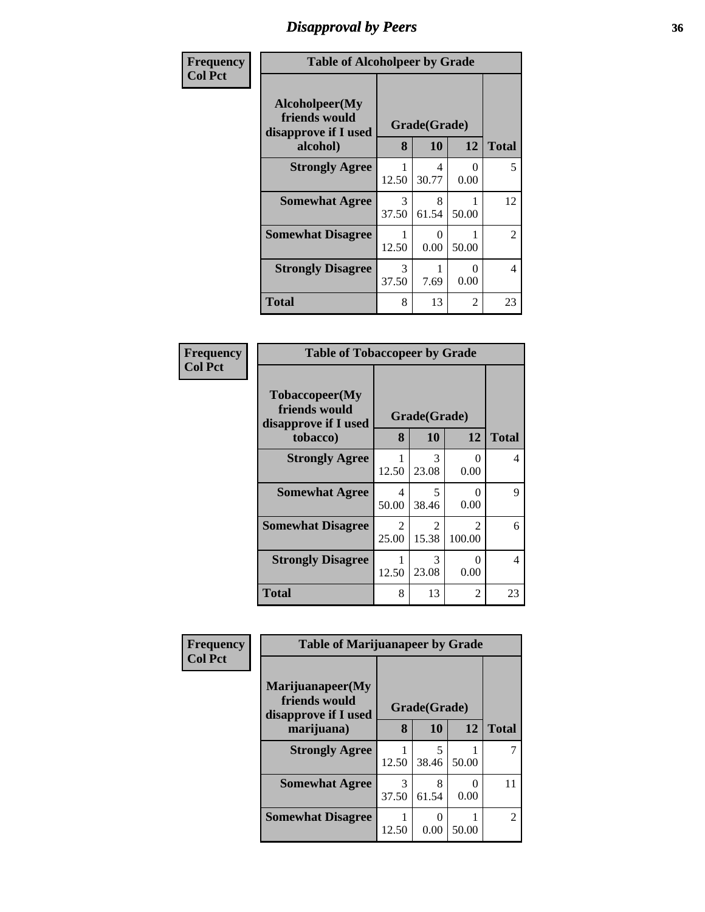# Disapproval by Peers

| Frequency<br>Col Pct | Table of Alcoholpeer by Grade | | | |
|---|---|---|---|---|
| Alcoholpeer(My friends would disapprove if I used alcohol) | Grade(Grade) | | | Total |
| | 8 | 10 | 12 | |
| Strongly Agree | 1<br>12.50 | 4<br>30.77 | 0<br>0.00 | 5 |
| Somewhat Agree | 3<br>37.50 | 8<br>61.54 | 1<br>50.00 | 12 |
| Somewhat Disagree | 1<br>12.50 | 0<br>0.00 | 1<br>50.00 | 2 |
| Strongly Disagree | 3<br>37.50 | 1<br>7.69 | 0<br>0.00 | 4 |
| Total | 8 | 13 | 2 | 23 |

| Frequency<br>Col Pct | Table of Tobaccopeer by Grade | | | |
|---|---|---|---|---|
| Tobaccopeer(My friends would disapprove if I used tobacco) | Grade(Grade) | | | Total |
| | 8 | 10 | 12 | |
| Strongly Agree | 1<br>12.50 | 3<br>23.08 | 0<br>0.00 | 4 |
| Somewhat Agree | 4<br>50.00 | 5<br>38.46 | 0<br>0.00 | 9 |
| Somewhat Disagree | 2<br>25.00 | 2<br>15.38 | 2<br>100.00 | 6 |
| Strongly Disagree | 1<br>12.50 | 3<br>23.08 | 0<br>0.00 | 4 |
| Total | 8 | 13 | 2 | 23 |

| Frequency<br>Col Pct | Table of Marijuanapeer by Grade | | | |
|---|---|---|---|---|
| Marijuanapeer(My friends would disapprove if I used marijuana) | Grade(Grade) | | | Total |
| | 8 | 10 | 12 | |
| Strongly Agree | 1<br>12.50 | 5<br>38.46 | 1<br>50.00 | 7 |
| Somewhat Agree | 3<br>37.50 | 8<br>61.54 | 0<br>0.00 | 11 |
| Somewhat Disagree | 1<br>12.50 | 0<br>0.00 | 1<br>50.00 | 2 |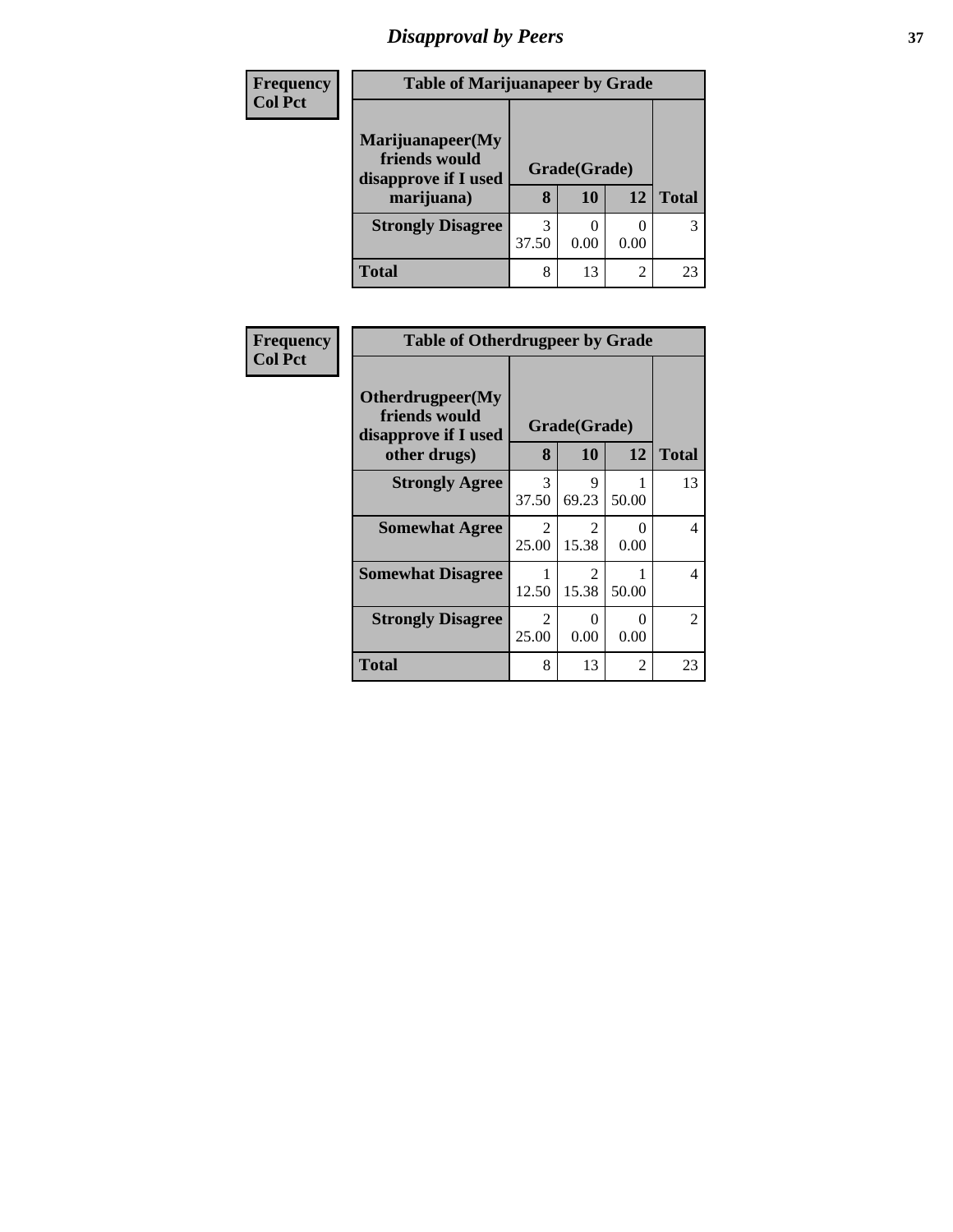# Disapproval by Peers

**Frequency**
**Col Pct**

| Table of Marijuanapeer by Grade | | | | |
|---|---|---|---|---|
| **Marijuanapeer(My friends would disapprove if I used marijuana)** | **Grade(Grade)** | | | **Total** |
| | **8** | **10** | **12** | |
| **Strongly Disagree** | 3<br>37.50 | 0<br>0.00 | 0<br>0.00 | 3 |
| **Total** | 8 | 13 | 2 | 23 |

**Frequency**
**Col Pct**

| Table of Otherdrugpeer by Grade | | | | |
|---|---|---|---|---|
| **Otherdrugpeer(My friends would disapprove if I used other drugs)** | **Grade(Grade)** | | | **Total** |
| | **8** | **10** | **12** | |
| **Strongly Agree** | 3<br>37.50 | 9<br>69.23 | 1<br>50.00 | 13 |
| **Somewhat Agree** | 2<br>25.00 | 2<br>15.38 | 0<br>0.00 | 4 |
| **Somewhat Disagree** | 1<br>12.50 | 2<br>15.38 | 1<br>50.00 | 4 |
| **Strongly Disagree** | 2<br>25.00 | 0<br>0.00 | 0<br>0.00 | 2 |
| **Total** | 8 | 13 | 2 | 23 |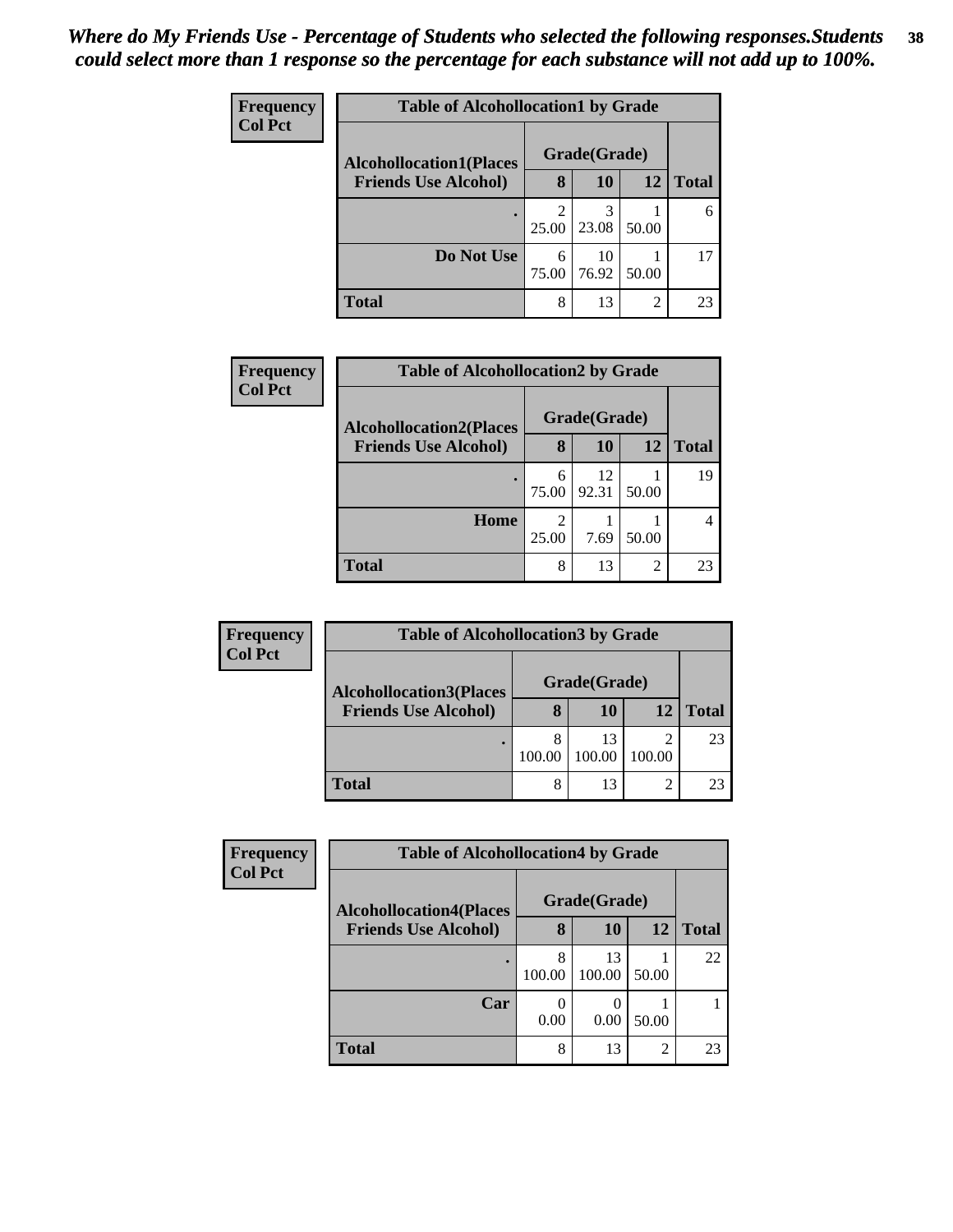*Where do My Friends Use - Percentage of Students who selected the following responses.Students could select more than 1 response so the percentage for each substance will not add up to 100%.*

**Frequency**
**Col Pct**

| Table of Alcohollocation1 by Grade | | | | |
|---|---|---|---|---|
| **Alcohollocation1(Places Friends Use Alcohol)** | **Grade(Grade)** | | | |
| | **8** | **10** | **12** | **Total** |
| . | 2<br>25.00 | 3<br>23.08 | 1<br>50.00 | 6 |
| **Do Not Use** | 6<br>75.00 | 10<br>76.92 | 1<br>50.00 | 17 |
| **Total** | 8 | 13 | 2 | 23 |

**Frequency**
**Col Pct**

| Table of Alcohollocation2 by Grade | | | | |
|---|---|---|---|---|
| **Alcohollocation2(Places Friends Use Alcohol)** | **Grade(Grade)** | | | |
| | **8** | **10** | **12** | **Total** |
| . | 6<br>75.00 | 12<br>92.31 | 1<br>50.00 | 19 |
| **Home** | 2<br>25.00 | 1<br>7.69 | 1<br>50.00 | 4 |
| **Total** | 8 | 13 | 2 | 23 |

**Frequency**
**Col Pct**

| Table of Alcohollocation3 by Grade | | | | |
|---|---|---|---|---|
| **Alcohollocation3(Places Friends Use Alcohol)** | **Grade(Grade)** | | | |
| | **8** | **10** | **12** | **Total** |
| . | 8<br>100.00 | 13<br>100.00 | 2<br>100.00 | 23 |
| **Total** | 8 | 13 | 2 | 23 |

**Frequency**
**Col Pct**

| Table of Alcohollocation4 by Grade | | | | |
|---|---|---|---|---|
| **Alcohollocation4(Places Friends Use Alcohol)** | **Grade(Grade)** | | | |
| | **8** | **10** | **12** | **Total** |
| . | 8<br>100.00 | 13<br>100.00 | 1<br>50.00 | 22 |
| **Car** | 0<br>0.00 | 0<br>0.00 | 1<br>50.00 | 1 |
| **Total** | 8 | 13 | 2 | 23 |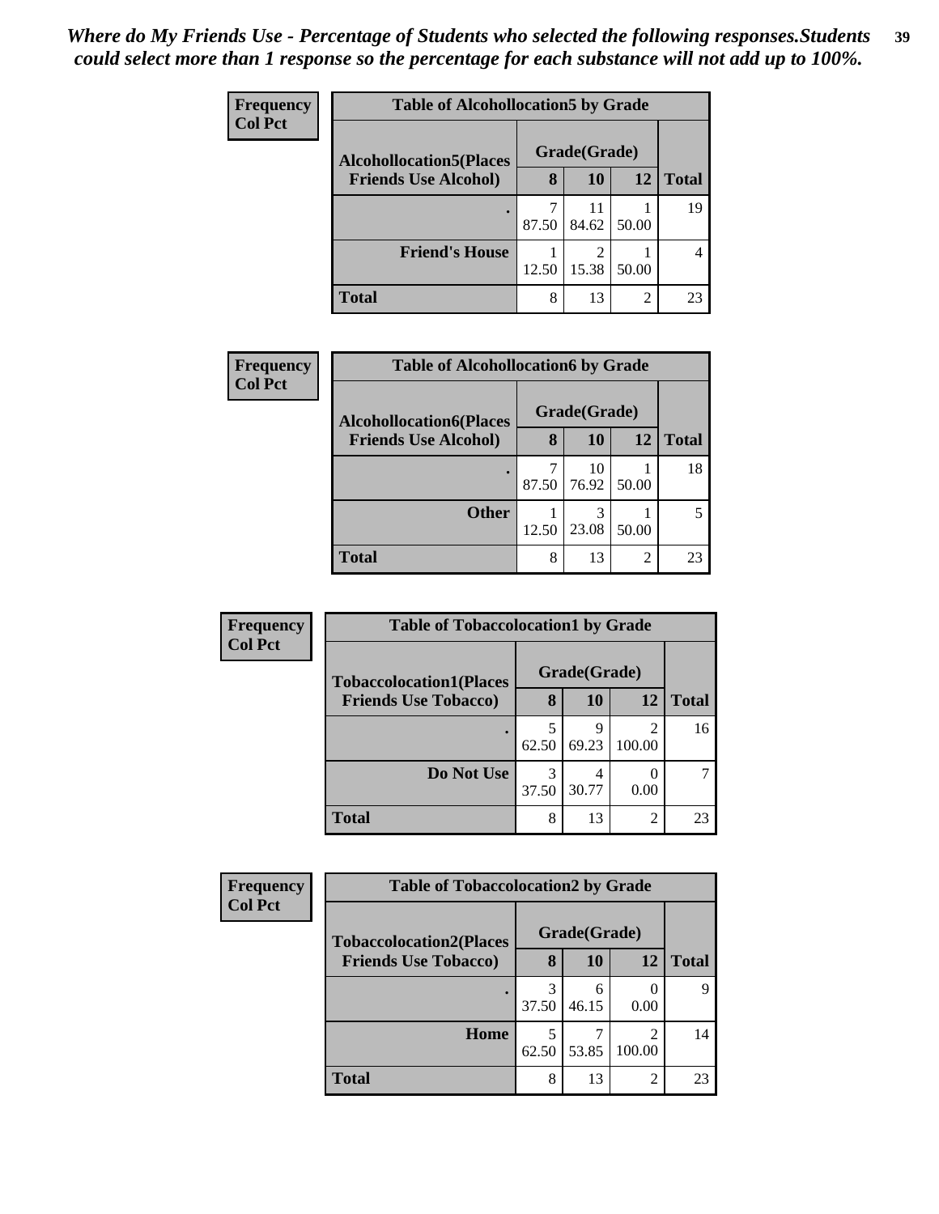*Where do My Friends Use - Percentage of Students who selected the following responses.Students could select more than 1 response so the percentage for each substance will not add up to 100%.*

**Frequency**
**Col Pct**

| Table of Alcohollocation5 by Grade | | | | |
|---|---|---|---|---|
| Alcohollocation5(Places Friends Use Alcohol) | Grade(Grade) | | | Total |
| | 8 | 10 | 12 | |
| . | 7<br>87.50 | 11<br>84.62 | 1<br>50.00 | 19 |
| Friend's House | 1<br>12.50 | 2<br>15.38 | 1<br>50.00 | 4 |
| Total | 8 | 13 | 2 | 23 |

**Frequency**
**Col Pct**

| Table of Alcohollocation6 by Grade | | | | |
|---|---|---|---|---|
| Alcohollocation6(Places Friends Use Alcohol) | Grade(Grade) | | | Total |
| | 8 | 10 | 12 | |
| . | 7<br>87.50 | 10<br>76.92 | 1<br>50.00 | 18 |
| Other | 1<br>12.50 | 3<br>23.08 | 1<br>50.00 | 5 |
| Total | 8 | 13 | 2 | 23 |

**Frequency**
**Col Pct**

| Table of Tobaccolocation1 by Grade | | | | |
|---|---|---|---|---|
| Tobaccolocation1(Places Friends Use Tobacco) | Grade(Grade) | | | Total |
| | 8 | 10 | 12 | |
| . | 5<br>62.50 | 9<br>69.23 | 2<br>100.00 | 16 |
| Do Not Use | 3<br>37.50 | 4<br>30.77 | 0<br>0.00 | 7 |
| Total | 8 | 13 | 2 | 23 |

**Frequency**
**Col Pct**

| Table of Tobaccolocation2 by Grade | | | | |
|---|---|---|---|---|
| Tobaccolocation2(Places Friends Use Tobacco) | Grade(Grade) | | | Total |
| | 8 | 10 | 12 | |
| . | 3<br>37.50 | 6<br>46.15 | 0<br>0.00 | 9 |
| Home | 5<br>62.50 | 7<br>53.85 | 2<br>100.00 | 14 |
| Total | 8 | 13 | 2 | 23 |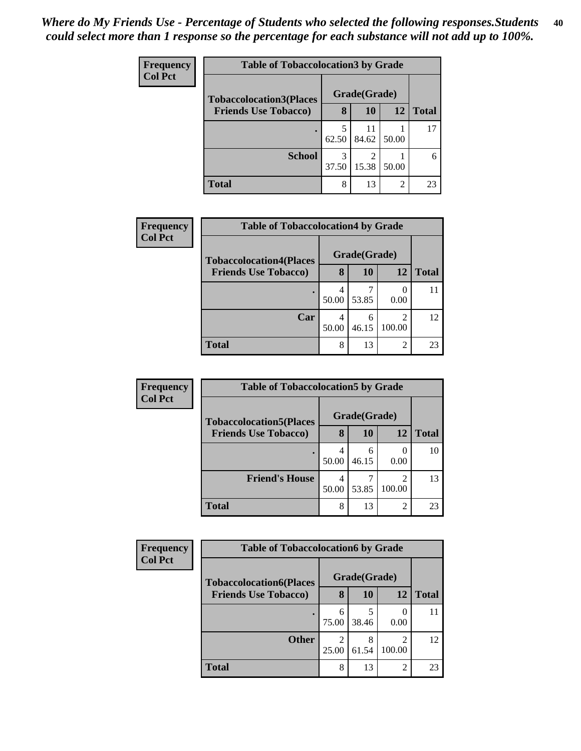*Where do My Friends Use - Percentage of Students who selected the following responses.Students could select more than 1 response so the percentage for each substance will not add up to 100%.*

**Frequency**
**Col Pct**

| Table of Tobaccolocation3 by Grade | | | | |
|---|---|---|---|---|
| Tobaccolocation3(Places Friends Use Tobacco) | Grade(Grade) | | | Total |
| | 8 | 10 | 12 | |
| . | 5<br>62.50 | 11<br>84.62 | 1<br>50.00 | 17 |
| School | 3<br>37.50 | 2<br>15.38 | 1<br>50.00 | 6 |
| Total | 8 | 13 | 2 | 23 |

**Frequency**
**Col Pct**

| Table of Tobaccolocation4 by Grade | | | | |
|---|---|---|---|---|
| Tobaccolocation4(Places Friends Use Tobacco) | Grade(Grade) | | | Total |
| | 8 | 10 | 12 | |
| . | 4<br>50.00 | 7<br>53.85 | 0<br>0.00 | 11 |
| Car | 4<br>50.00 | 6<br>46.15 | 2<br>100.00 | 12 |
| Total | 8 | 13 | 2 | 23 |

**Frequency**
**Col Pct**

| Table of Tobaccolocation5 by Grade | | | | |
|---|---|---|---|---|
| Tobaccolocation5(Places Friends Use Tobacco) | Grade(Grade) | | | Total |
| | 8 | 10 | 12 | |
| . | 4<br>50.00 | 6<br>46.15 | 0<br>0.00 | 10 |
| Friend's House | 4<br>50.00 | 7<br>53.85 | 2<br>100.00 | 13 |
| Total | 8 | 13 | 2 | 23 |

**Frequency**
**Col Pct**

| Table of Tobaccolocation6 by Grade | | | | |
|---|---|---|---|---|
| Tobaccolocation6(Places Friends Use Tobacco) | Grade(Grade) | | | Total |
| | 8 | 10 | 12 | |
| . | 6<br>75.00 | 5<br>38.46 | 0<br>0.00 | 11 |
| Other | 2<br>25.00 | 8<br>61.54 | 2<br>100.00 | 12 |
| Total | 8 | 13 | 2 | 23 |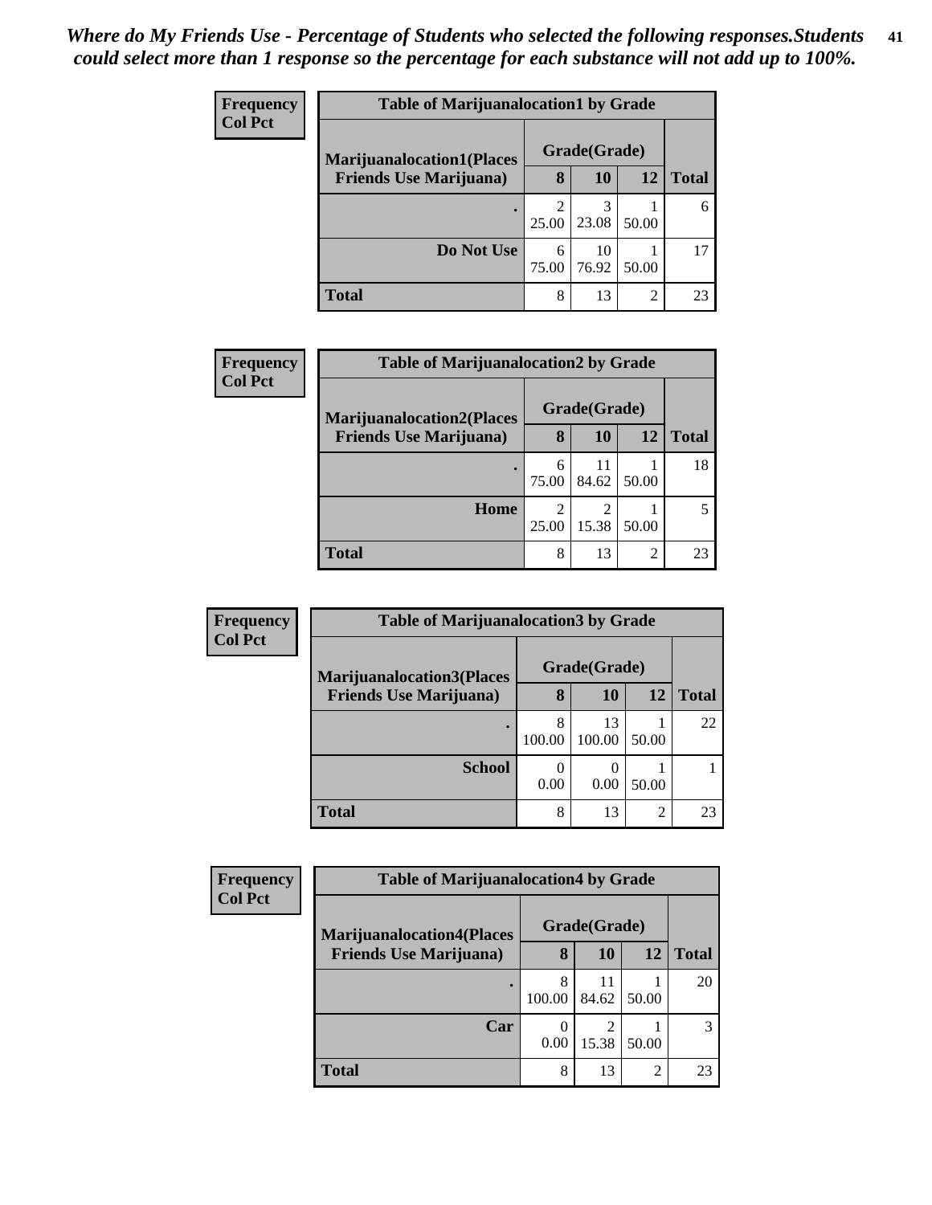*Where do My Friends Use - Percentage of Students who selected the following responses.Students could select more than 1 response so the percentage for each substance will not add up to 100%.*

**Frequency**
**Col Pct**

| Table of Marijuanalocation1 by Grade | | | | |
|---|---|---|---|---|
| **Marijuanalocation1(Places Friends Use Marijuana)** | **Grade(Grade)** | | | |
| | **8** | **10** | **12** | **Total** |
| **.** | 2<br>25.00 | 3<br>23.08 | 1<br>50.00 | 6 |
| **Do Not Use** | 6<br>75.00 | 10<br>76.92 | 1<br>50.00 | 17 |
| **Total** | 8 | 13 | 2 | 23 |

**Frequency**
**Col Pct**

| Table of Marijuanalocation2 by Grade | | | | |
|---|---|---|---|---|
| **Marijuanalocation2(Places Friends Use Marijuana)** | **Grade(Grade)** | | | |
| | **8** | **10** | **12** | **Total** |
| **.** | 6<br>75.00 | 11<br>84.62 | 1<br>50.00 | 18 |
| **Home** | 2<br>25.00 | 2<br>15.38 | 1<br>50.00 | 5 |
| **Total** | 8 | 13 | 2 | 23 |

**Frequency**
**Col Pct**

| Table of Marijuanalocation3 by Grade | | | | |
|---|---|---|---|---|
| **Marijuanalocation3(Places Friends Use Marijuana)** | **Grade(Grade)** | | | |
| | **8** | **10** | **12** | **Total** |
| **.** | 8<br>100.00 | 13<br>100.00 | 1<br>50.00 | 22 |
| **School** | 0<br>0.00 | 0<br>0.00 | 1<br>50.00 | 1 |
| **Total** | 8 | 13 | 2 | 23 |

**Frequency**
**Col Pct**

| Table of Marijuanalocation4 by Grade | | | | |
|---|---|---|---|---|
| **Marijuanalocation4(Places Friends Use Marijuana)** | **Grade(Grade)** | | | |
| | **8** | **10** | **12** | **Total** |
| **.** | 8<br>100.00 | 11<br>84.62 | 1<br>50.00 | 20 |
| **Car** | 0<br>0.00 | 2<br>15.38 | 1<br>50.00 | 3 |
| **Total** | 8 | 13 | 2 | 23 |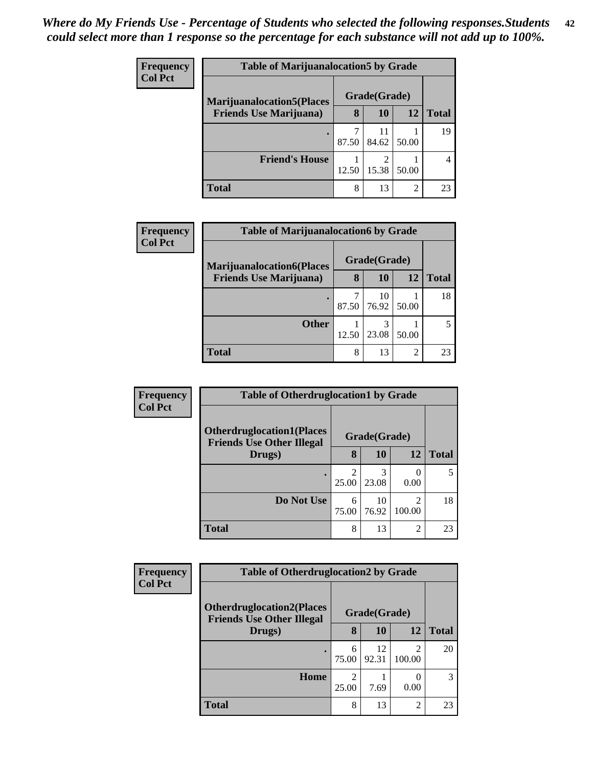*Where do My Friends Use - Percentage of Students who selected the following responses.Students could select more than 1 response so the percentage for each substance will not add up to 100%.*

**Frequency**
**Col Pct**

| Table of Marijuanalocation5 by Grade | | | | |
|---|---|---|---|---|
| **Marijuanalocation5(Places Friends Use Marijuana)** | **Grade(Grade)** | | | **Total** |
| | **8** | **10** | **12** | |
| **.** | 7<br>87.50 | 11<br>84.62 | 1<br>50.00 | 19 |
| **Friend's House** | 1<br>12.50 | 2<br>15.38 | 1<br>50.00 | 4 |
| **Total** | 8 | 13 | 2 | 23 |

**Frequency**
**Col Pct**

| Table of Marijuanalocation6 by Grade | | | | |
|---|---|---|---|---|
| **Marijuanalocation6(Places Friends Use Marijuana)** | **Grade(Grade)** | | | **Total** |
| | **8** | **10** | **12** | |
| **.** | 7<br>87.50 | 10<br>76.92 | 1<br>50.00 | 18 |
| **Other** | 1<br>12.50 | 3<br>23.08 | 1<br>50.00 | 5 |
| **Total** | 8 | 13 | 2 | 23 |

**Frequency**
**Col Pct**

| Table of Otherdruglocation1 by Grade | | | | |
|---|---|---|---|---|
| **Otherdruglocation1(Places Friends Use Other Illegal Drugs)** | **Grade(Grade)** | | | **Total** |
| | **8** | **10** | **12** | |
| **.** | 2<br>25.00 | 3<br>23.08 | 0<br>0.00 | 5 |
| **Do Not Use** | 6<br>75.00 | 10<br>76.92 | 2<br>100.00 | 18 |
| **Total** | 8 | 13 | 2 | 23 |

**Frequency**
**Col Pct**

| Table of Otherdruglocation2 by Grade | | | | |
|---|---|---|---|---|
| **Otherdruglocation2(Places Friends Use Other Illegal Drugs)** | **Grade(Grade)** | | | **Total** |
| | **8** | **10** | **12** | |
| **.** | 6<br>75.00 | 12<br>92.31 | 2<br>100.00 | 20 |
| **Home** | 2<br>25.00 | 1<br>7.69 | 0<br>0.00 | 3 |
| **Total** | 8 | 13 | 2 | 23 |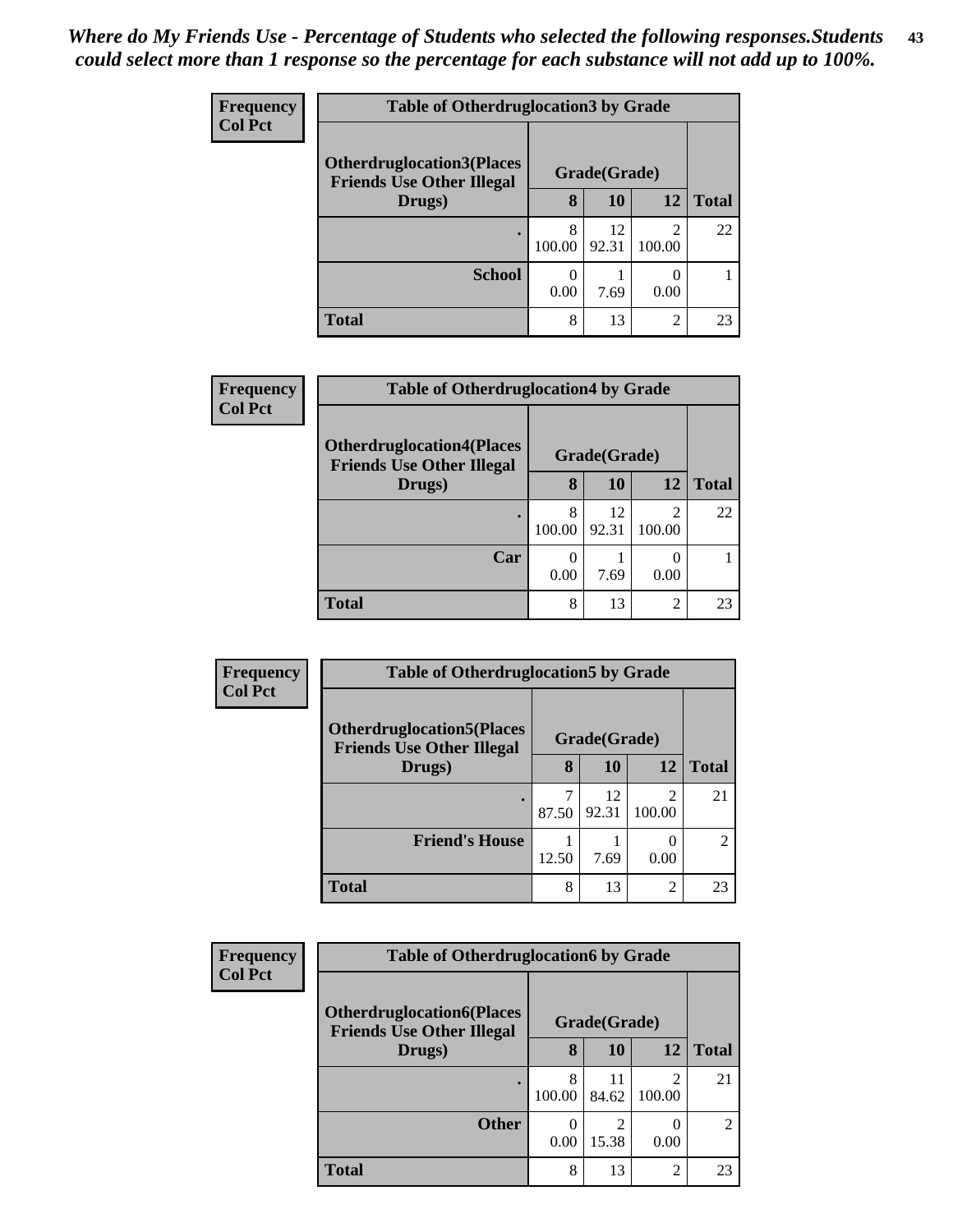*Where do My Friends Use - Percentage of Students who selected the following responses.Students could select more than 1 response so the percentage for each substance will not add up to 100%.*

**Frequency**
**Col Pct**

| Table of Otherdruglocation3 by Grade | | | | |
|---|---|---|---|---|
| **Otherdruglocation3(Places Friends Use Other Illegal Drugs)** | **Grade(Grade)** | | | |
| | **8** | **10** | **12** | **Total** |
| **.** | 8<br>100.00 | 12<br>92.31 | 2<br>100.00 | 22 |
| **School** | 0<br>0.00 | 1<br>7.69 | 0<br>0.00 | 1 |
| **Total** | 8 | 13 | 2 | 23 |

**Frequency**
**Col Pct**

| Table of Otherdruglocation4 by Grade | | | | |
|---|---|---|---|---|
| **Otherdruglocation4(Places Friends Use Other Illegal Drugs)** | **Grade(Grade)** | | | |
| | **8** | **10** | **12** | **Total** |
| **.** | 8<br>100.00 | 12<br>92.31 | 2<br>100.00 | 22 |
| **Car** | 0<br>0.00 | 1<br>7.69 | 0<br>0.00 | 1 |
| **Total** | 8 | 13 | 2 | 23 |

**Frequency**
**Col Pct**

| Table of Otherdruglocation5 by Grade | | | | |
|---|---|---|---|---|
| **Otherdruglocation5(Places Friends Use Other Illegal Drugs)** | **Grade(Grade)** | | | |
| | **8** | **10** | **12** | **Total** |
| **.** | 7<br>87.50 | 12<br>92.31 | 2<br>100.00 | 21 |
| **Friend's House** | 1<br>12.50 | 1<br>7.69 | 0<br>0.00 | 2 |
| **Total** | 8 | 13 | 2 | 23 |

**Frequency**
**Col Pct**

| Table of Otherdruglocation6 by Grade | | | | |
|---|---|---|---|---|
| **Otherdruglocation6(Places Friends Use Other Illegal Drugs)** | **Grade(Grade)** | | | |
| | **8** | **10** | **12** | **Total** |
| **.** | 8<br>100.00 | 11<br>84.62 | 2<br>100.00 | 21 |
| **Other** | 0<br>0.00 | 2<br>15.38 | 0<br>0.00 | 2 |
| **Total** | 8 | 13 | 2 | 23 |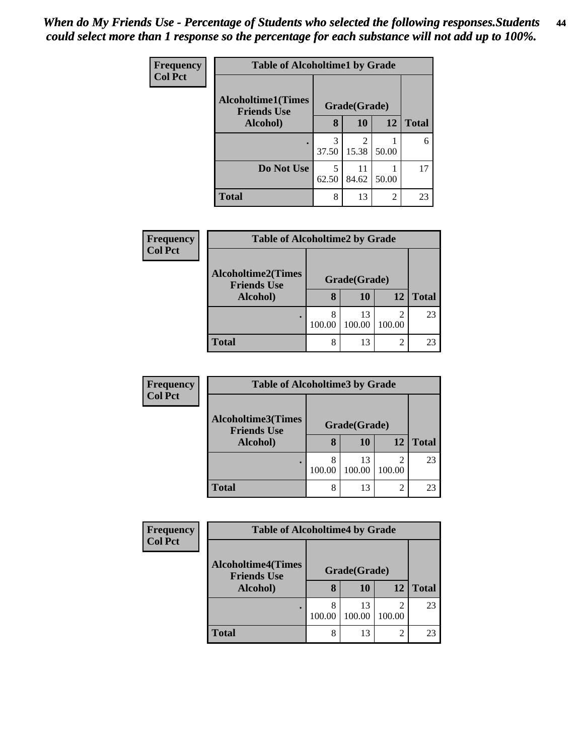*When do My Friends Use - Percentage of Students who selected the following responses.Students could select more than 1 response so the percentage for each substance will not add up to 100%.*

**Frequency**
**Col Pct**

| Table of Alcoholtime1 by Grade | | | | |
|---|---|---|---|---|
| **Alcoholtime1(Times Friends Use Alcohol)** | **Grade(Grade)** | | | **Total** |
| | **8** | **10** | **12** | |
| **.** | 3<br>37.50 | 2<br>15.38 | 1<br>50.00 | 6 |
| **Do Not Use** | 5<br>62.50 | 11<br>84.62 | 1<br>50.00 | 17 |
| **Total** | 8 | 13 | 2 | 23 |

**Frequency**
**Col Pct**

| Table of Alcoholtime2 by Grade | | | | |
|---|---|---|---|---|
| **Alcoholtime2(Times Friends Use Alcohol)** | **Grade(Grade)** | | | **Total** |
| | **8** | **10** | **12** | |
| **.** | 8<br>100.00 | 13<br>100.00 | 2<br>100.00 | 23 |
| **Total** | 8 | 13 | 2 | 23 |

**Frequency**
**Col Pct**

| Table of Alcoholtime3 by Grade | | | | |
|---|---|---|---|---|
| **Alcoholtime3(Times Friends Use Alcohol)** | **Grade(Grade)** | | | **Total** |
| | **8** | **10** | **12** | |
| **.** | 8<br>100.00 | 13<br>100.00 | 2<br>100.00 | 23 |
| **Total** | 8 | 13 | 2 | 23 |

**Frequency**
**Col Pct**

| Table of Alcoholtime4 by Grade | | | | |
|---|---|---|---|---|
| **Alcoholtime4(Times Friends Use Alcohol)** | **Grade(Grade)** | | | **Total** |
| | **8** | **10** | **12** | |
| **.** | 8<br>100.00 | 13<br>100.00 | 2<br>100.00 | 23 |
| **Total** | 8 | 13 | 2 | 23 |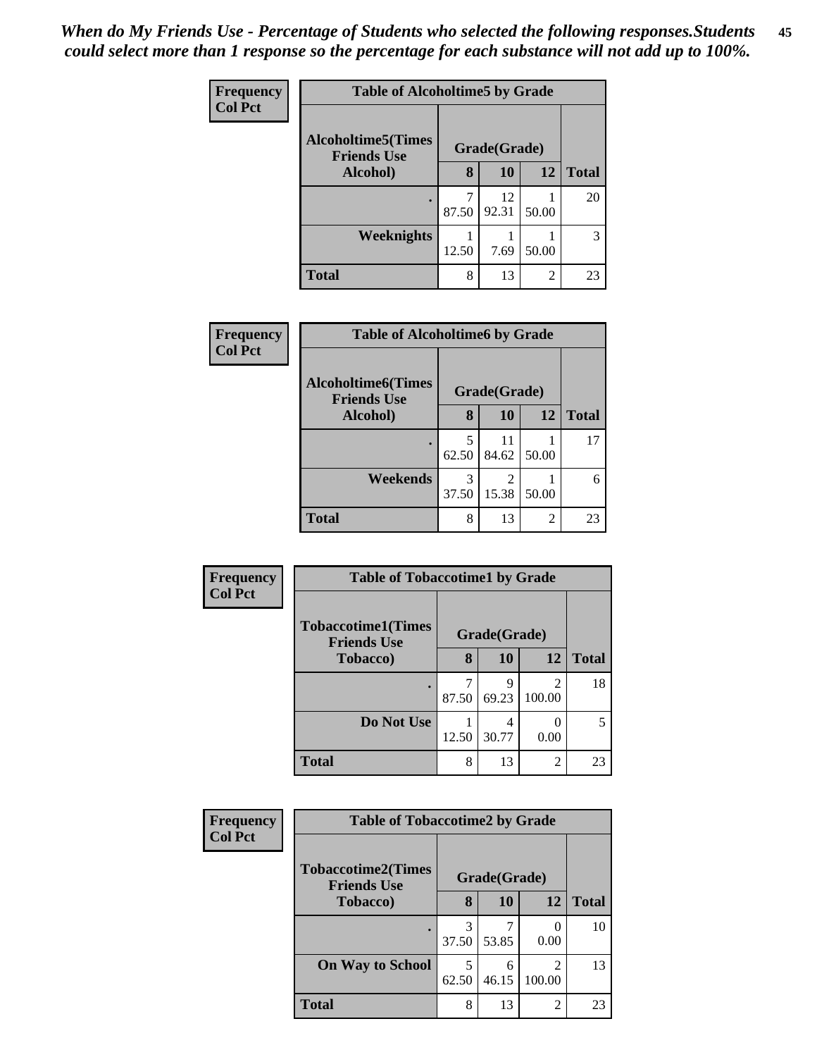*When do My Friends Use - Percentage of Students who selected the following responses.Students could select more than 1 response so the percentage for each substance will not add up to 100%.*

**Frequency**
**Col Pct**

| Table of Alcoholtime5 by Grade | | | | |
|---|---|---|---|---|
| **Alcoholtime5(Times Friends Use Alcohol)** | **Grade(Grade)** | | | **Total** |
| | **8** | **10** | **12** | |
| **.** | 7<br>87.50 | 12<br>92.31 | 1<br>50.00 | 20 |
| **Weeknights** | 1<br>12.50 | 1<br>7.69 | 1<br>50.00 | 3 |
| **Total** | 8 | 13 | 2 | 23 |

**Frequency**
**Col Pct**

| Table of Alcoholtime6 by Grade | | | | |
|---|---|---|---|---|
| **Alcoholtime6(Times Friends Use Alcohol)** | **Grade(Grade)** | | | **Total** |
| | **8** | **10** | **12** | |
| **.** | 5<br>62.50 | 11<br>84.62 | 1<br>50.00 | 17 |
| **Weekends** | 3<br>37.50 | 2<br>15.38 | 1<br>50.00 | 6 |
| **Total** | 8 | 13 | 2 | 23 |

**Frequency**
**Col Pct**

| Table of Tobaccotime1 by Grade | | | | |
|---|---|---|---|---|
| **Tobaccotime1(Times Friends Use Tobacco)** | **Grade(Grade)** | | | **Total** |
| | **8** | **10** | **12** | |
| **.** | 7<br>87.50 | 9<br>69.23 | 2<br>100.00 | 18 |
| **Do Not Use** | 1<br>12.50 | 4<br>30.77 | 0<br>0.00 | 5 |
| **Total** | 8 | 13 | 2 | 23 |

**Frequency**
**Col Pct**

| Table of Tobaccotime2 by Grade | | | | |
|---|---|---|---|---|
| **Tobaccotime2(Times Friends Use Tobacco)** | **Grade(Grade)** | | | **Total** |
| | **8** | **10** | **12** | |
| **.** | 3<br>37.50 | 7<br>53.85 | 0<br>0.00 | 10 |
| **On Way to School** | 5<br>62.50 | 6<br>46.15 | 2<br>100.00 | 13 |
| **Total** | 8 | 13 | 2 | 23 |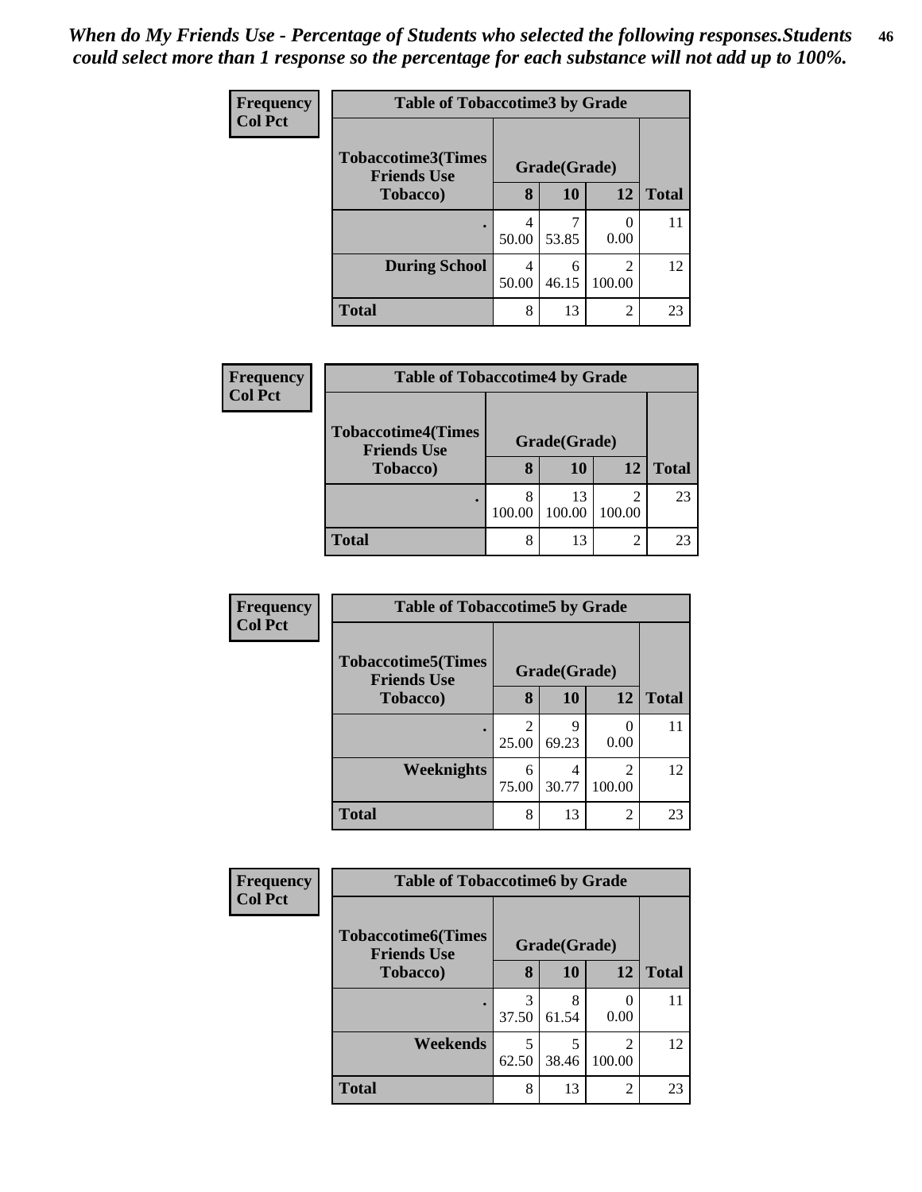*When do My Friends Use - Percentage of Students who selected the following responses.Students could select more than 1 response so the percentage for each substance will not add up to 100%.*

**Frequency**
**Col Pct**

| Table of Tobaccotime3 by Grade | | | | |
|---|---|---|---|---|
| **Tobaccotime3(Times Friends Use Tobacco)** | **Grade(Grade)** | | | |
| | **8** | **10** | **12** | **Total** |
| **.** | 4<br>50.00 | 7<br>53.85 | 0<br>0.00 | 11 |
| **During School** | 4<br>50.00 | 6<br>46.15 | 2<br>100.00 | 12 |
| **Total** | 8 | 13 | 2 | 23 |

**Frequency**
**Col Pct**

| Table of Tobaccotime4 by Grade | | | | |
|---|---|---|---|---|
| **Tobaccotime4(Times Friends Use Tobacco)** | **Grade(Grade)** | | | |
| | **8** | **10** | **12** | **Total** |
| **.** | 8<br>100.00 | 13<br>100.00 | 2<br>100.00 | 23 |
| **Total** | 8 | 13 | 2 | 23 |

**Frequency**
**Col Pct**

| Table of Tobaccotime5 by Grade | | | | |
|---|---|---|---|---|
| **Tobaccotime5(Times Friends Use Tobacco)** | **Grade(Grade)** | | | |
| | **8** | **10** | **12** | **Total** |
| **.** | 2<br>25.00 | 9<br>69.23 | 0<br>0.00 | 11 |
| **Weeknights** | 6<br>75.00 | 4<br>30.77 | 2<br>100.00 | 12 |
| **Total** | 8 | 13 | 2 | 23 |

**Frequency**
**Col Pct**

| Table of Tobaccotime6 by Grade | | | | |
|---|---|---|---|---|
| **Tobaccotime6(Times Friends Use Tobacco)** | **Grade(Grade)** | | | |
| | **8** | **10** | **12** | **Total** |
| **.** | 3<br>37.50 | 8<br>61.54 | 0<br>0.00 | 11 |
| **Weekends** | 5<br>62.50 | 5<br>38.46 | 2<br>100.00 | 12 |
| **Total** | 8 | 13 | 2 | 23 |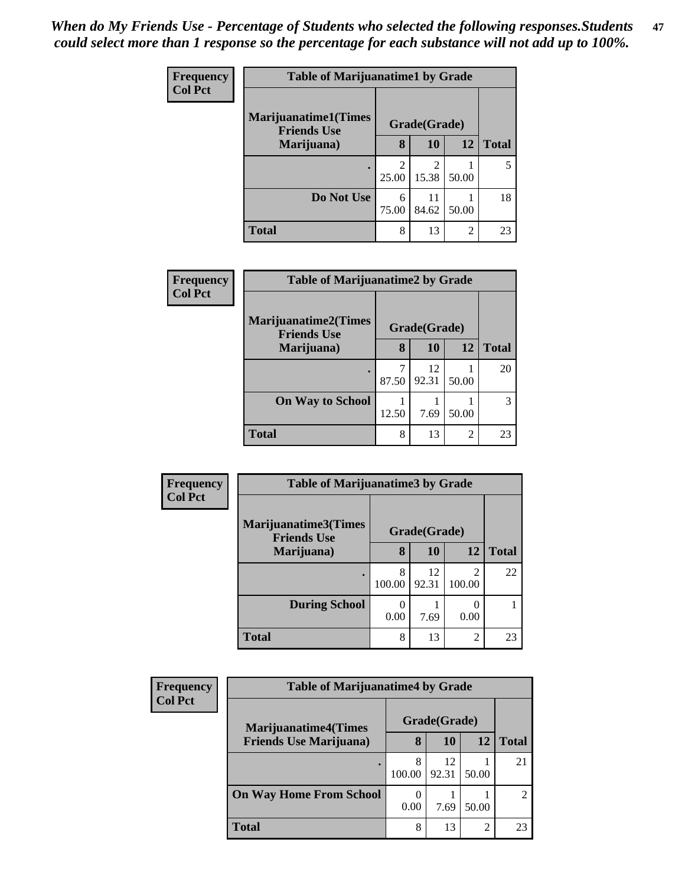*When do My Friends Use - Percentage of Students who selected the following responses.Students could select more than 1 response so the percentage for each substance will not add up to 100%.*

**Frequency**
**Col Pct**

**Table of Marijuanatime1 by Grade**

| Marijuanatime1(Times Friends Use Marijuana) | Grade(Grade) | | | |
|---|---|---|---|---|
| | 8 | 10 | 12 | Total |
| . | 2<br>25.00 | 2<br>15.38 | 1<br>50.00 | 5 |
| Do Not Use | 6<br>75.00 | 11<br>84.62 | 1<br>50.00 | 18 |
| Total | 8 | 13 | 2 | 23 |

**Frequency**
**Col Pct**

**Table of Marijuanatime2 by Grade**

| Marijuanatime2(Times Friends Use Marijuana) | Grade(Grade) | | | |
|---|---|---|---|---|
| | 8 | 10 | 12 | Total |
| . | 7<br>87.50 | 12<br>92.31 | 1<br>50.00 | 20 |
| On Way to School | 1<br>12.50 | 1<br>7.69 | 1<br>50.00 | 3 |
| Total | 8 | 13 | 2 | 23 |

**Frequency**
**Col Pct**

**Table of Marijuanatime3 by Grade**

| Marijuanatime3(Times Friends Use Marijuana) | Grade(Grade) | | | |
|---|---|---|---|---|
| | 8 | 10 | 12 | Total |
| . | 8<br>100.00 | 12<br>92.31 | 2<br>100.00 | 22 |
| During School | 0<br>0.00 | 1<br>7.69 | 0<br>0.00 | 1 |
| Total | 8 | 13 | 2 | 23 |

**Frequency**
**Col Pct**

**Table of Marijuanatime4 by Grade**

| Marijuanatime4(Times Friends Use Marijuana) | Grade(Grade) | | | |
|---|---|---|---|---|
| | 8 | 10 | 12 | Total |
| . | 8<br>100.00 | 12<br>92.31 | 1<br>50.00 | 21 |
| On Way Home From School | 0<br>0.00 | 1<br>7.69 | 1<br>50.00 | 2 |
| Total | 8 | 13 | 2 | 23 |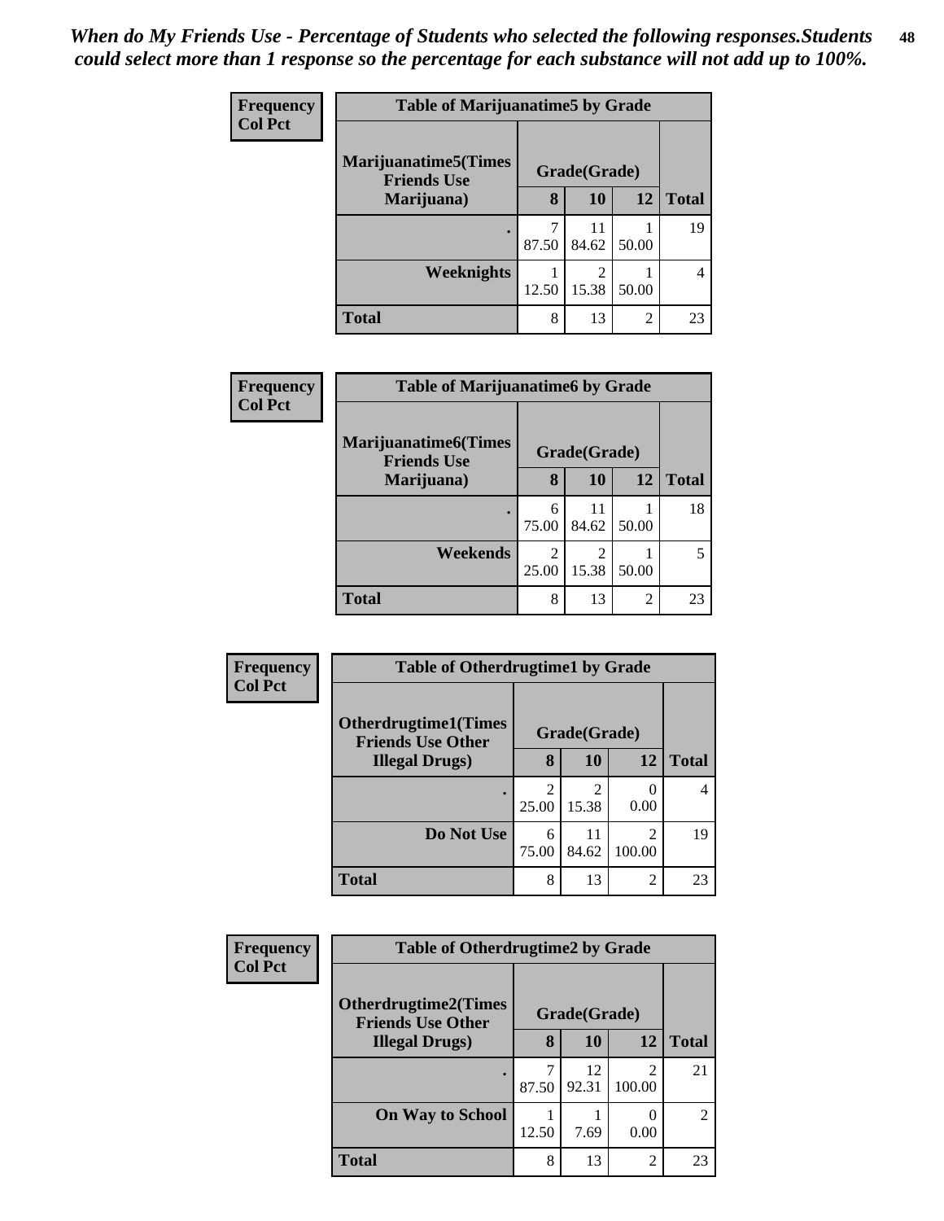*When do My Friends Use - Percentage of Students who selected the following responses.Students could select more than 1 response so the percentage for each substance will not add up to 100%.*

**Frequency**
**Col Pct**

**Table of Marijuanatime5 by Grade**

| Marijuanatime5(Times Friends Use Marijuana) | Grade(Grade) | | | Total |
|---|---|---|---|---|
| | 8 | 10 | 12 | |
| . | 7<br>87.50 | 11<br>84.62 | 1<br>50.00 | 19 |
| Weeknights | 1<br>12.50 | 2<br>15.38 | 1<br>50.00 | 4 |
| Total | 8 | 13 | 2 | 23 |

**Frequency**
**Col Pct**

**Table of Marijuanatime6 by Grade**

| Marijuanatime6(Times Friends Use Marijuana) | Grade(Grade) | | | Total |
|---|---|---|---|---|
| | 8 | 10 | 12 | |
| . | 6<br>75.00 | 11<br>84.62 | 1<br>50.00 | 18 |
| Weekends | 2<br>25.00 | 2<br>15.38 | 1<br>50.00 | 5 |
| Total | 8 | 13 | 2 | 23 |

**Frequency**
**Col Pct**

**Table of Otherdrugtime1 by Grade**

| Otherdrugtime1(Times Friends Use Other Illegal Drugs) | Grade(Grade) | | | Total |
|---|---|---|---|---|
| | 8 | 10 | 12 | |
| . | 2<br>25.00 | 2<br>15.38 | 0<br>0.00 | 4 |
| Do Not Use | 6<br>75.00 | 11<br>84.62 | 2<br>100.00 | 19 |
| Total | 8 | 13 | 2 | 23 |

**Frequency**
**Col Pct**

**Table of Otherdrugtime2 by Grade**

| Otherdrugtime2(Times Friends Use Other Illegal Drugs) | Grade(Grade) | | | Total |
|---|---|---|---|---|
| | 8 | 10 | 12 | |
| . | 7<br>87.50 | 12<br>92.31 | 2<br>100.00 | 21 |
| On Way to School | 1<br>12.50 | 1<br>7.69 | 0<br>0.00 | 2 |
| Total | 8 | 13 | 2 | 23 |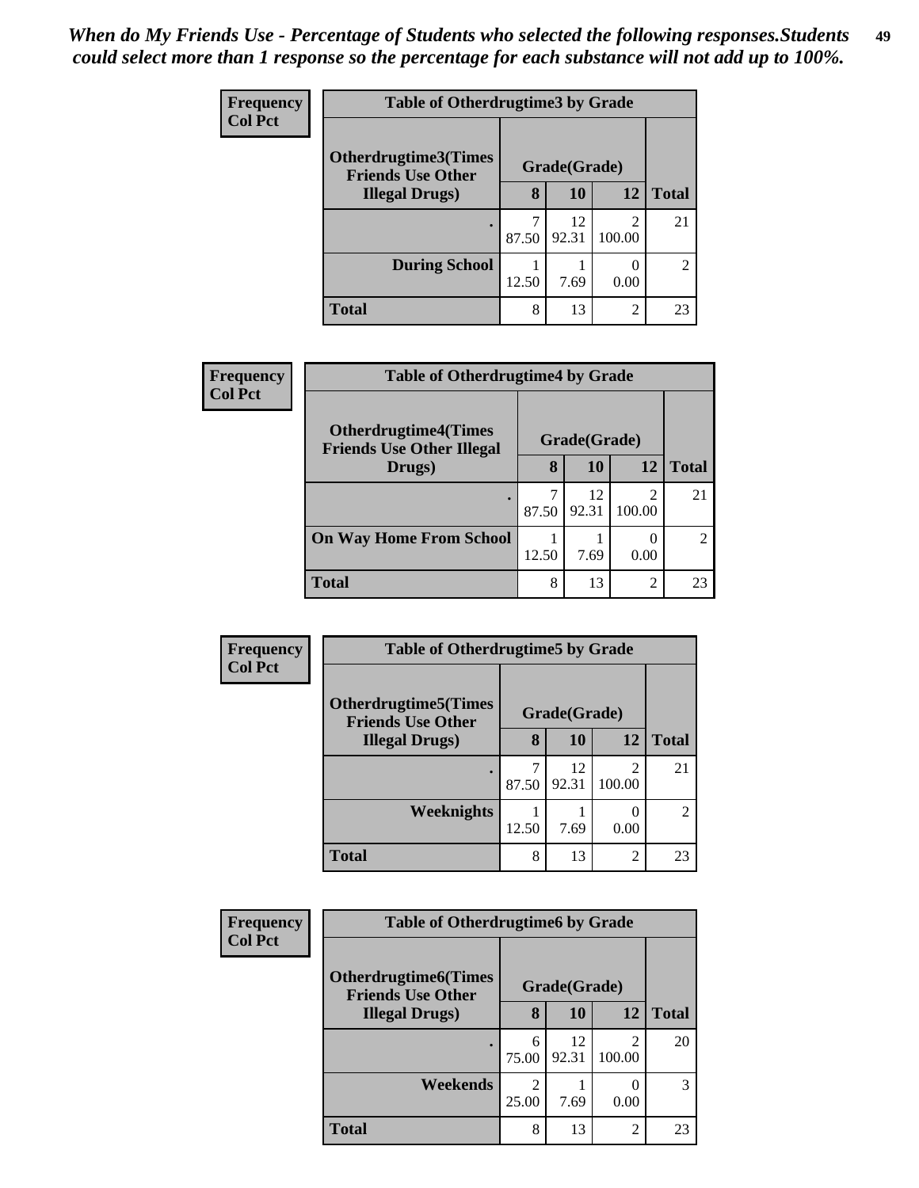*When do My Friends Use - Percentage of Students who selected the following responses.Students could select more than 1 response so the percentage for each substance will not add up to 100%.*

**Frequency**
**Col Pct**

| Table of Otherdrugtime3 by Grade | | | | |
|---|---|---|---|---|
| Otherdrugtime3(Times Friends Use Other Illegal Drugs) | Grade(Grade) | | | |
| | 8 | 10 | 12 | Total |
| . | 7<br>87.50 | 12<br>92.31 | 2<br>100.00 | 21 |
| During School | 1<br>12.50 | 1<br>7.69 | 0<br>0.00 | 2 |
| Total | 8 | 13 | 2 | 23 |

**Frequency**
**Col Pct**

| Table of Otherdrugtime4 by Grade | | | | |
|---|---|---|---|---|
| Otherdrugtime4(Times Friends Use Other Illegal Drugs) | Grade(Grade) | | | |
| | 8 | 10 | 12 | Total |
| . | 7<br>87.50 | 12<br>92.31 | 2<br>100.00 | 21 |
| On Way Home From School | 1<br>12.50 | 1<br>7.69 | 0<br>0.00 | 2 |
| Total | 8 | 13 | 2 | 23 |

**Frequency**
**Col Pct**

| Table of Otherdrugtime5 by Grade | | | | |
|---|---|---|---|---|
| Otherdrugtime5(Times Friends Use Other Illegal Drugs) | Grade(Grade) | | | |
| | 8 | 10 | 12 | Total |
| . | 7<br>87.50 | 12<br>92.31 | 2<br>100.00 | 21 |
| Weeknights | 1<br>12.50 | 1<br>7.69 | 0<br>0.00 | 2 |
| Total | 8 | 13 | 2 | 23 |

**Frequency**
**Col Pct**

| Table of Otherdrugtime6 by Grade | | | | |
|---|---|---|---|---|
| Otherdrugtime6(Times Friends Use Other Illegal Drugs) | Grade(Grade) | | | |
| | 8 | 10 | 12 | Total |
| . | 6<br>75.00 | 12<br>92.31 | 2<br>100.00 | 20 |
| Weekends | 2<br>25.00 | 1<br>7.69 | 0<br>0.00 | 3 |
| Total | 8 | 13 | 2 | 23 |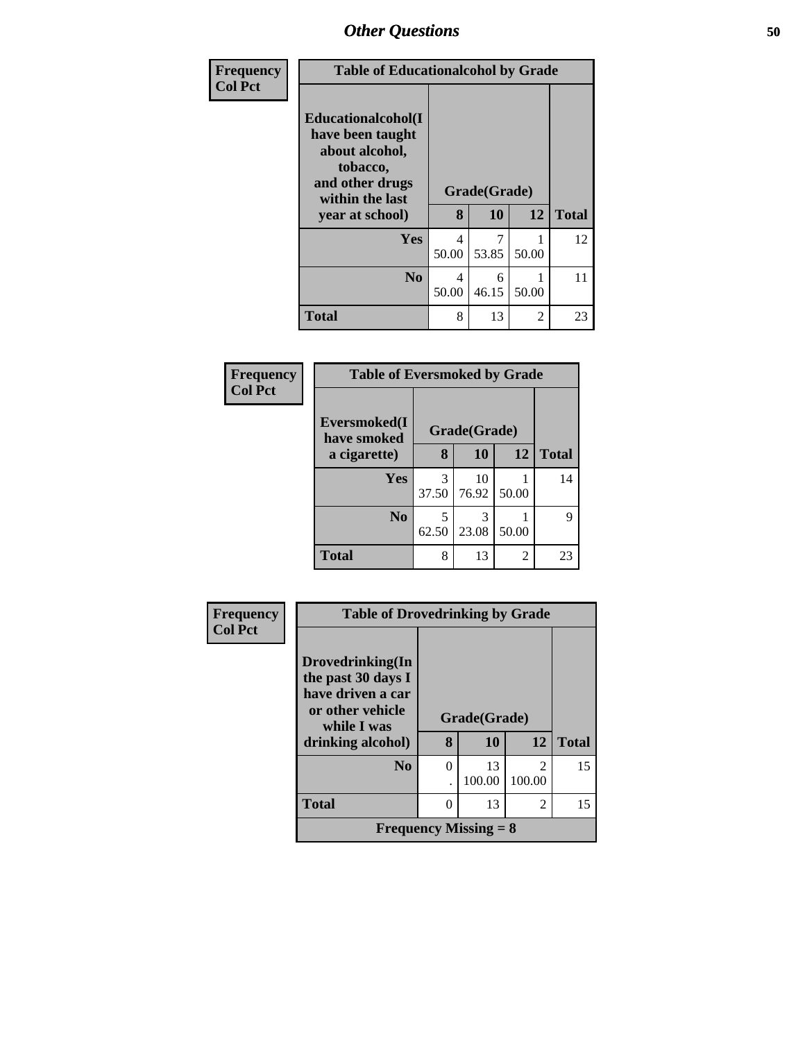## Other Questions

**Frequency**
**Col Pct**

| Table of Educationalcohol by Grade | | | | |
|---|---|---|---|---|
| **Educationalcohol(I have been taught about alcohol, tobacco, and other drugs within the last year at school)** | **Grade(Grade)** | | | |
| | **8** | **10** | **12** | **Total** |
| **Yes** | 4<br>50.00 | 7<br>53.85 | 1<br>50.00 | 12 |
| **No** | 4<br>50.00 | 6<br>46.15 | 1<br>50.00 | 11 |
| **Total** | 8 | 13 | 2 | 23 |

**Frequency**
**Col Pct**

| Table of Eversmoked by Grade | | | | |
|---|---|---|---|---|
| **Eversmoked(I have smoked a cigarette)** | **Grade(Grade)** | | | |
| | **8** | **10** | **12** | **Total** |
| **Yes** | 3<br>37.50 | 10<br>76.92 | 1<br>50.00 | 14 |
| **No** | 5<br>62.50 | 3<br>23.08 | 1<br>50.00 | 9 |
| **Total** | 8 | 13 | 2 | 23 |

**Frequency**
**Col Pct**

| Table of Drovedrinking by Grade | | | | |
|---|---|---|---|---|
| **Drovedrinking(In the past 30 days I have driven a car or other vehicle while I was drinking alcohol)** | **Grade(Grade)** | | | |
| | **8** | **10** | **12** | **Total** |
| **No** | 0<br>. | 13<br>100.00 | 2<br>100.00 | 15 |
| **Total** | 0 | 13 | 2 | 15 |
| **Frequency Missing = 8** | | | | |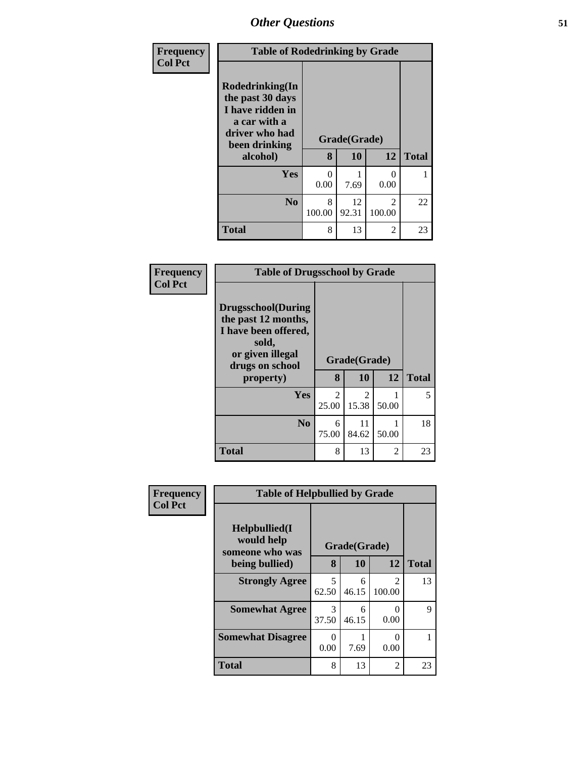| Frequency Col Pct | Table of Rodedrinking by Grade | | | |
|---|---|---|---|---|
| Rodedrinking(In the past 30 days I have ridden in a car with a driver who had been drinking alcohol) | Grade(Grade) | | | |
| | 8 | 10 | 12 | Total |
| Yes | 0<br>0.00 | 1<br>7.69 | 0<br>0.00 | 1 |
| No | 8<br>100.00 | 12<br>92.31 | 2<br>100.00 | 22 |
| Total | 8 | 13 | 2 | 23 |

| Frequency Col Pct | Table of Drugsschool by Grade | | | |
|---|---|---|---|---|
| Drugsschool(During the past 12 months, I have been offered, sold, or given illegal drugs on school property) | Grade(Grade) | | | |
| | 8 | 10 | 12 | Total |
| Yes | 2<br>25.00 | 2<br>15.38 | 1<br>50.00 | 5 |
| No | 6<br>75.00 | 11<br>84.62 | 1<br>50.00 | 18 |
| Total | 8 | 13 | 2 | 23 |

| Frequency Col Pct | Table of Helpbullied by Grade | | | |
|---|---|---|---|---|
| Helpbullied(I would help someone who was being bullied) | Grade(Grade) | | | |
| | 8 | 10 | 12 | Total |
| Strongly Agree | 5<br>62.50 | 6<br>46.15 | 2<br>100.00 | 13 |
| Somewhat Agree | 3<br>37.50 | 6<br>46.15 | 0<br>0.00 | 9 |
| Somewhat Disagree | 0<br>0.00 | 1<br>7.69 | 0<br>0.00 | 1 |
| Total | 8 | 13 | 2 | 23 |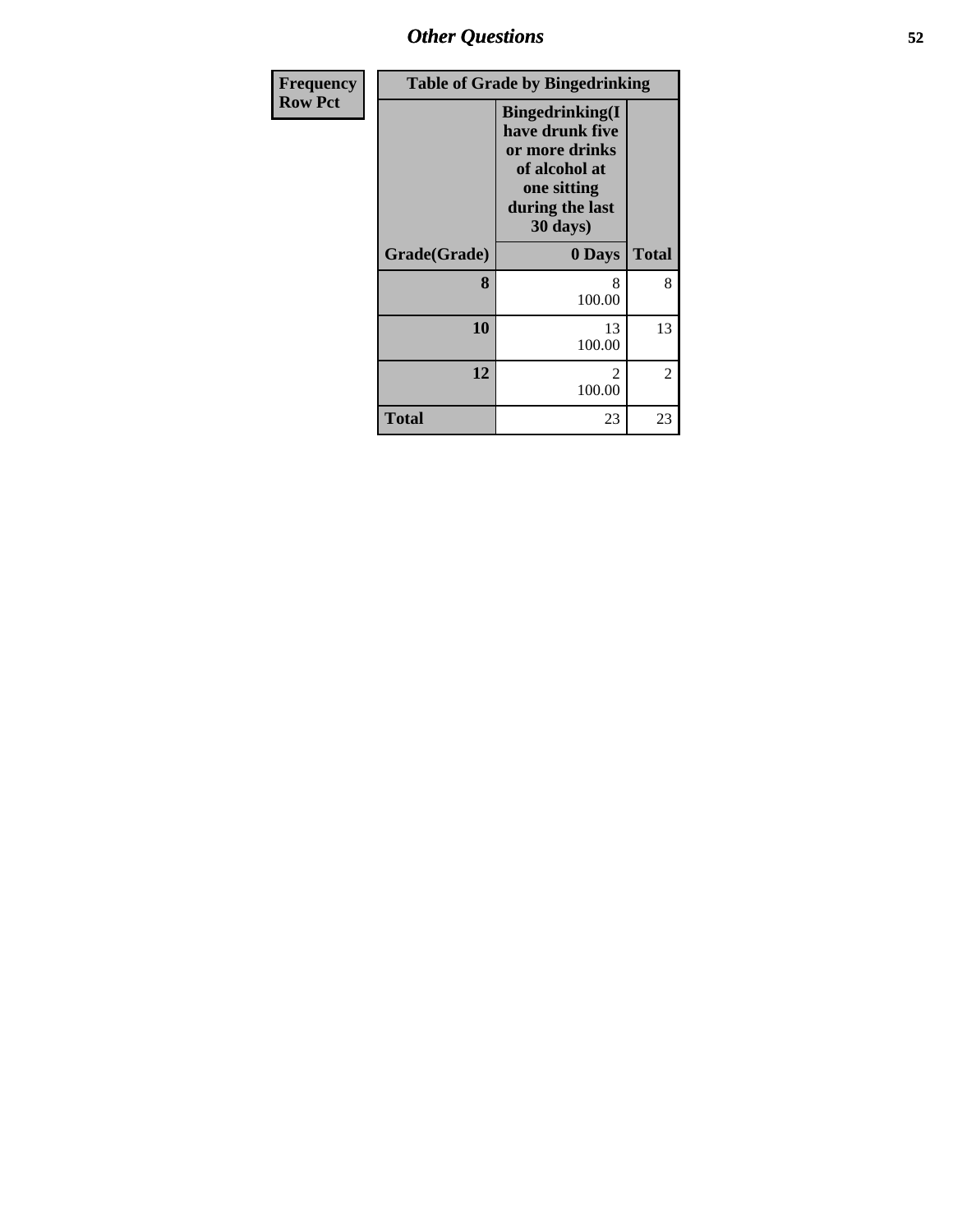| Frequency Row Pct |
|---|

| Table of Grade by Bingedrinking | | |
|---|---|---|
| | Bingedrinking(I have drunk five or more drinks of alcohol at one sitting during the last 30 days) | |
| Grade(Grade) | 0 Days | Total |
| 8 | 8<br>100.00 | 8 |
| 10 | 13<br>100.00 | 13 |
| 12 | 2<br>100.00 | 2 |
| Total | 23 | 23 |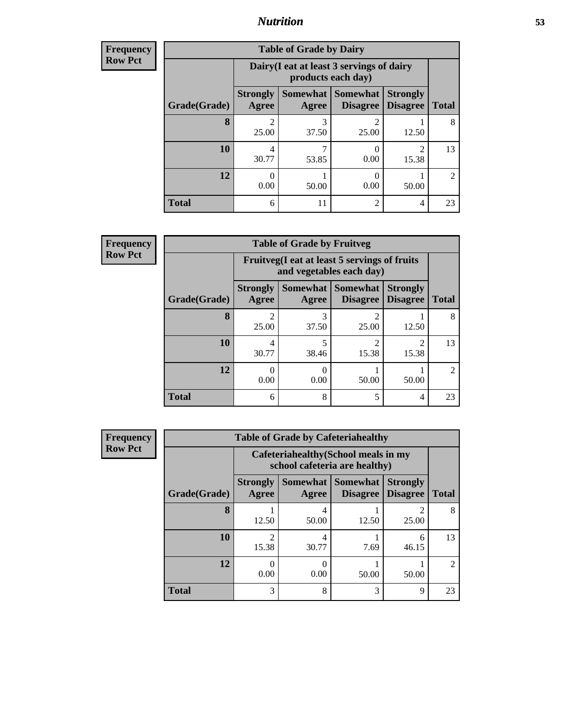## Nutrition

**Frequency**
**Row Pct**

| Table of Grade by Dairy | | | | | |
|---|---|---|---|---|---|
| | Dairy(I eat at least 3 servings of dairy products each day) | | | | |
| Grade(Grade) | Strongly Agree | Somewhat Agree | Somewhat Disagree | Strongly Disagree | Total |
| **8** | 2<br>25.00 | 3<br>37.50 | 2<br>25.00 | 1<br>12.50 | 8 |
| **10** | 4<br>30.77 | 7<br>53.85 | 0<br>0.00 | 2<br>15.38 | 13 |
| **12** | 0<br>0.00 | 1<br>50.00 | 0<br>0.00 | 1<br>50.00 | 2 |
| **Total** | 6 | 11 | 2 | 4 | 23 |

**Frequency**
**Row Pct**

| Table of Grade by Fruitveg | | | | | |
|---|---|---|---|---|---|
| | Fruitveg(I eat at least 5 servings of fruits and vegetables each day) | | | | |
| Grade(Grade) | Strongly Agree | Somewhat Agree | Somewhat Disagree | Strongly Disagree | Total |
| **8** | 2<br>25.00 | 3<br>37.50 | 2<br>25.00 | 1<br>12.50 | 8 |
| **10** | 4<br>30.77 | 5<br>38.46 | 2<br>15.38 | 2<br>15.38 | 13 |
| **12** | 0<br>0.00 | 0<br>0.00 | 1<br>50.00 | 1<br>50.00 | 2 |
| **Total** | 6 | 8 | 5 | 4 | 23 |

**Frequency**
**Row Pct**

| Table of Grade by Cafeteriahealthy | | | | | |
|---|---|---|---|---|---|
| | Cafeteriahealthy(School meals in my school cafeteria are healthy) | | | | |
| Grade(Grade) | Strongly Agree | Somewhat Agree | Somewhat Disagree | Strongly Disagree | Total |
| **8** | 1<br>12.50 | 4<br>50.00 | 1<br>12.50 | 2<br>25.00 | 8 |
| **10** | 2<br>15.38 | 4<br>30.77 | 1<br>7.69 | 6<br>46.15 | 13 |
| **12** | 0<br>0.00 | 0<br>0.00 | 1<br>50.00 | 1<br>50.00 | 2 |
| **Total** | 3 | 8 | 3 | 9 | 23 |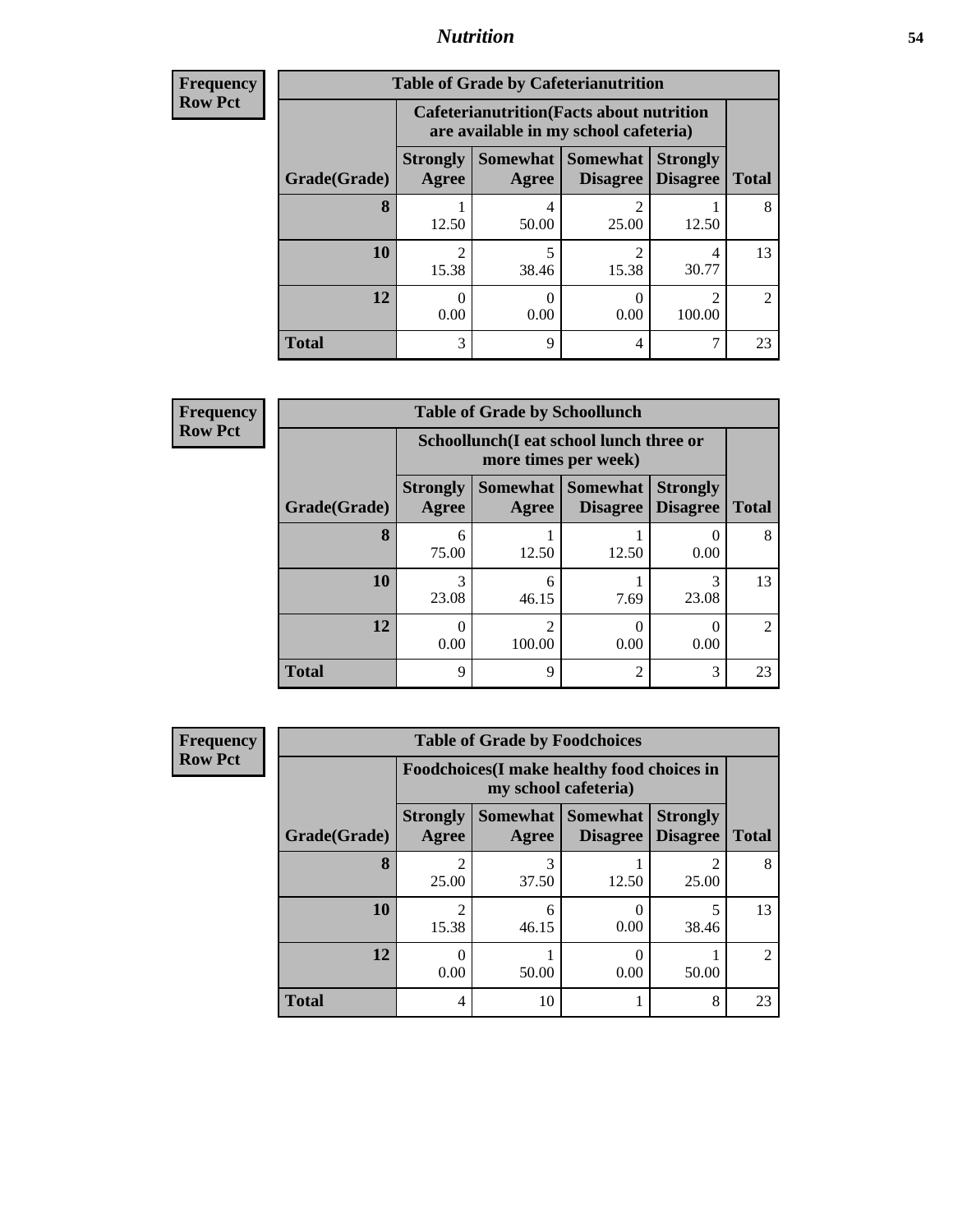# *Nutrition*

**Frequency**
**Row Pct**

**Table of Grade by Cafeterianutrition**

| Grade(Grade) | Cafeterianutrition(Facts about nutrition are available in my school cafeteria) Strongly Agree | Somewhat Agree | Somewhat Disagree | Strongly Disagree | Total |
|---|---|---|---|---|---|
| **8** | 1<br>12.50 | 4<br>50.00 | 2<br>25.00 | 1<br>12.50 | 8 |
| **10** | 2<br>15.38 | 5<br>38.46 | 2<br>15.38 | 4<br>30.77 | 13 |
| **12** | 0<br>0.00 | 0<br>0.00 | 0<br>0.00 | 2<br>100.00 | 2 |
| **Total** | 3 | 9 | 4 | 7 | 23 |

**Frequency**
**Row Pct**

**Table of Grade by Schoollunch**

| Grade(Grade) | Schoollunch(I eat school lunch three or more times per week) Strongly Agree | Somewhat Agree | Somewhat Disagree | Strongly Disagree | Total |
|---|---|---|---|---|---|
| **8** | 6<br>75.00 | 1<br>12.50 | 1<br>12.50 | 0<br>0.00 | 8 |
| **10** | 3<br>23.08 | 6<br>46.15 | 1<br>7.69 | 3<br>23.08 | 13 |
| **12** | 0<br>0.00 | 2<br>100.00 | 0<br>0.00 | 0<br>0.00 | 2 |
| **Total** | 9 | 9 | 2 | 3 | 23 |

**Frequency**
**Row Pct**

**Table of Grade by Foodchoices**

| Grade(Grade) | Foodchoices(I make healthy food choices in my school cafeteria) Strongly Agree | Somewhat Agree | Somewhat Disagree | Strongly Disagree | Total |
|---|---|---|---|---|---|
| **8** | 2<br>25.00 | 3<br>37.50 | 1<br>12.50 | 2<br>25.00 | 8 |
| **10** | 2<br>15.38 | 6<br>46.15 | 0<br>0.00 | 5<br>38.46 | 13 |
| **12** | 0<br>0.00 | 1<br>50.00 | 0<br>0.00 | 1<br>50.00 | 2 |
| **Total** | 4 | 10 | 1 | 8 | 23 |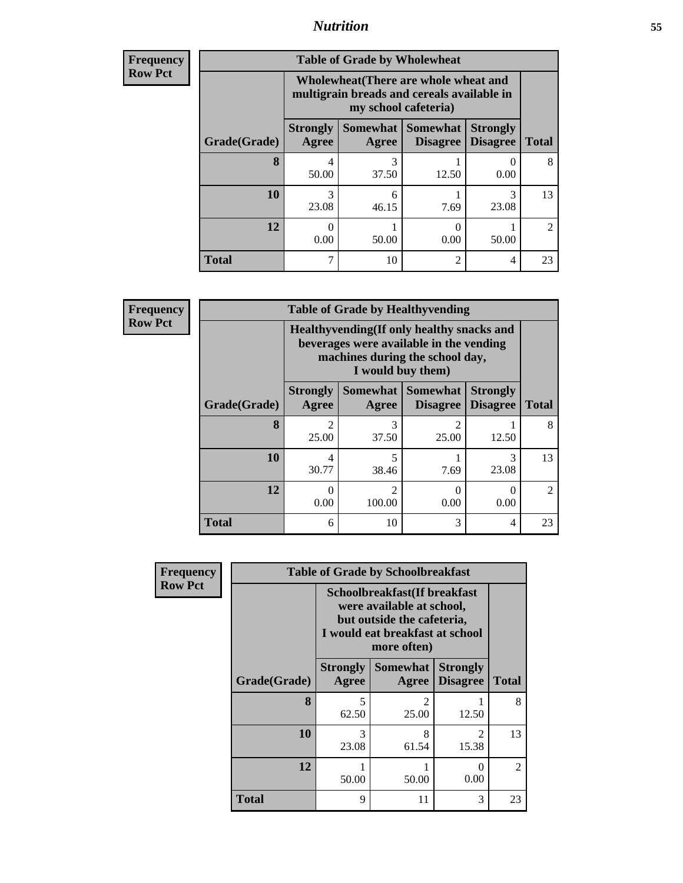| Frequency Row Pct | | | | | |
|---|---|---|---|---|---|
| **Table of Grade by Wholewheat** | | | | | |
| | **Wholewheat(There are whole wheat and multigrain breads and cereals available in my school cafeteria)** | | | | |
| **Grade(Grade)** | **Strongly Agree** | **Somewhat Agree** | **Somewhat Disagree** | **Strongly Disagree** | **Total** |
| **8** | 4<br>50.00 | 3<br>37.50 | 1<br>12.50 | 0<br>0.00 | 8 |
| **10** | 3<br>23.08 | 6<br>46.15 | 1<br>7.69 | 3<br>23.08 | 13 |
| **12** | 0<br>0.00 | 1<br>50.00 | 0<br>0.00 | 1<br>50.00 | 2 |
| **Total** | 7 | 10 | 2 | 4 | 23 |

| Frequency Row Pct | | | | | |
|---|---|---|---|---|---|
| **Table of Grade by Healthyvending** | | | | | |
| | **Healthyvending(If only healthy snacks and beverages were available in the vending machines during the school day, I would buy them)** | | | | |
| **Grade(Grade)** | **Strongly Agree** | **Somewhat Agree** | **Somewhat Disagree** | **Strongly Disagree** | **Total** |
| **8** | 2<br>25.00 | 3<br>37.50 | 2<br>25.00 | 1<br>12.50 | 8 |
| **10** | 4<br>30.77 | 5<br>38.46 | 1<br>7.69 | 3<br>23.08 | 13 |
| **12** | 0<br>0.00 | 2<br>100.00 | 0<br>0.00 | 0<br>0.00 | 2 |
| **Total** | 6 | 10 | 3 | 4 | 23 |

| Frequency Row Pct | | | | |
|---|---|---|---|---|
| **Table of Grade by Schoolbreakfast** | | | | |
| | **Schoolbreakfast(If breakfast were available at school, but outside the cafeteria, I would eat breakfast at school more often)** | | | |
| **Grade(Grade)** | **Strongly Agree** | **Somewhat Agree** | **Strongly Disagree** | **Total** |
| **8** | 5<br>62.50 | 2<br>25.00 | 1<br>12.50 | 8 |
| **10** | 3<br>23.08 | 8<br>61.54 | 2<br>15.38 | 13 |
| **12** | 1<br>50.00 | 1<br>50.00 | 0<br>0.00 | 2 |
| **Total** | 9 | 11 | 3 | 23 |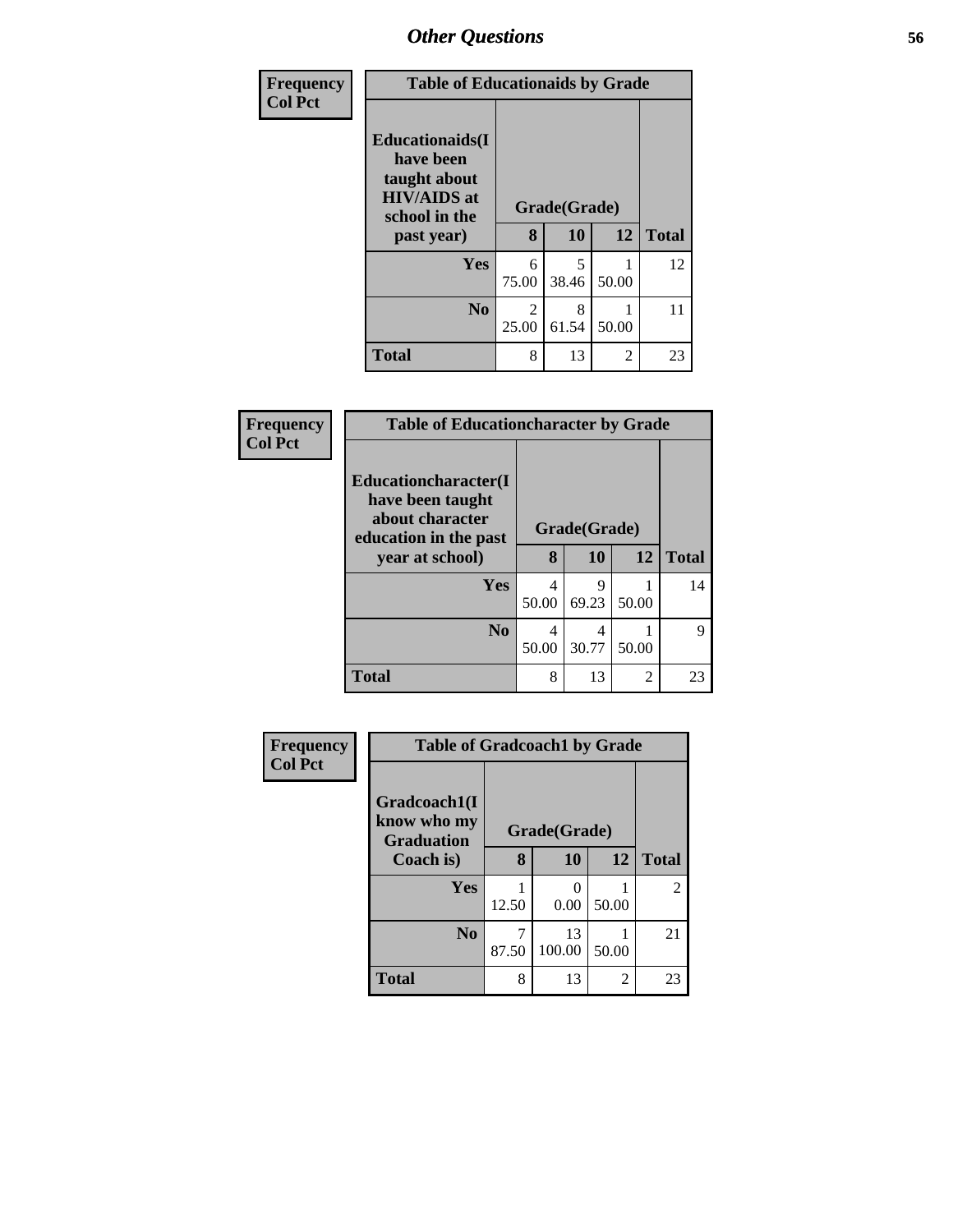| Frequency<br>Col Pct | | | | |
|---|---|---|---|---|
| **Table of Educationaids by Grade** | | | | |
| **Educationaids(I have been taught about HIV/AIDS at school in the past year)** | **Grade(Grade)** | | | |
| | **8** | **10** | **12** | **Total** |
| **Yes** | 6<br>75.00 | 5<br>38.46 | 1<br>50.00 | 12 |
| **No** | 2<br>25.00 | 8<br>61.54 | 1<br>50.00 | 11 |
| **Total** | 8 | 13 | 2 | 23 |

| Frequency<br>Col Pct | | | | |
|---|---|---|---|---|
| **Table of Educationcharacter by Grade** | | | | |
| **Educationcharacter(I have been taught about character education in the past year at school)** | **Grade(Grade)** | | | |
| | **8** | **10** | **12** | **Total** |
| **Yes** | 4<br>50.00 | 9<br>69.23 | 1<br>50.00 | 14 |
| **No** | 4<br>50.00 | 4<br>30.77 | 1<br>50.00 | 9 |
| **Total** | 8 | 13 | 2 | 23 |

| Frequency<br>Col Pct | | | | |
|---|---|---|---|---|
| **Table of Gradcoach1 by Grade** | | | | |
| **Gradcoach1(I know who my Graduation Coach is)** | **Grade(Grade)** | | | |
| | **8** | **10** | **12** | **Total** |
| **Yes** | 1<br>12.50 | 0<br>0.00 | 1<br>50.00 | 2 |
| **No** | 7<br>87.50 | 13<br>100.00 | 1<br>50.00 | 21 |
| **Total** | 8 | 13 | 2 | 23 |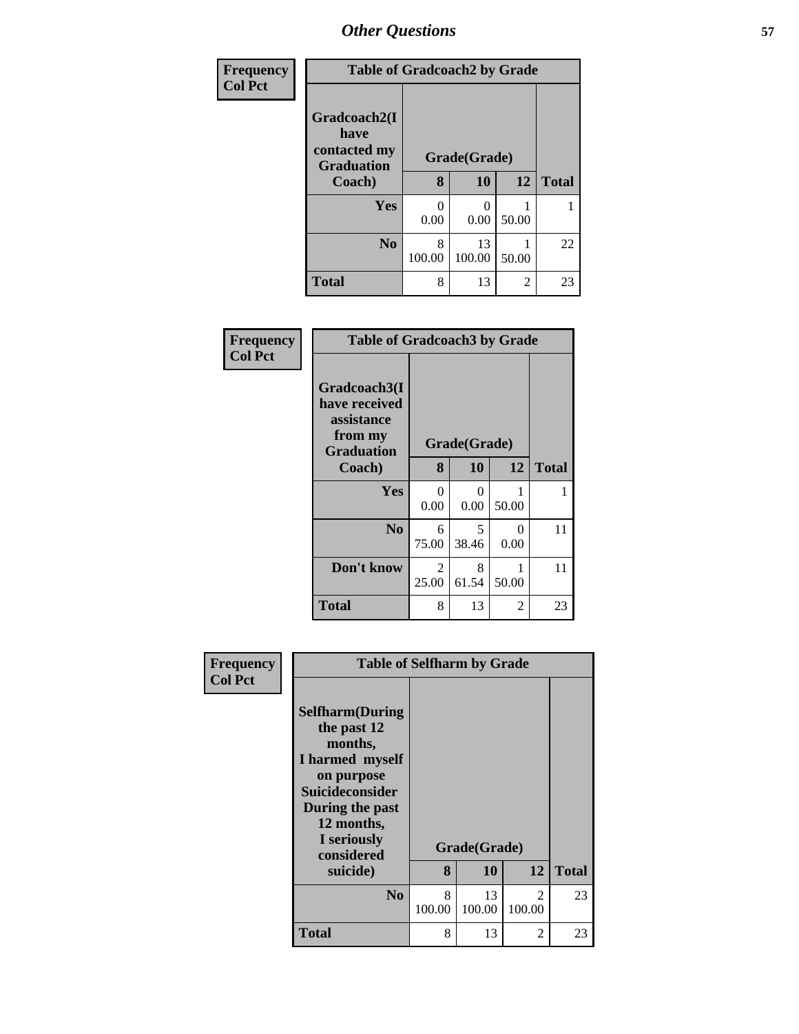| Frequency<br>Col Pct | Table of Gradcoach2 by Grade | | | |
|---|---|---|---|---|
| **Gradcoach2(I have contacted my Graduation Coach)** | **Grade(Grade)** | | | |
| | **8** | **10** | **12** | **Total** |
| **Yes** | 0<br>0.00 | 0<br>0.00 | 1<br>50.00 | 1 |
| **No** | 8<br>100.00 | 13<br>100.00 | 1<br>50.00 | 22 |
| **Total** | 8 | 13 | 2 | 23 |

| Frequency<br>Col Pct | Table of Gradcoach3 by Grade | | | |
|---|---|---|---|---|
| **Gradcoach3(I have received assistance from my Graduation Coach)** | **Grade(Grade)** | | | |
| | **8** | **10** | **12** | **Total** |
| **Yes** | 0<br>0.00 | 0<br>0.00 | 1<br>50.00 | 1 |
| **No** | 6<br>75.00 | 5<br>38.46 | 0<br>0.00 | 11 |
| **Don't know** | 2<br>25.00 | 8<br>61.54 | 1<br>50.00 | 11 |
| **Total** | 8 | 13 | 2 | 23 |

| Frequency<br>Col Pct | Table of Selfharm by Grade | | | |
|---|---|---|---|---|
| **Selfharm(During the past 12 months, I harmed myself on purpose Suicideconsider During the past 12 months, I seriously considered suicide)** | **Grade(Grade)** | | | |
| | **8** | **10** | **12** | **Total** |
| **No** | 8<br>100.00 | 13<br>100.00 | 2<br>100.00 | 23 |
| **Total** | 8 | 13 | 2 | 23 |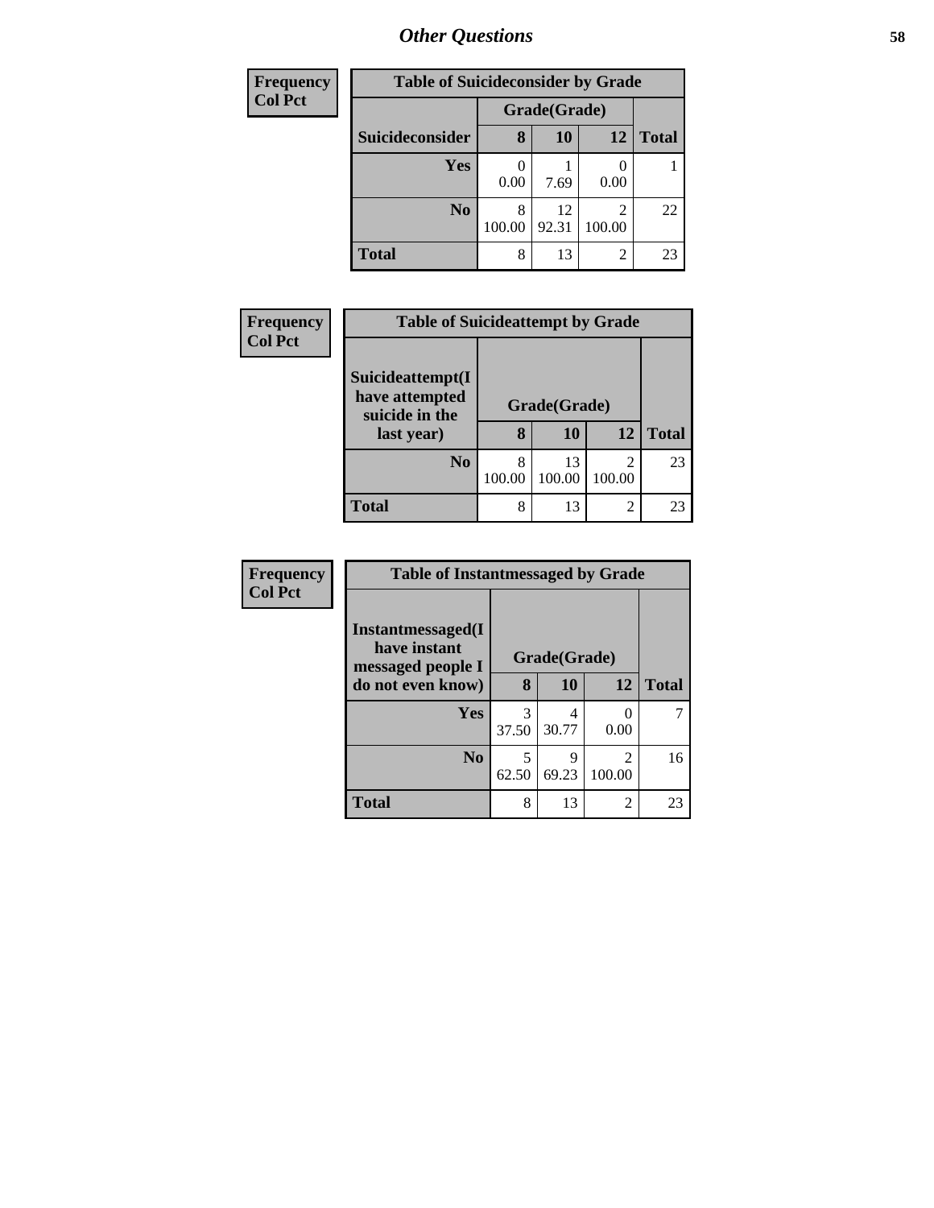| Frequency<br>Col Pct | Table of Suicideconsider by Grade | | | |
|---|---|---|---|---|
| | Grade(Grade) | | | |
| Suicideconsider | 8 | 10 | 12 | Total |
| Yes | 0<br>0.00 | 1<br>7.69 | 0<br>0.00 | 1 |
| No | 8<br>100.00 | 12<br>92.31 | 2<br>100.00 | 22 |
| Total | 8 | 13 | 2 | 23 |

| Frequency<br>Col Pct | Table of Suicideattempt by Grade | | | |
|---|---|---|---|---|
| Suicideattempt(I have attempted suicide in the last year) | Grade(Grade) | | | |
| | 8 | 10 | 12 | Total |
| No | 8<br>100.00 | 13<br>100.00 | 2<br>100.00 | 23 |
| Total | 8 | 13 | 2 | 23 |

| Frequency<br>Col Pct | Table of Instantmessaged by Grade | | | |
|---|---|---|---|---|
| Instantmessaged(I have instant messaged people I do not even know) | Grade(Grade) | | | |
| | 8 | 10 | 12 | Total |
| Yes | 3<br>37.50 | 4<br>30.77 | 0<br>0.00 | 7 |
| No | 5<br>62.50 | 9<br>69.23 | 2<br>100.00 | 16 |
| Total | 8 | 13 | 2 | 23 |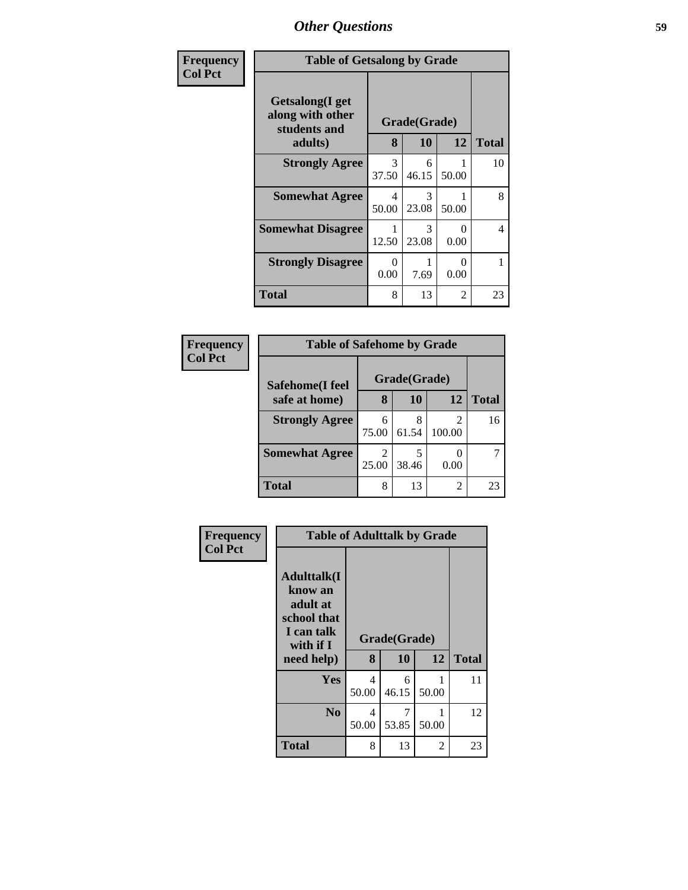## Other Questions

**Frequency**
**Col Pct**

| Table of Getsalong by Grade | | | | |
|---|---|---|---|---|
| **Getsalong(I get along with other students and adults)** | **Grade(Grade)** | | | |
| | **8** | **10** | **12** | **Total** |
| **Strongly Agree** | 3<br>37.50 | 6<br>46.15 | 1<br>50.00 | 10 |
| **Somewhat Agree** | 4<br>50.00 | 3<br>23.08 | 1<br>50.00 | 8 |
| **Somewhat Disagree** | 1<br>12.50 | 3<br>23.08 | 0<br>0.00 | 4 |
| **Strongly Disagree** | 0<br>0.00 | 1<br>7.69 | 0<br>0.00 | 1 |
| **Total** | 8 | 13 | 2 | 23 |

**Frequency**
**Col Pct**

| Table of Safehome by Grade | | | | |
|---|---|---|---|---|
| **Safehome(I feel safe at home)** | **Grade(Grade)** | | | |
| | **8** | **10** | **12** | **Total** |
| **Strongly Agree** | 6<br>75.00 | 8<br>61.54 | 2<br>100.00 | 16 |
| **Somewhat Agree** | 2<br>25.00 | 5<br>38.46 | 0<br>0.00 | 7 |
| **Total** | 8 | 13 | 2 | 23 |

**Frequency**
**Col Pct**

| Table of Adulttalk by Grade | | | | |
|---|---|---|---|---|
| **Adulttalk(I know an adult at school that I can talk with if I need help)** | **Grade(Grade)** | | | |
| | **8** | **10** | **12** | **Total** |
| **Yes** | 4<br>50.00 | 6<br>46.15 | 1<br>50.00 | 11 |
| **No** | 4<br>50.00 | 7<br>53.85 | 1<br>50.00 | 12 |
| **Total** | 8 | 13 | 2 | 23 |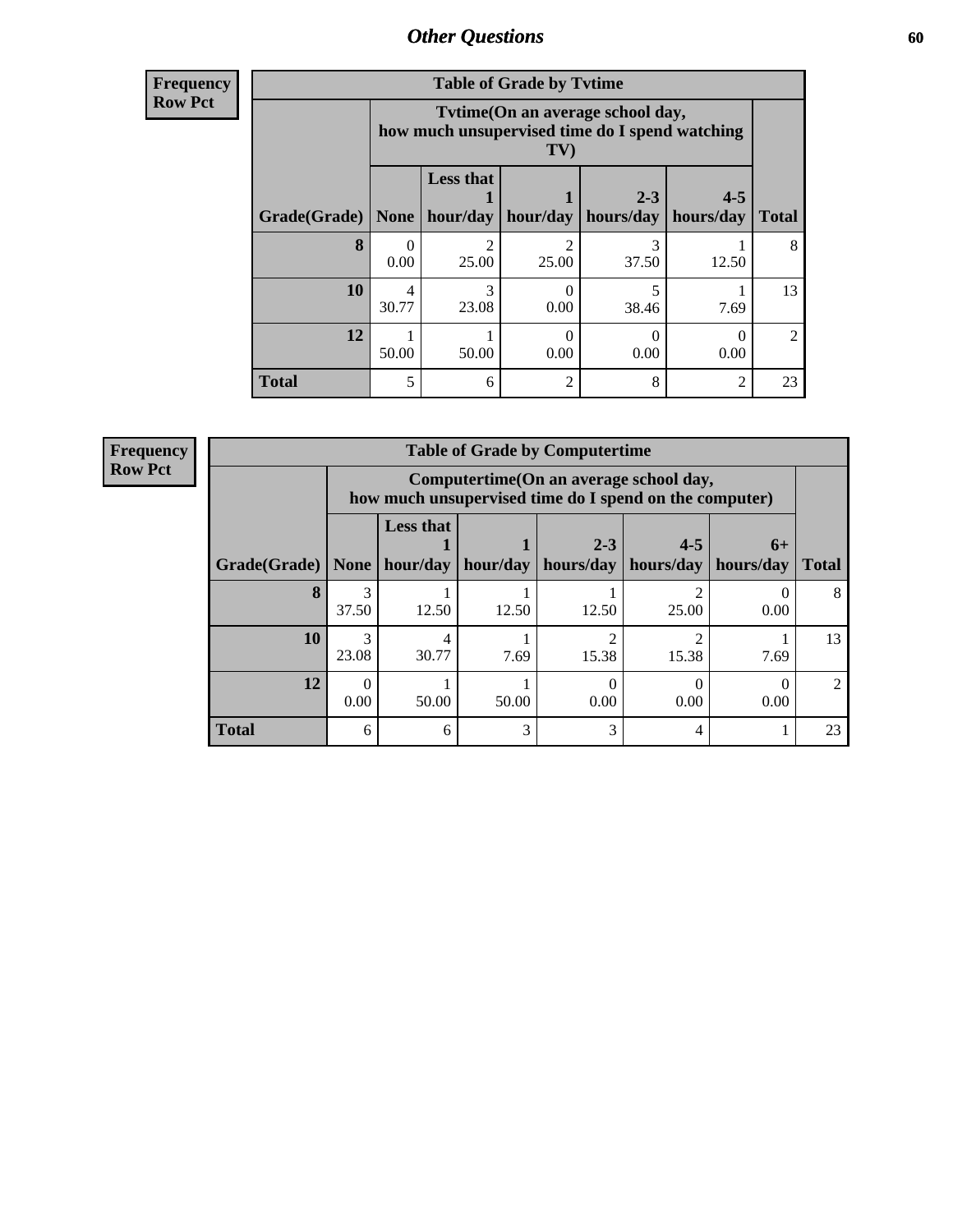## Other Questions

**Frequency**
**Row Pct**

| Table of Grade by Tvtime | | | | | | |
|---|---|---|---|---|---|---|
| | Tvtime(On an average school day, how much unsupervised time do I spend watching TV) | | | | | |
| Grade(Grade) | None | Less that 1 hour/day | 1 hour/day | 2-3 hours/day | 4-5 hours/day | Total |
| **8** | 0<br>0.00 | 2<br>25.00 | 2<br>25.00 | 3<br>37.50 | 1<br>12.50 | 8 |
| **10** | 4<br>30.77 | 3<br>23.08 | 0<br>0.00 | 5<br>38.46 | 1<br>7.69 | 13 |
| **12** | 1<br>50.00 | 1<br>50.00 | 0<br>0.00 | 0<br>0.00 | 0<br>0.00 | 2 |
| **Total** | 5 | 6 | 2 | 8 | 2 | 23 |

**Frequency**
**Row Pct**

| Table of Grade by Computertime | | | | | | | |
|---|---|---|---|---|---|---|---|
| | Computertime(On an average school day, how much unsupervised time do I spend on the computer) | | | | | | |
| Grade(Grade) | None | Less that 1 hour/day | 1 hour/day | 2-3 hours/day | 4-5 hours/day | 6+ hours/day | Total |
| **8** | 3<br>37.50 | 1<br>12.50 | 1<br>12.50 | 1<br>12.50 | 2<br>25.00 | 0<br>0.00 | 8 |
| **10** | 3<br>23.08 | 4<br>30.77 | 1<br>7.69 | 2<br>15.38 | 2<br>15.38 | 1<br>7.69 | 13 |
| **12** | 0<br>0.00 | 1<br>50.00 | 1<br>50.00 | 0<br>0.00 | 0<br>0.00 | 0<br>0.00 | 2 |
| **Total** | 6 | 6 | 3 | 3 | 4 | 1 | 23 |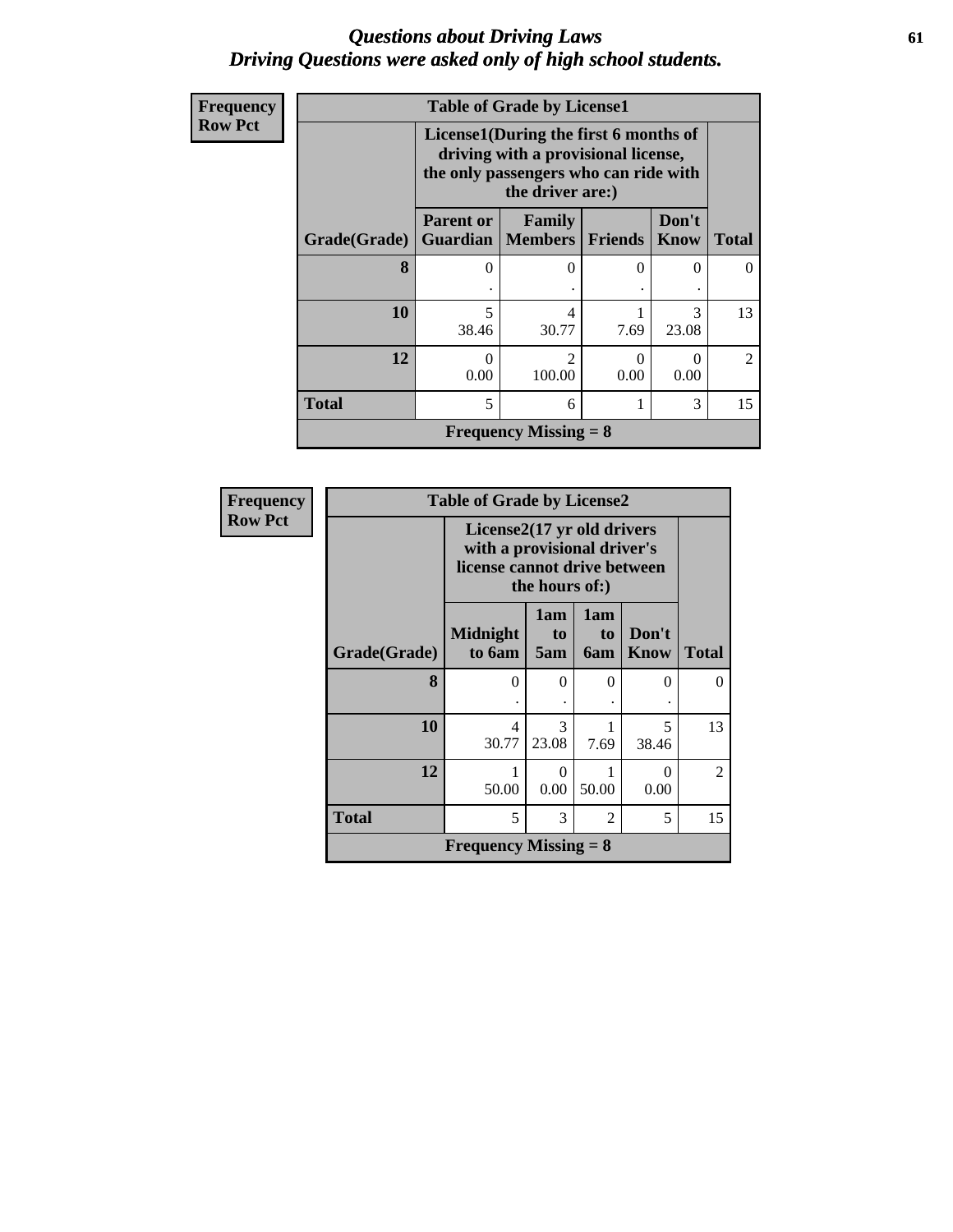# *Questions about Driving Laws*
# *Driving Questions were asked only of high school students.*

**Frequency**
**Row Pct**

| Table of Grade by License1 | | | | | |
|---|---|---|---|---|---|
| | License1(During the first 6 months of driving with a provisional license, the only passengers who can ride with the driver are:) | | | | |
| **Grade(Grade)** | **Parent or Guardian** | **Family Members** | **Friends** | **Don't Know** | **Total** |
| **8** | 0<br>. | 0<br>. | 0<br>. | 0<br>. | 0 |
| **10** | 5<br>38.46 | 4<br>30.77 | 1<br>7.69 | 3<br>23.08 | 13 |
| **12** | 0<br>0.00 | 2<br>100.00 | 0<br>0.00 | 0<br>0.00 | 2 |
| **Total** | 5 | 6 | 1 | 3 | 15 |
| **Frequency Missing = 8** | | | | | |

**Frequency**
**Row Pct**

| Table of Grade by License2 | | | | | |
|---|---|---|---|---|---|
| | License2(17 yr old drivers with a provisional driver's license cannot drive between the hours of:) | | | | |
| **Grade(Grade)** | **Midnight to 6am** | **1am to 5am** | **1am to 6am** | **Don't Know** | **Total** |
| **8** | 0<br>. | 0<br>. | 0<br>. | 0<br>. | 0 |
| **10** | 4<br>30.77 | 3<br>23.08 | 1<br>7.69 | 5<br>38.46 | 13 |
| **12** | 1<br>50.00 | 0<br>0.00 | 1<br>50.00 | 0<br>0.00 | 2 |
| **Total** | 5 | 3 | 2 | 5 | 15 |
| **Frequency Missing = 8** | | | | | |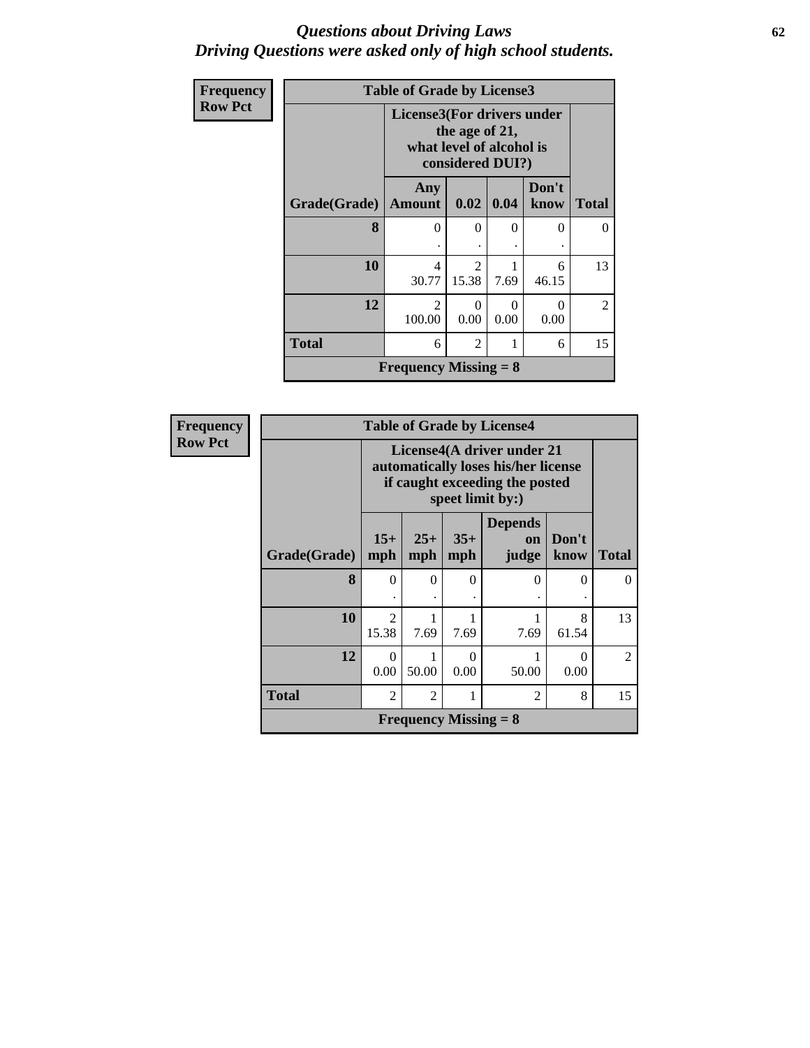# *Questions about Driving Laws*
## *Driving Questions were asked only of high school students.*

**Frequency**
**Row Pct**

| **Table of Grade by License3** | | | | | |
|---|---|---|---|---|---|
| | **License3(For drivers under the age of 21, what level of alcohol is considered DUI?)** | | | | |
| **Grade(Grade)** | **Any Amount** | **0.02** | **0.04** | **Don't know** | **Total** |
| **8** | 0<br>. | 0<br>. | 0<br>. | 0<br>. | 0 |
| **10** | 4<br>30.77 | 2<br>15.38 | 1<br>7.69 | 6<br>46.15 | 13 |
| **12** | 2<br>100.00 | 0<br>0.00 | 0<br>0.00 | 0<br>0.00 | 2 |
| **Total** | 6 | 2 | 1 | 6 | 15 |
| **Frequency Missing = 8** | | | | | |

**Frequency**
**Row Pct**

| **Table of Grade by License4** | | | | | | |
|---|---|---|---|---|---|---|
| | **License4(A driver under 21 automatically loses his/her license if caught exceeding the posted speet limit by:)** | | | | | |
| **Grade(Grade)** | **15+ mph** | **25+ mph** | **35+ mph** | **Depends on judge** | **Don't know** | **Total** |
| **8** | 0<br>. | 0<br>. | 0<br>. | 0<br>. | 0<br>. | 0 |
| **10** | 2<br>15.38 | 1<br>7.69 | 1<br>7.69 | 1<br>7.69 | 8<br>61.54 | 13 |
| **12** | 0<br>0.00 | 1<br>50.00 | 0<br>0.00 | 1<br>50.00 | 0<br>0.00 | 2 |
| **Total** | 2 | 2 | 1 | 2 | 8 | 15 |
| **Frequency Missing = 8** | | | | | | |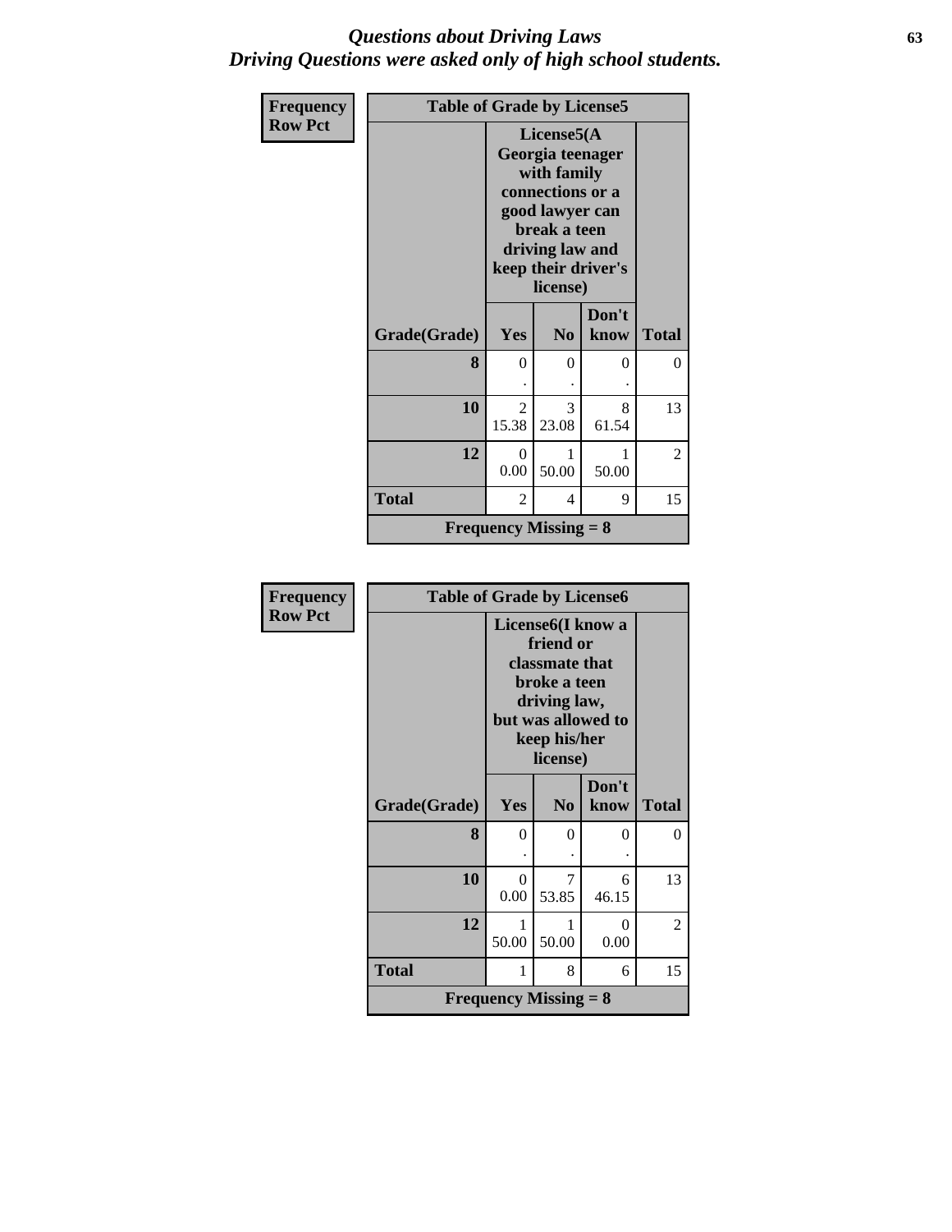## *Questions about Driving Laws*
## *Driving Questions were asked only of high school students.*

**Frequency**
**Row Pct**

| Table of Grade by License5 | | | | |
|---|---|---|---|---|
| | License5(A Georgia teenager with family connections or a good lawyer can break a teen driving law and keep their driver's license) | | | |
| Grade(Grade) | Yes | No | Don't know | Total |
| 8 | 0<br>. | 0<br>. | 0<br>. | 0 |
| 10 | 2<br>15.38 | 3<br>23.08 | 8<br>61.54 | 13 |
| 12 | 0<br>0.00 | 1<br>50.00 | 1<br>50.00 | 2 |
| Total | 2 | 4 | 9 | 15 |
| Frequency Missing = 8 | | | | |

**Frequency**
**Row Pct**

| Table of Grade by License6 | | | | |
|---|---|---|---|---|
| | License6(I know a friend or classmate that broke a teen driving law, but was allowed to keep his/her license) | | | |
| Grade(Grade) | Yes | No | Don't know | Total |
| 8 | 0<br>. | 0<br>. | 0<br>. | 0 |
| 10 | 0<br>0.00 | 7<br>53.85 | 6<br>46.15 | 13 |
| 12 | 1<br>50.00 | 1<br>50.00 | 0<br>0.00 | 2 |
| Total | 1 | 8 | 6 | 15 |
| Frequency Missing = 8 | | | | |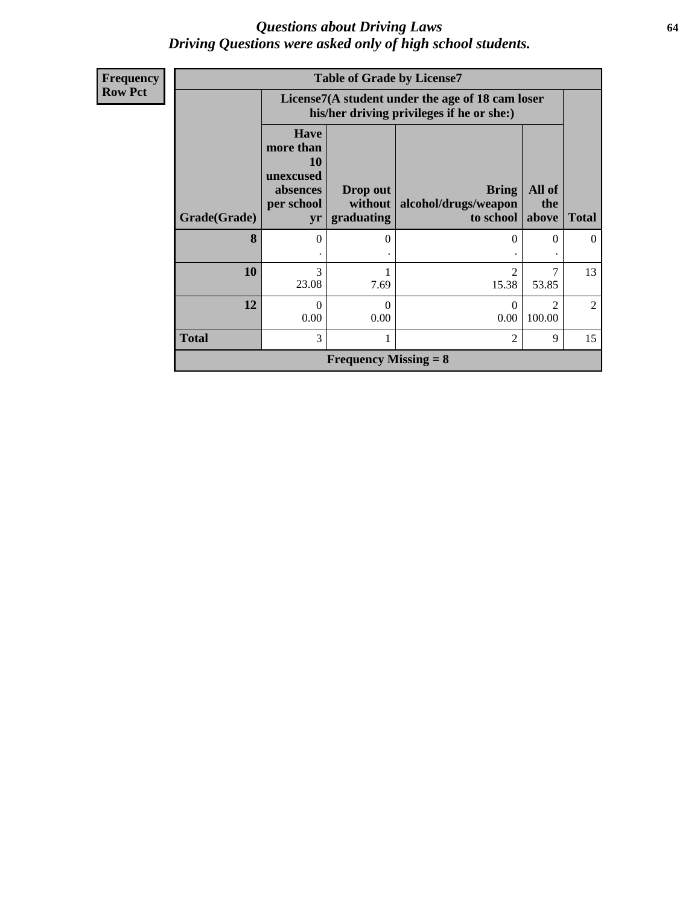*Questions about Driving Laws*
*Driving Questions were asked only of high school students.*

| Frequency Row Pct | | | | | |
|---|---|---|---|---|---|

**Table of Grade by License7**

| | License7(A student under the age of 18 cam loser his/her driving privileges if he or she:) | | | | |
|---|---|---|---|---|---|
| **Grade(Grade)** | **Have more than 10 unexcused absences per school yr** | **Drop out without graduating** | **Bring alcohol/drugs/weapon to school** | **All of the above** | **Total** |
| **8** | 0<br>. | 0<br>. | 0<br>. | 0<br>. | 0 |
| **10** | 3<br>23.08 | 1<br>7.69 | 2<br>15.38 | 7<br>53.85 | 13 |
| **12** | 0<br>0.00 | 0<br>0.00 | 0<br>0.00 | 2<br>100.00 | 2 |
| **Total** | 3 | 1 | 2 | 9 | 15 |

**Frequency Missing = 8**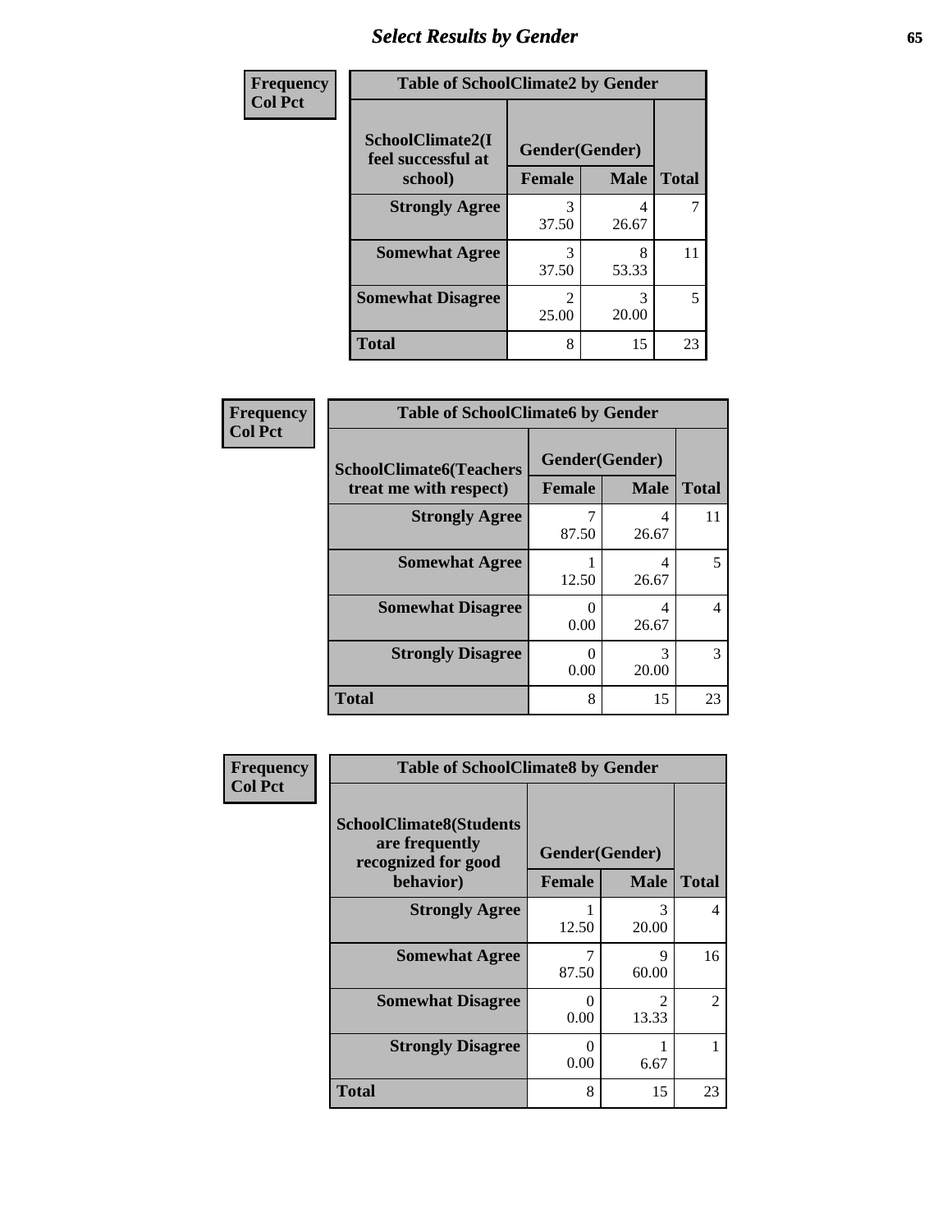| Frequency Col Pct | Table of SchoolClimate2 by Gender | | |
|---|---|---|---|
| SchoolClimate2(I feel successful at school) | Gender(Gender) | | |
| | Female | Male | Total |
| Strongly Agree | 3<br>37.50 | 4<br>26.67 | 7 |
| Somewhat Agree | 3<br>37.50 | 8<br>53.33 | 11 |
| Somewhat Disagree | 2<br>25.00 | 3<br>20.00 | 5 |
| Total | 8 | 15 | 23 |

| Frequency Col Pct | Table of SchoolClimate6 by Gender | | |
|---|---|---|---|
| SchoolClimate6(Teachers treat me with respect) | Gender(Gender) | | |
| | Female | Male | Total |
| Strongly Agree | 7<br>87.50 | 4<br>26.67 | 11 |
| Somewhat Agree | 1<br>12.50 | 4<br>26.67 | 5 |
| Somewhat Disagree | 0<br>0.00 | 4<br>26.67 | 4 |
| Strongly Disagree | 0<br>0.00 | 3<br>20.00 | 3 |
| Total | 8 | 15 | 23 |

| Frequency Col Pct | Table of SchoolClimate8 by Gender | | |
|---|---|---|---|
| SchoolClimate8(Students are frequently recognized for good behavior) | Gender(Gender) | | |
| | Female | Male | Total |
| Strongly Agree | 1<br>12.50 | 3<br>20.00 | 4 |
| Somewhat Agree | 7<br>87.50 | 9<br>60.00 | 16 |
| Somewhat Disagree | 0<br>0.00 | 2<br>13.33 | 2 |
| Strongly Disagree | 0<br>0.00 | 1<br>6.67 | 1 |
| Total | 8 | 15 | 23 |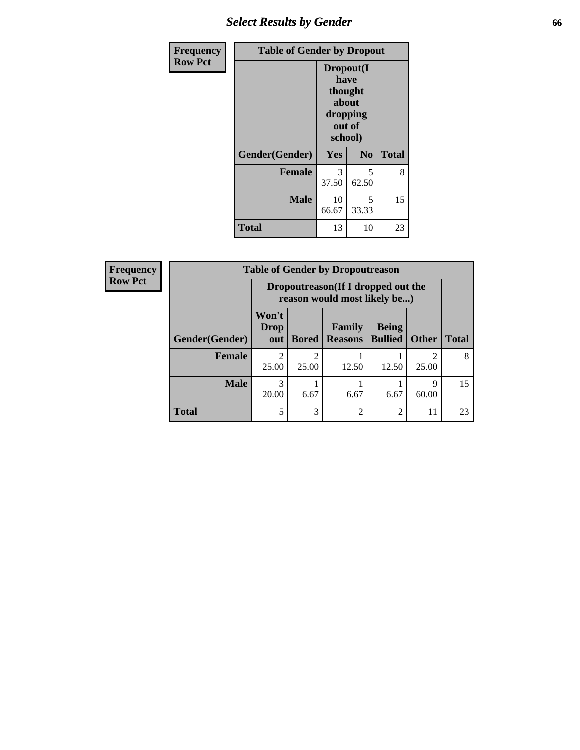| Frequency Row Pct | Table of Gender by Dropout | | |
|---|---|---|---|
| | Dropout(I have thought about dropping out of school) | | |
| Gender(Gender) | Yes | No | Total |
| **Female** | 3 37.50 | 5 62.50 | 8 |
| **Male** | 10 66.67 | 5 33.33 | 15 |
| **Total** | 13 | 10 | 23 |

| Frequency Row Pct | Table of Gender by Dropoutreason | | | | | |
|---|---|---|---|---|---|---|
| | Dropoutreason(If I dropped out the reason would most likely be...) | | | | | |
| Gender(Gender) | Won't Drop out | Bored | Family Reasons | Being Bullied | Other | Total |
| **Female** | 2 25.00 | 2 25.00 | 1 12.50 | 1 12.50 | 2 25.00 | 8 |
| **Male** | 3 20.00 | 1 6.67 | 1 6.67 | 1 6.67 | 9 60.00 | 15 |
| **Total** | 5 | 3 | 2 | 2 | 11 | 23 |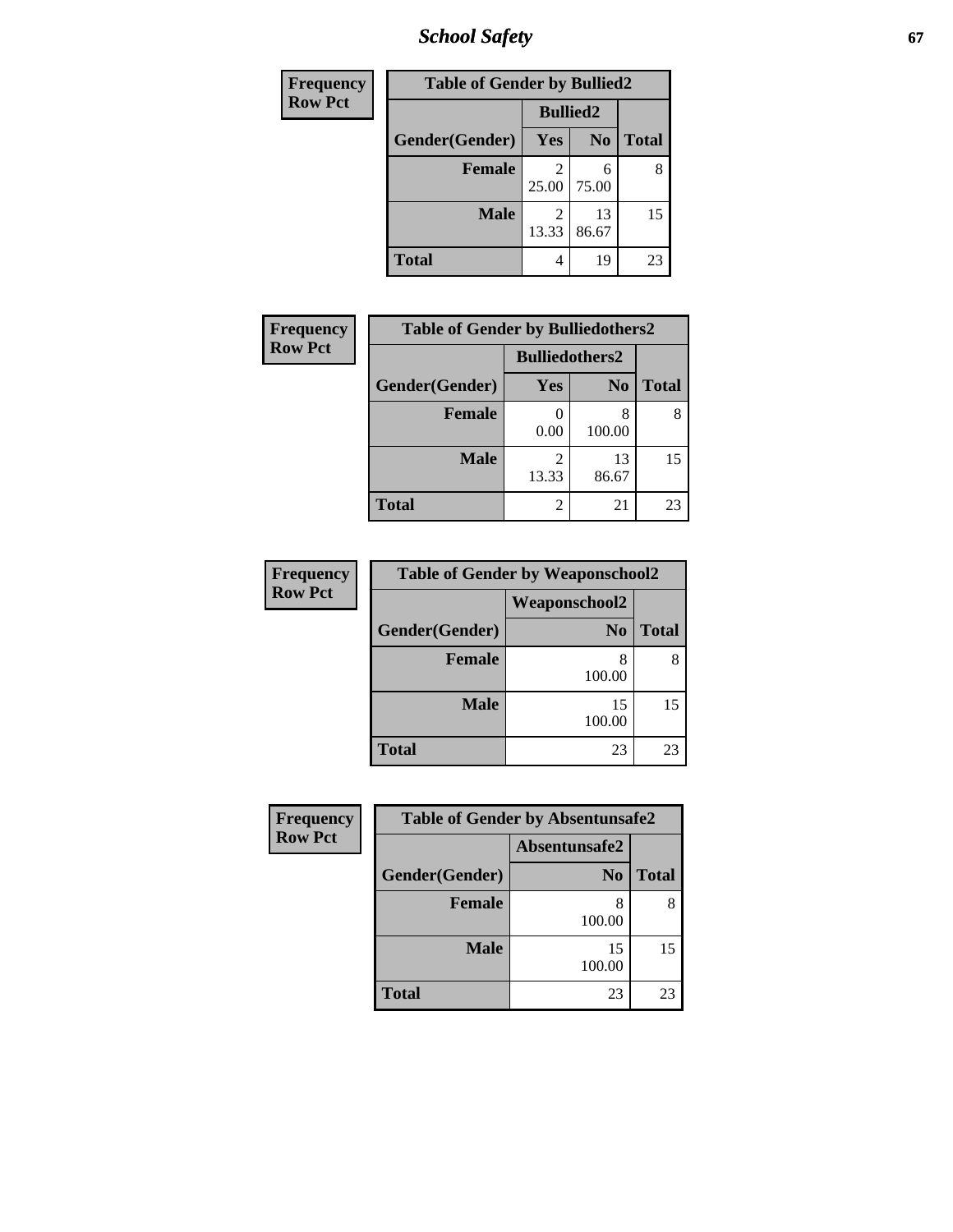| Frequency<br>Row Pct |
|---|

**Table of Gender by Bullied2**

| | Bullied2 | | |
|---|---|---|---|
| Gender(Gender) | Yes | No | Total |
| Female | 2<br>25.00 | 6<br>75.00 | 8 |
| Male | 2<br>13.33 | 13<br>86.67 | 15 |
| Total | 4 | 19 | 23 |

| Frequency<br>Row Pct |
|---|

**Table of Gender by Bulliedothers2**

| | Bulliedothers2 | | |
|---|---|---|---|
| Gender(Gender) | Yes | No | Total |
| Female | 0<br>0.00 | 8<br>100.00 | 8 |
| Male | 2<br>13.33 | 13<br>86.67 | 15 |
| Total | 2 | 21 | 23 |

| Frequency<br>Row Pct |
|---|

**Table of Gender by Weaponschool2**

| | Weaponschool2 | |
|---|---|---|
| Gender(Gender) | No | Total |
| Female | 8<br>100.00 | 8 |
| Male | 15<br>100.00 | 15 |
| Total | 23 | 23 |

| Frequency<br>Row Pct |
|---|

**Table of Gender by Absentunsafe2**

| | Absentunsafe2 | |
|---|---|---|
| Gender(Gender) | No | Total |
| Female | 8<br>100.00 | 8 |
| Male | 15<br>100.00 | 15 |
| Total | 23 | 23 |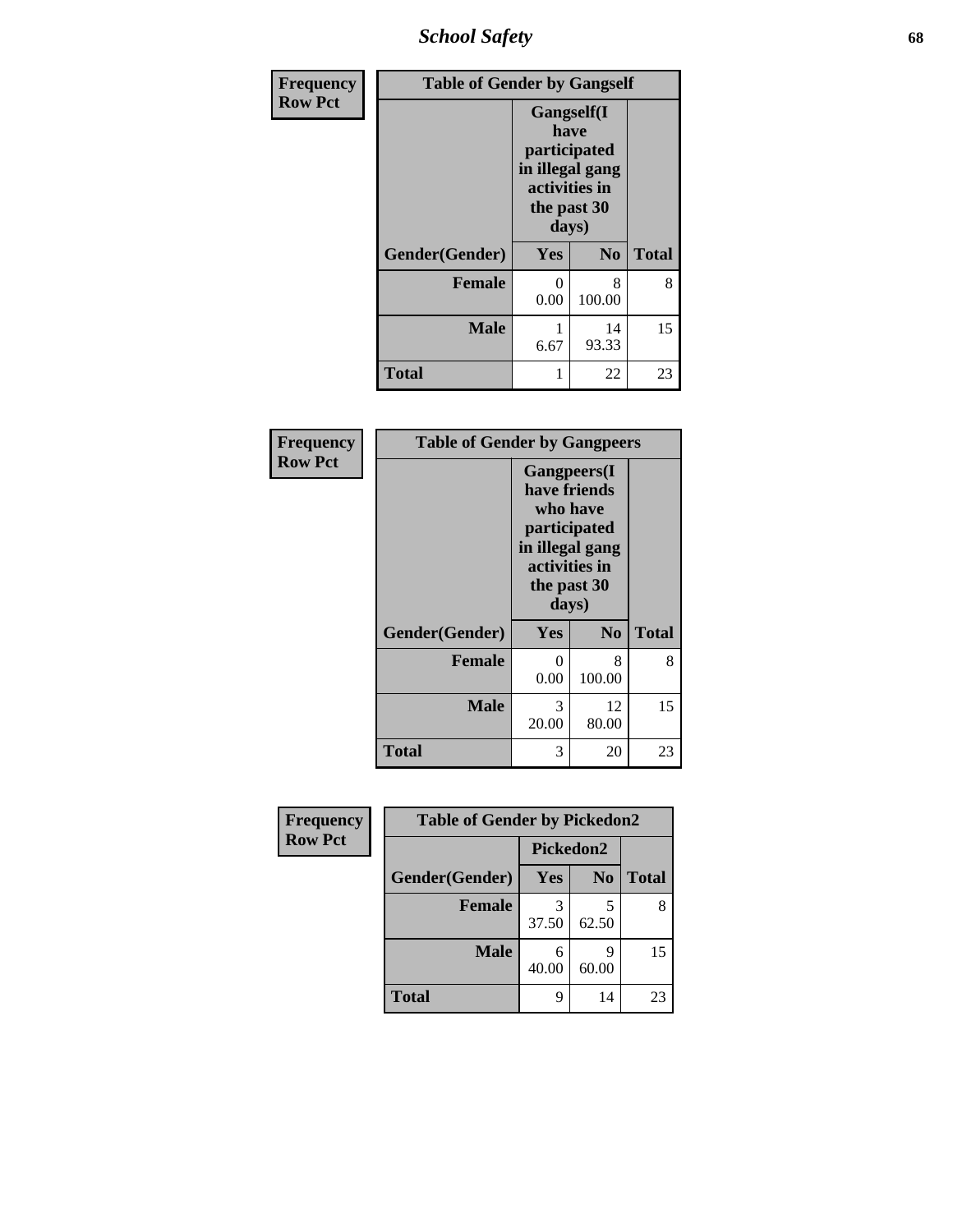| Frequency<br>Row Pct | Table of Gender by Gangself | | |
|---|---|---|---|
| | Gangself(I have participated in illegal gang activities in the past 30 days) | | |
| Gender(Gender) | Yes | No | Total |
| Female | 0<br>0.00 | 8<br>100.00 | 8 |
| Male | 1<br>6.67 | 14<br>93.33 | 15 |
| Total | 1 | 22 | 23 |

| Frequency<br>Row Pct | Table of Gender by Gangpeers | | |
|---|---|---|---|
| | Gangpeers(I have friends who have participated in illegal gang activities in the past 30 days) | | |
| Gender(Gender) | Yes | No | Total |
| Female | 0<br>0.00 | 8<br>100.00 | 8 |
| Male | 3<br>20.00 | 12<br>80.00 | 15 |
| Total | 3 | 20 | 23 |

| Frequency<br>Row Pct | Table of Gender by Pickedon2 | | |
|---|---|---|---|
| | Pickedon2 | | |
| Gender(Gender) | Yes | No | Total |
| Female | 3<br>37.50 | 5<br>62.50 | 8 |
| Male | 6<br>40.00 | 9<br>60.00 | 15 |
| Total | 9 | 14 | 23 |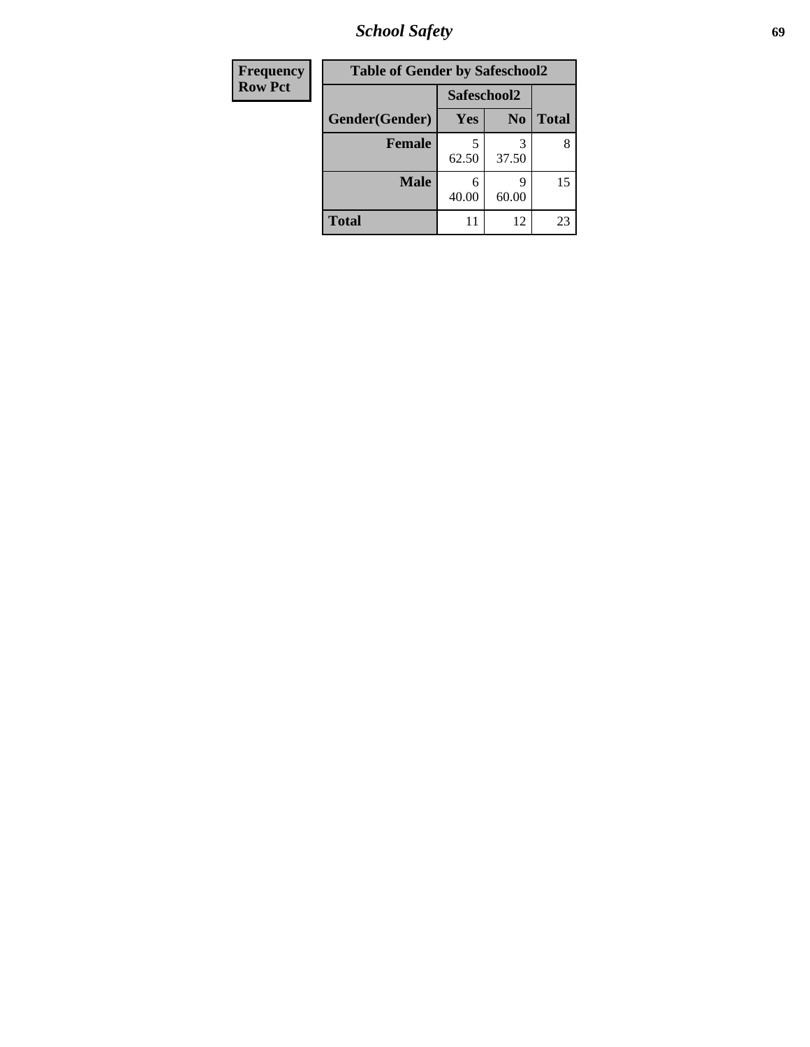| Frequency Row Pct | Table of Gender by Safeschool2 | | | |
|---|---|---|---|---|
| | | Safeschool2 | | |
| | Gender(Gender) | Yes | No | Total |
| | **Female** | 5<br>62.50 | 3<br>37.50 | 8 |
| | **Male** | 6<br>40.00 | 9<br>60.00 | 15 |
| | **Total** | 11 | 12 | 23 |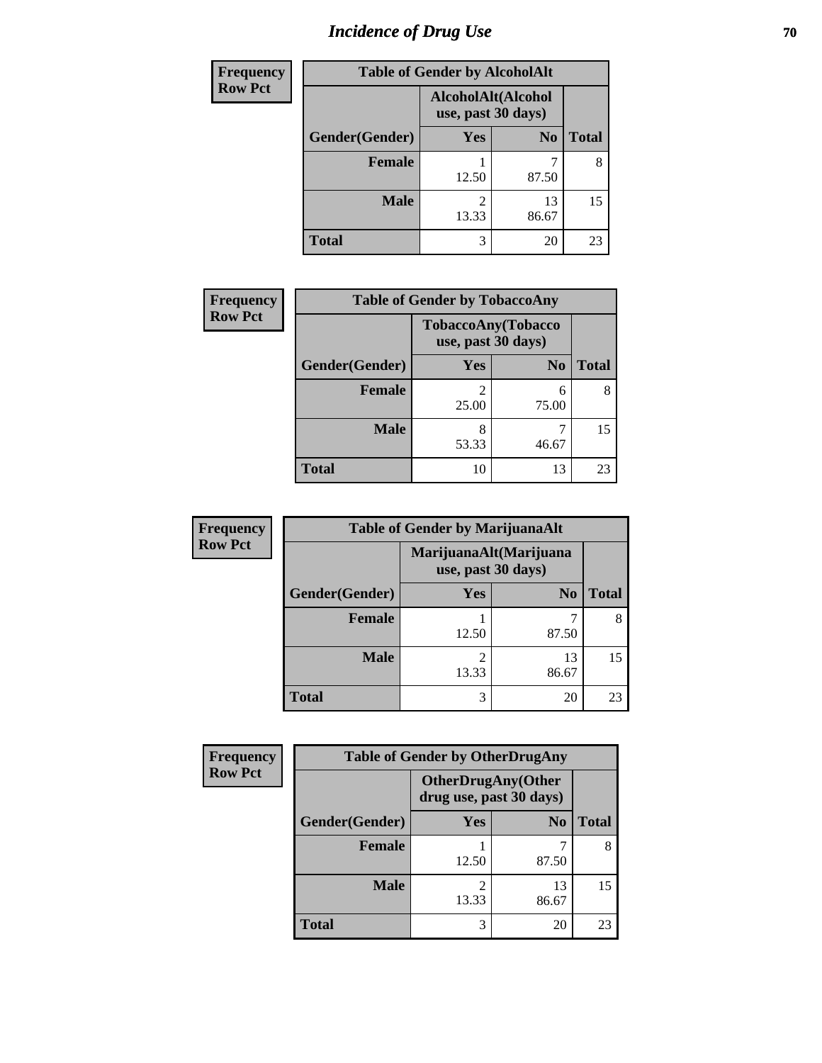# Incidence of Drug Use

| Frequency<br>Row Pct | | | |
|---|---|---|---|
| **Table of Gender by AlcoholAlt** | | | |
| | **AlcoholAlt(Alcohol use, past 30 days)** | | |
| **Gender(Gender)** | **Yes** | **No** | **Total** |
| **Female** | 1<br>12.50 | 7<br>87.50 | 8 |
| **Male** | 2<br>13.33 | 13<br>86.67 | 15 |
| **Total** | 3 | 20 | 23 |

| Frequency<br>Row Pct | | | |
|---|---|---|---|
| **Table of Gender by TobaccoAny** | | | |
| | **TobaccoAny(Tobacco use, past 30 days)** | | |
| **Gender(Gender)** | **Yes** | **No** | **Total** |
| **Female** | 2<br>25.00 | 6<br>75.00 | 8 |
| **Male** | 8<br>53.33 | 7<br>46.67 | 15 |
| **Total** | 10 | 13 | 23 |

| Frequency<br>Row Pct | | | |
|---|---|---|---|
| **Table of Gender by MarijuanaAlt** | | | |
| | **MarijuanaAlt(Marijuana use, past 30 days)** | | |
| **Gender(Gender)** | **Yes** | **No** | **Total** |
| **Female** | 1<br>12.50 | 7<br>87.50 | 8 |
| **Male** | 2<br>13.33 | 13<br>86.67 | 15 |
| **Total** | 3 | 20 | 23 |

| Frequency<br>Row Pct | | | |
|---|---|---|---|
| **Table of Gender by OtherDrugAny** | | | |
| | **OtherDrugAny(Other drug use, past 30 days)** | | |
| **Gender(Gender)** | **Yes** | **No** | **Total** |
| **Female** | 1<br>12.50 | 7<br>87.50 | 8 |
| **Male** | 2<br>13.33 | 13<br>86.67 | 15 |
| **Total** | 3 | 20 | 23 |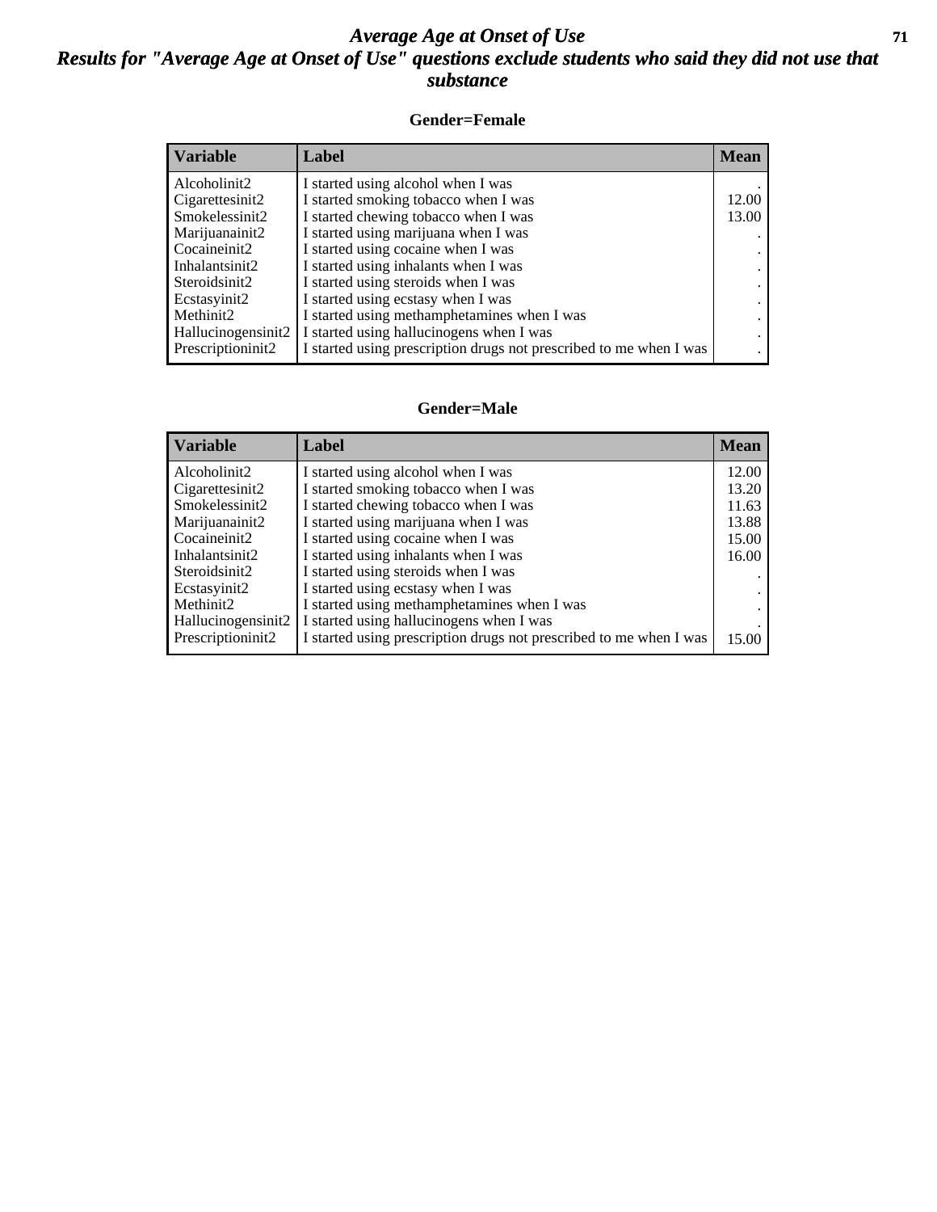# Average Age at Onset of Use

## Results for "Average Age at Onset of Use" questions exclude students who said they did not use that substance

### Gender=Female

| Variable | Label | Mean |
|---|---|---|
| Alcoholinit2 | I started using alcohol when I was | . |
| Cigarettesinit2 | I started smoking tobacco when I was | 12.00 |
| Smokelessinit2 | I started chewing tobacco when I was | 13.00 |
| Marijuanainit2 | I started using marijuana when I was | . |
| Cocaineinit2 | I started using cocaine when I was | . |
| Inhalantsinit2 | I started using inhalants when I was | . |
| Steroidsinit2 | I started using steroids when I was | . |
| Ecstasyinit2 | I started using ecstasy when I was | . |
| Methinit2 | I started using methamphetamines when I was | . |
| Hallucinogensinit2 | I started using hallucinogens when I was | . |
| Prescriptioninit2 | I started using prescription drugs not prescribed to me when I was | . |

### Gender=Male

| Variable | Label | Mean |
|---|---|---|
| Alcoholinit2 | I started using alcohol when I was | 12.00 |
| Cigarettesinit2 | I started smoking tobacco when I was | 13.20 |
| Smokelessinit2 | I started chewing tobacco when I was | 11.63 |
| Marijuanainit2 | I started using marijuana when I was | 13.88 |
| Cocaineinit2 | I started using cocaine when I was | 15.00 |
| Inhalantsinit2 | I started using inhalants when I was | 16.00 |
| Steroidsinit2 | I started using steroids when I was | . |
| Ecstasyinit2 | I started using ecstasy when I was | . |
| Methinit2 | I started using methamphetamines when I was | . |
| Hallucinogensinit2 | I started using hallucinogens when I was | . |
| Prescriptioninit2 | I started using prescription drugs not prescribed to me when I was | 15.00 |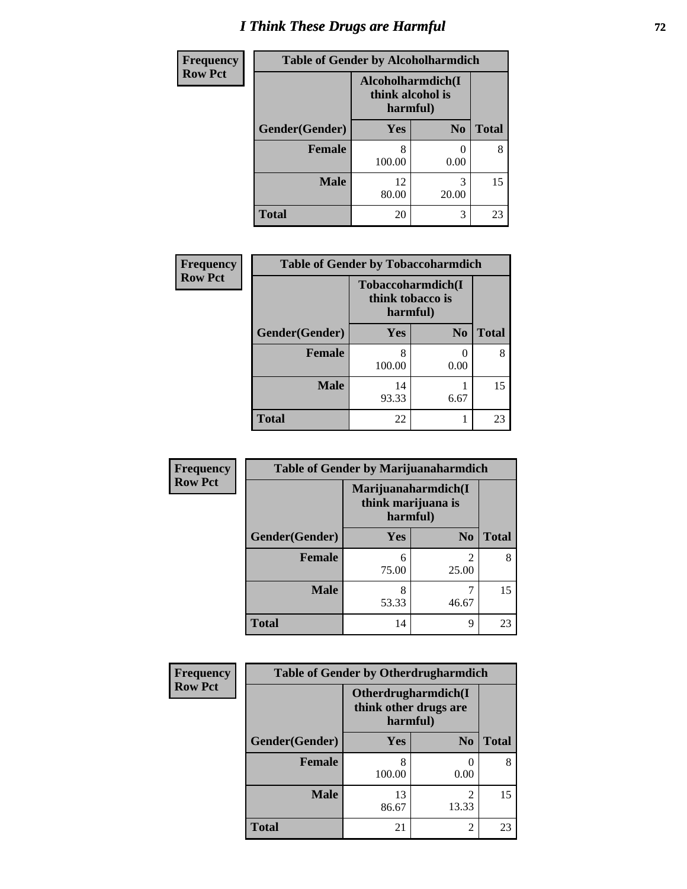# I Think These Drugs are Harmful

| Frequency Row Pct | Table of Gender by Alcoholharmdich | | |
|---|---|---|---|
| | Alcoholharmdich(I think alcohol is harmful) | | |
| Gender(Gender) | Yes | No | Total |
| Female | 8<br>100.00 | 0<br>0.00 | 8 |
| Male | 12<br>80.00 | 3<br>20.00 | 15 |
| Total | 20 | 3 | 23 |

| Frequency Row Pct | Table of Gender by Tobaccoharmdich | | |
|---|---|---|---|
| | Tobaccoharmdich(I think tobacco is harmful) | | |
| Gender(Gender) | Yes | No | Total |
| Female | 8<br>100.00 | 0<br>0.00 | 8 |
| Male | 14<br>93.33 | 1<br>6.67 | 15 |
| Total | 22 | 1 | 23 |

| Frequency Row Pct | Table of Gender by Marijuanaharmdich | | |
|---|---|---|---|
| | Marijuanaharmdich(I think marijuana is harmful) | | |
| Gender(Gender) | Yes | No | Total |
| Female | 6<br>75.00 | 2<br>25.00 | 8 |
| Male | 8<br>53.33 | 7<br>46.67 | 15 |
| Total | 14 | 9 | 23 |

| Frequency Row Pct | Table of Gender by Otherdrugharmdich | | |
|---|---|---|---|
| | Otherdrugharmdich(I think other drugs are harmful) | | |
| Gender(Gender) | Yes | No | Total |
| Female | 8<br>100.00 | 0<br>0.00 | 8 |
| Male | 13<br>86.67 | 2<br>13.33 | 15 |
| Total | 21 | 2 | 23 |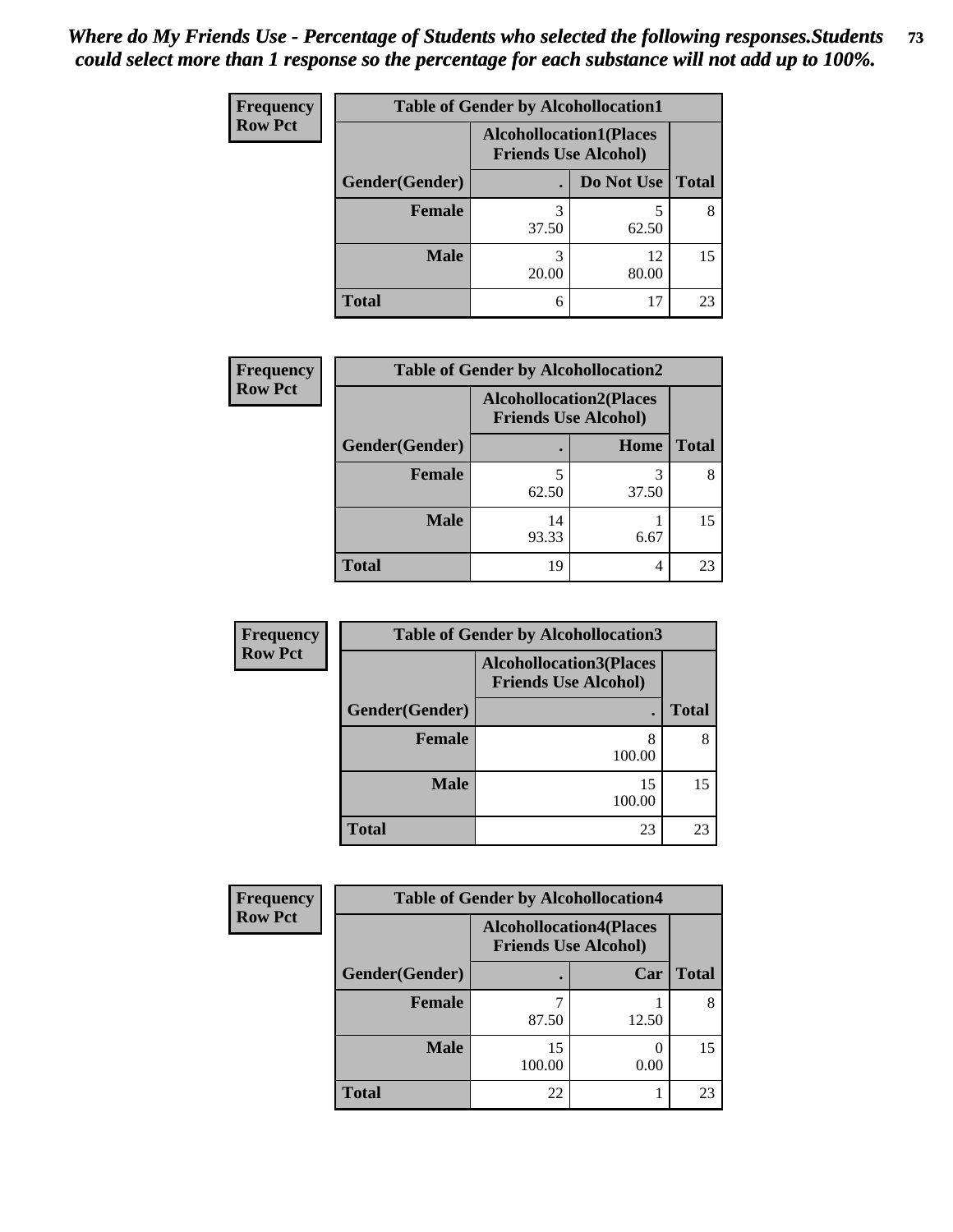*Where do My Friends Use - Percentage of Students who selected the following responses.Students could select more than 1 response so the percentage for each substance will not add up to 100%.*

| Frequency Row Pct | Table of Gender by Alcohollocation1 | | |
|---|---|---|---|
| | Alcohollocation1(Places Friends Use Alcohol) | | |
| Gender(Gender) | . | Do Not Use | Total |
| Female | 3<br>37.50 | 5<br>62.50 | 8 |
| Male | 3<br>20.00 | 12<br>80.00 | 15 |
| Total | 6 | 17 | 23 |

| Frequency Row Pct | Table of Gender by Alcohollocation2 | | |
|---|---|---|---|
| | Alcohollocation2(Places Friends Use Alcohol) | | |
| Gender(Gender) | . | Home | Total |
| Female | 5<br>62.50 | 3<br>37.50 | 8 |
| Male | 14<br>93.33 | 1<br>6.67 | 15 |
| Total | 19 | 4 | 23 |

| Frequency Row Pct | Table of Gender by Alcohollocation3 | |
|---|---|---|
| | Alcohollocation3(Places Friends Use Alcohol) | |
| Gender(Gender) | . | Total |
| Female | 8<br>100.00 | 8 |
| Male | 15<br>100.00 | 15 |
| Total | 23 | 23 |

| Frequency Row Pct | Table of Gender by Alcohollocation4 | | |
|---|---|---|---|
| | Alcohollocation4(Places Friends Use Alcohol) | | |
| Gender(Gender) | . | Car | Total |
| Female | 7<br>87.50 | 1<br>12.50 | 8 |
| Male | 15<br>100.00 | 0<br>0.00 | 15 |
| Total | 22 | 1 | 23 |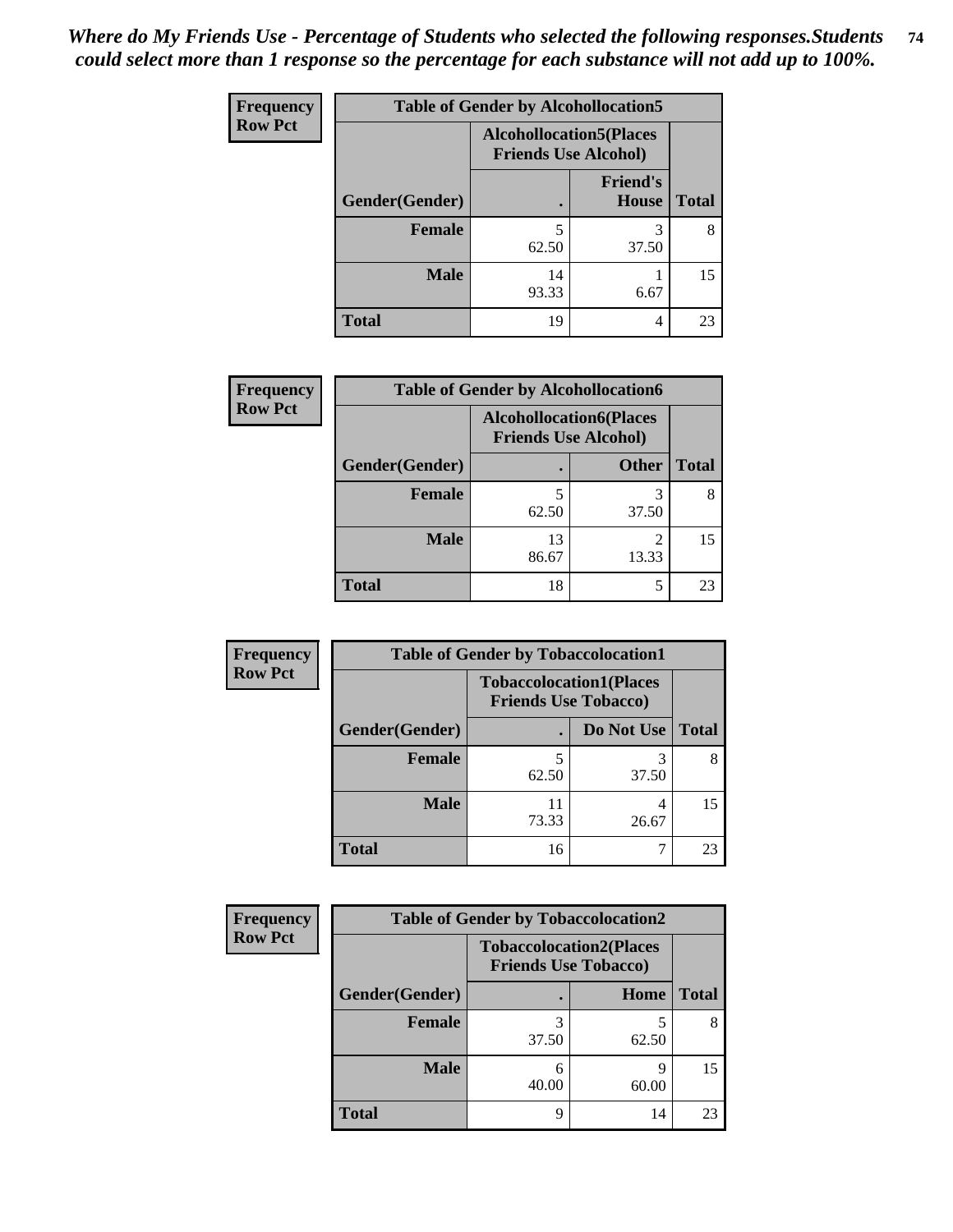*Where do My Friends Use - Percentage of Students who selected the following responses.Students could select more than 1 response so the percentage for each substance will not add up to 100%.*

**Frequency**
**Row Pct**

| Table of Gender by Alcohollocation5 | | | |
|---|---|---|---|
| | Alcohollocation5(Places Friends Use Alcohol) | | |
| Gender(Gender) | . | Friend's House | Total |
| **Female** | 5<br>62.50 | 3<br>37.50 | 8 |
| **Male** | 14<br>93.33 | 1<br>6.67 | 15 |
| **Total** | 19 | 4 | 23 |

**Frequency**
**Row Pct**

| Table of Gender by Alcohollocation6 | | | |
|---|---|---|---|
| | Alcohollocation6(Places Friends Use Alcohol) | | |
| Gender(Gender) | . | Other | Total |
| **Female** | 5<br>62.50 | 3<br>37.50 | 8 |
| **Male** | 13<br>86.67 | 2<br>13.33 | 15 |
| **Total** | 18 | 5 | 23 |

**Frequency**
**Row Pct**

| Table of Gender by Tobaccolocation1 | | | |
|---|---|---|---|
| | Tobaccolocation1(Places Friends Use Tobacco) | | |
| Gender(Gender) | . | Do Not Use | Total |
| **Female** | 5<br>62.50 | 3<br>37.50 | 8 |
| **Male** | 11<br>73.33 | 4<br>26.67 | 15 |
| **Total** | 16 | 7 | 23 |

**Frequency**
**Row Pct**

| Table of Gender by Tobaccolocation2 | | | |
|---|---|---|---|
| | Tobaccolocation2(Places Friends Use Tobacco) | | |
| Gender(Gender) | . | Home | Total |
| **Female** | 3<br>37.50 | 5<br>62.50 | 8 |
| **Male** | 6<br>40.00 | 9<br>60.00 | 15 |
| **Total** | 9 | 14 | 23 |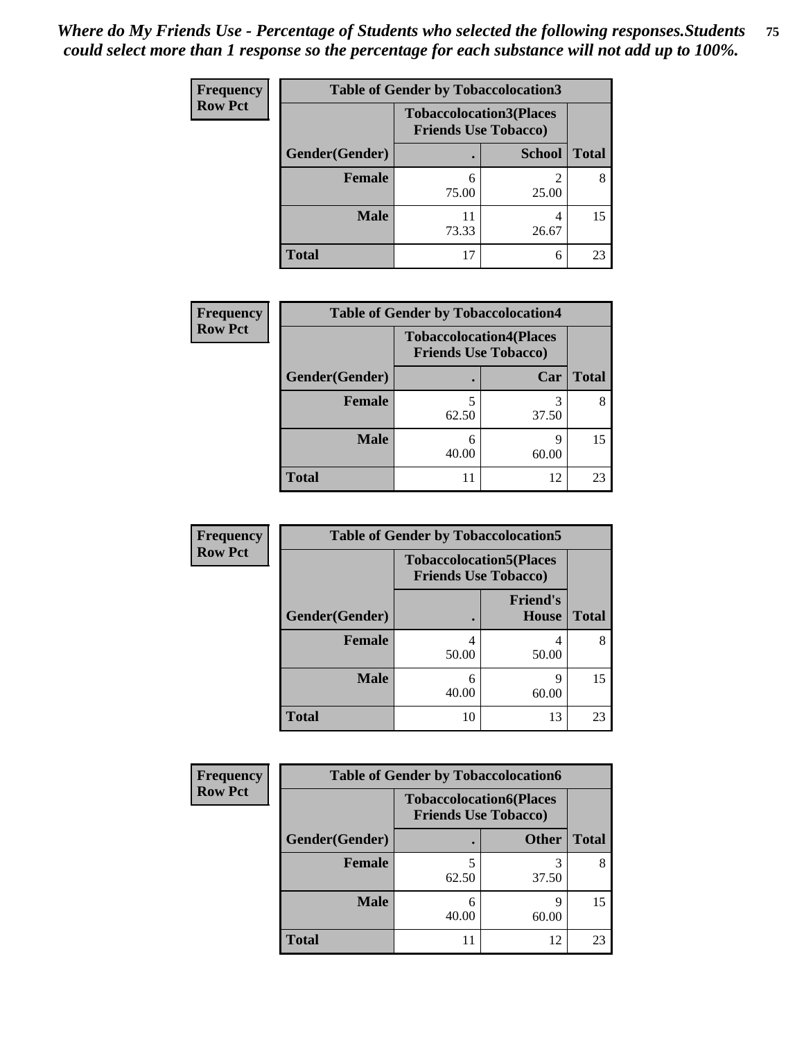*Where do My Friends Use - Percentage of Students who selected the following responses.Students could select more than 1 response so the percentage for each substance will not add up to 100%.*

**Frequency**
**Row Pct**

| Table of Gender by Tobaccolocation3 | | | |
|---|---|---|---|
| | Tobaccolocation3(Places Friends Use Tobacco) | | |
| Gender(Gender) | . | School | Total |
| Female | 6<br>75.00 | 2<br>25.00 | 8 |
| Male | 11<br>73.33 | 4<br>26.67 | 15 |
| Total | 17 | 6 | 23 |

**Frequency**
**Row Pct**

| Table of Gender by Tobaccolocation4 | | | |
|---|---|---|---|
| | Tobaccolocation4(Places Friends Use Tobacco) | | |
| Gender(Gender) | . | Car | Total |
| Female | 5<br>62.50 | 3<br>37.50 | 8 |
| Male | 6<br>40.00 | 9<br>60.00 | 15 |
| Total | 11 | 12 | 23 |

**Frequency**
**Row Pct**

| Table of Gender by Tobaccolocation5 | | | |
|---|---|---|---|
| | Tobaccolocation5(Places Friends Use Tobacco) | | |
| Gender(Gender) | . | Friend's House | Total |
| Female | 4<br>50.00 | 4<br>50.00 | 8 |
| Male | 6<br>40.00 | 9<br>60.00 | 15 |
| Total | 10 | 13 | 23 |

**Frequency**
**Row Pct**

| Table of Gender by Tobaccolocation6 | | | |
|---|---|---|---|
| | Tobaccolocation6(Places Friends Use Tobacco) | | |
| Gender(Gender) | . | Other | Total |
| Female | 5<br>62.50 | 3<br>37.50 | 8 |
| Male | 6<br>40.00 | 9<br>60.00 | 15 |
| Total | 11 | 12 | 23 |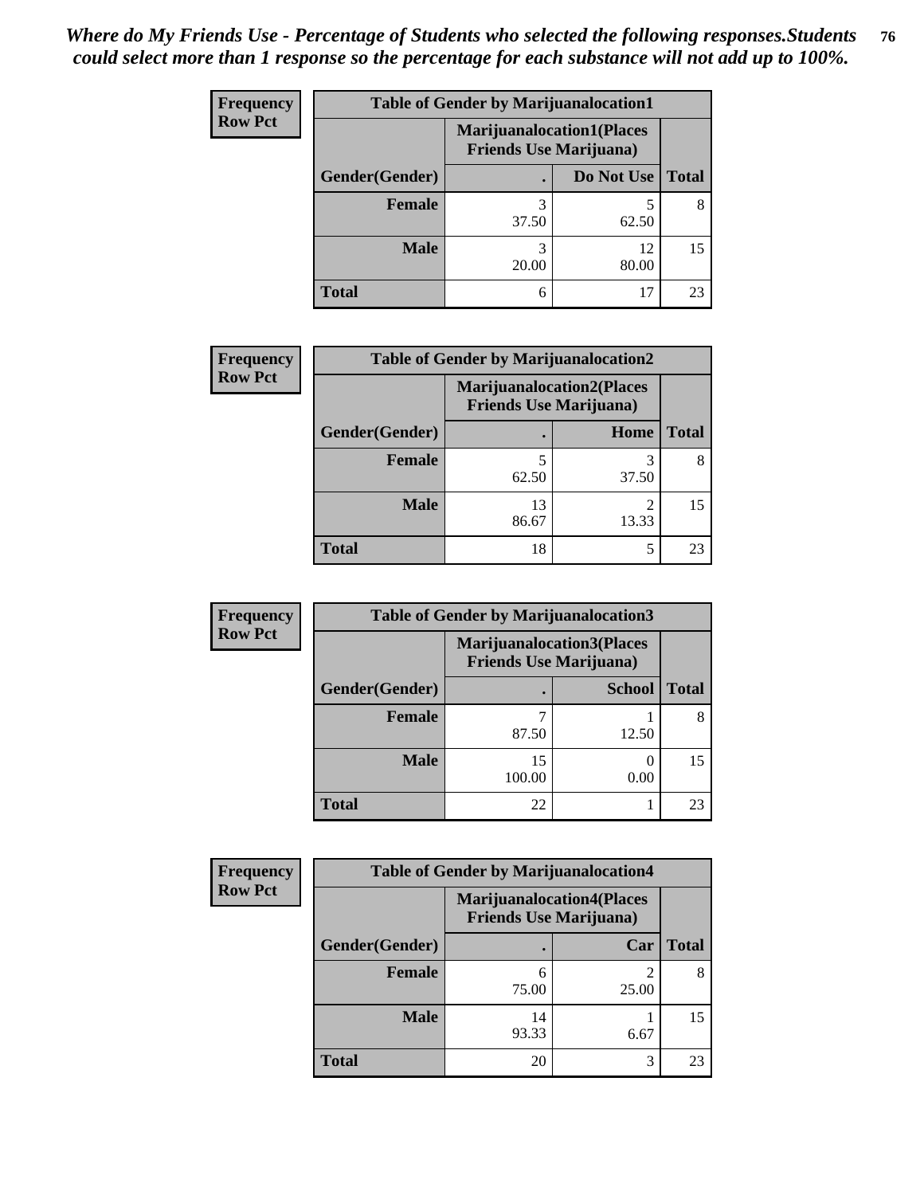*Where do My Friends Use - Percentage of Students who selected the following responses.Students could select more than 1 response so the percentage for each substance will not add up to 100%.*

**Frequency**
**Row Pct**

| Table of Gender by Marijuanalocation1 | | | |
|---|---|---|---|
| | Marijuanalocation1(Places Friends Use Marijuana) | | |
| Gender(Gender) | . | Do Not Use | Total |
| **Female** | 3<br>37.50 | 5<br>62.50 | 8 |
| **Male** | 3<br>20.00 | 12<br>80.00 | 15 |
| **Total** | 6 | 17 | 23 |

**Frequency**
**Row Pct**

| Table of Gender by Marijuanalocation2 | | | |
|---|---|---|---|
| | Marijuanalocation2(Places Friends Use Marijuana) | | |
| Gender(Gender) | . | Home | Total |
| **Female** | 5<br>62.50 | 3<br>37.50 | 8 |
| **Male** | 13<br>86.67 | 2<br>13.33 | 15 |
| **Total** | 18 | 5 | 23 |

**Frequency**
**Row Pct**

| Table of Gender by Marijuanalocation3 | | | |
|---|---|---|---|
| | Marijuanalocation3(Places Friends Use Marijuana) | | |
| Gender(Gender) | . | School | Total |
| **Female** | 7<br>87.50 | 1<br>12.50 | 8 |
| **Male** | 15<br>100.00 | 0<br>0.00 | 15 |
| **Total** | 22 | 1 | 23 |

**Frequency**
**Row Pct**

| Table of Gender by Marijuanalocation4 | | | |
|---|---|---|---|
| | Marijuanalocation4(Places Friends Use Marijuana) | | |
| Gender(Gender) | . | Car | Total |
| **Female** | 6<br>75.00 | 2<br>25.00 | 8 |
| **Male** | 14<br>93.33 | 1<br>6.67 | 15 |
| **Total** | 20 | 3 | 23 |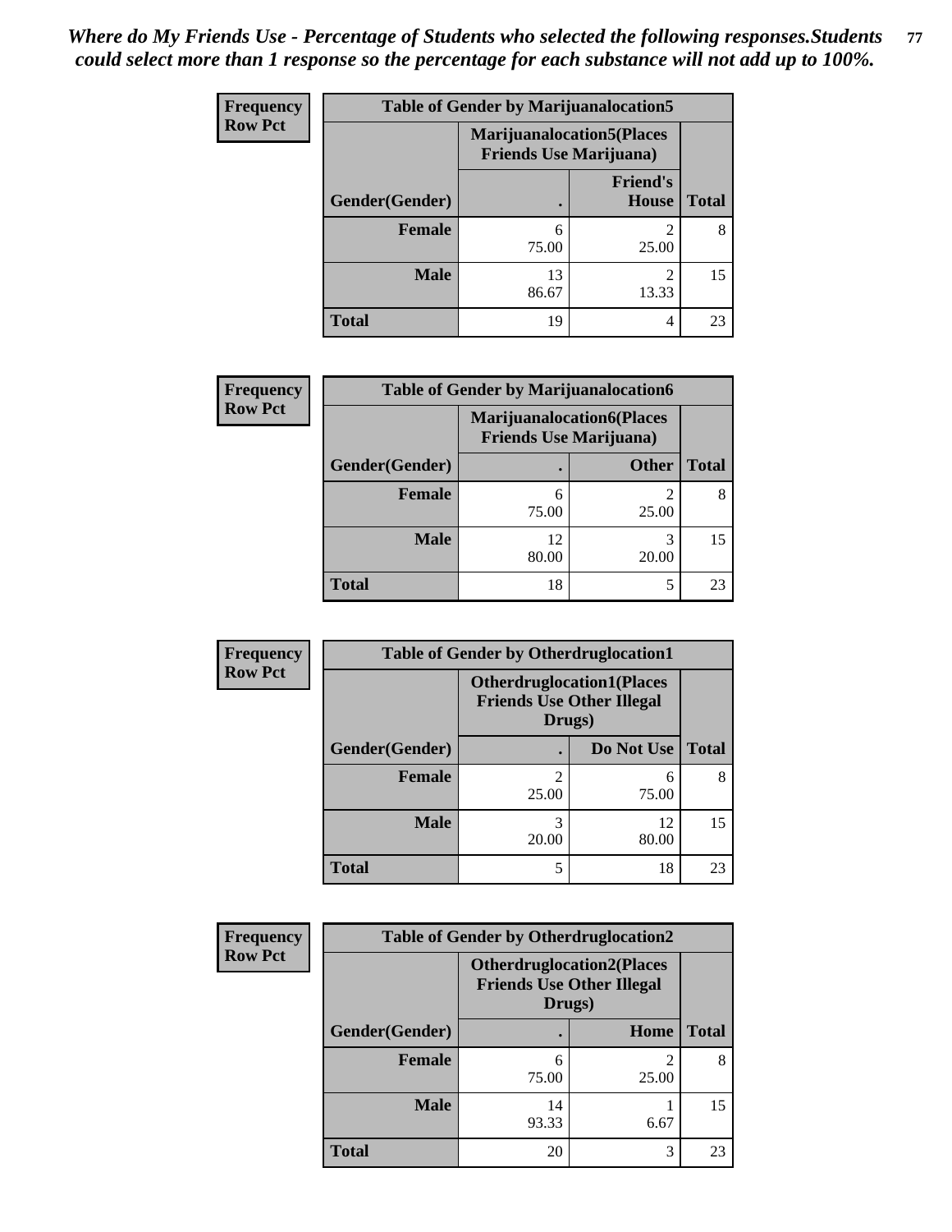*Where do My Friends Use - Percentage of Students who selected the following responses.Students could select more than 1 response so the percentage for each substance will not add up to 100%.*

**Frequency**
**Row Pct**

| Table of Gender by Marijuanalocation5 | | | |
|---|---|---|---|
| | Marijuanalocation5(Places Friends Use Marijuana) | | |
| Gender(Gender) | . | Friend's House | Total |
| Female | 6<br>75.00 | 2<br>25.00 | 8 |
| Male | 13<br>86.67 | 2<br>13.33 | 15 |
| Total | 19 | 4 | 23 |

**Frequency**
**Row Pct**

| Table of Gender by Marijuanalocation6 | | | |
|---|---|---|---|
| | Marijuanalocation6(Places Friends Use Marijuana) | | |
| Gender(Gender) | . | Other | Total |
| Female | 6<br>75.00 | 2<br>25.00 | 8 |
| Male | 12<br>80.00 | 3<br>20.00 | 15 |
| Total | 18 | 5 | 23 |

**Frequency**
**Row Pct**

| Table of Gender by Otherdruglocation1 | | | |
|---|---|---|---|
| | Otherdruglocation1(Places Friends Use Other Illegal Drugs) | | |
| Gender(Gender) | . | Do Not Use | Total |
| Female | 2<br>25.00 | 6<br>75.00 | 8 |
| Male | 3<br>20.00 | 12<br>80.00 | 15 |
| Total | 5 | 18 | 23 |

**Frequency**
**Row Pct**

| Table of Gender by Otherdruglocation2 | | | |
|---|---|---|---|
| | Otherdruglocation2(Places Friends Use Other Illegal Drugs) | | |
| Gender(Gender) | . | Home | Total |
| Female | 6<br>75.00 | 2<br>25.00 | 8 |
| Male | 14<br>93.33 | 1<br>6.67 | 15 |
| Total | 20 | 3 | 23 |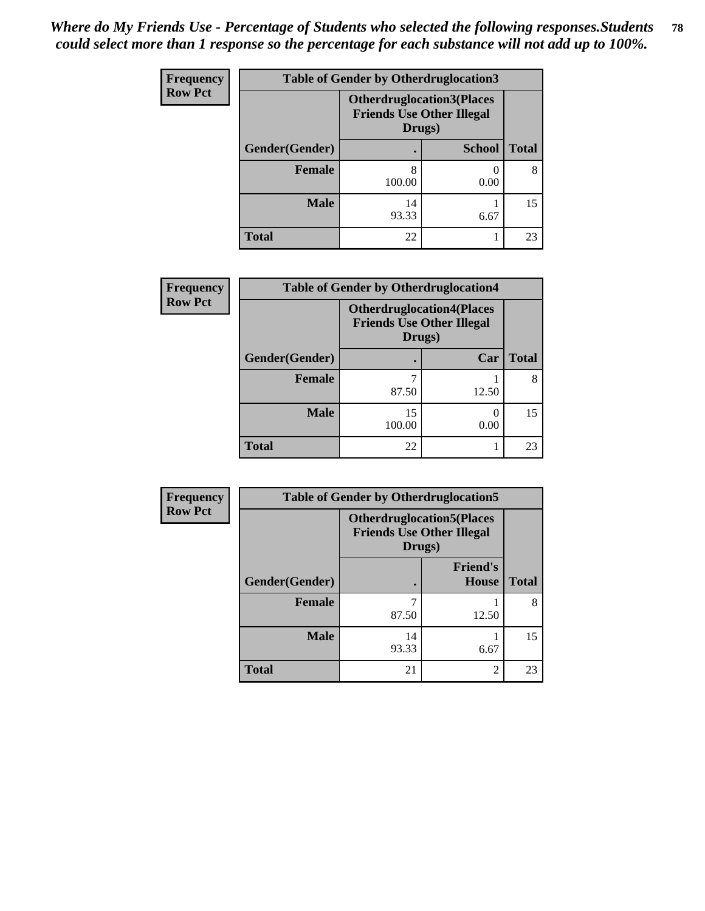*Where do My Friends Use - Percentage of Students who selected the following responses.Students could select more than 1 response so the percentage for each substance will not add up to 100%.*

**Frequency**
**Row Pct**

**Table of Gender by Otherdruglocation3**

| Gender(Gender) | Otherdruglocation3(Places Friends Use Other Illegal Drugs) . | School | Total |
|---|---|---|---|
| **Female** | 8<br>100.00 | 0<br>0.00 | 8 |
| **Male** | 14<br>93.33 | 1<br>6.67 | 15 |
| **Total** | 22 | 1 | 23 |

**Frequency**
**Row Pct**

**Table of Gender by Otherdruglocation4**

| Gender(Gender) | Otherdruglocation4(Places Friends Use Other Illegal Drugs) . | Car | Total |
|---|---|---|---|
| **Female** | 7<br>87.50 | 1<br>12.50 | 8 |
| **Male** | 15<br>100.00 | 0<br>0.00 | 15 |
| **Total** | 22 | 1 | 23 |

**Frequency**
**Row Pct**

**Table of Gender by Otherdruglocation5**

| Gender(Gender) | Otherdruglocation5(Places Friends Use Other Illegal Drugs) . | Friend's House | Total |
|---|---|---|---|
| **Female** | 7<br>87.50 | 1<br>12.50 | 8 |
| **Male** | 14<br>93.33 | 1<br>6.67 | 15 |
| **Total** | 21 | 2 | 23 |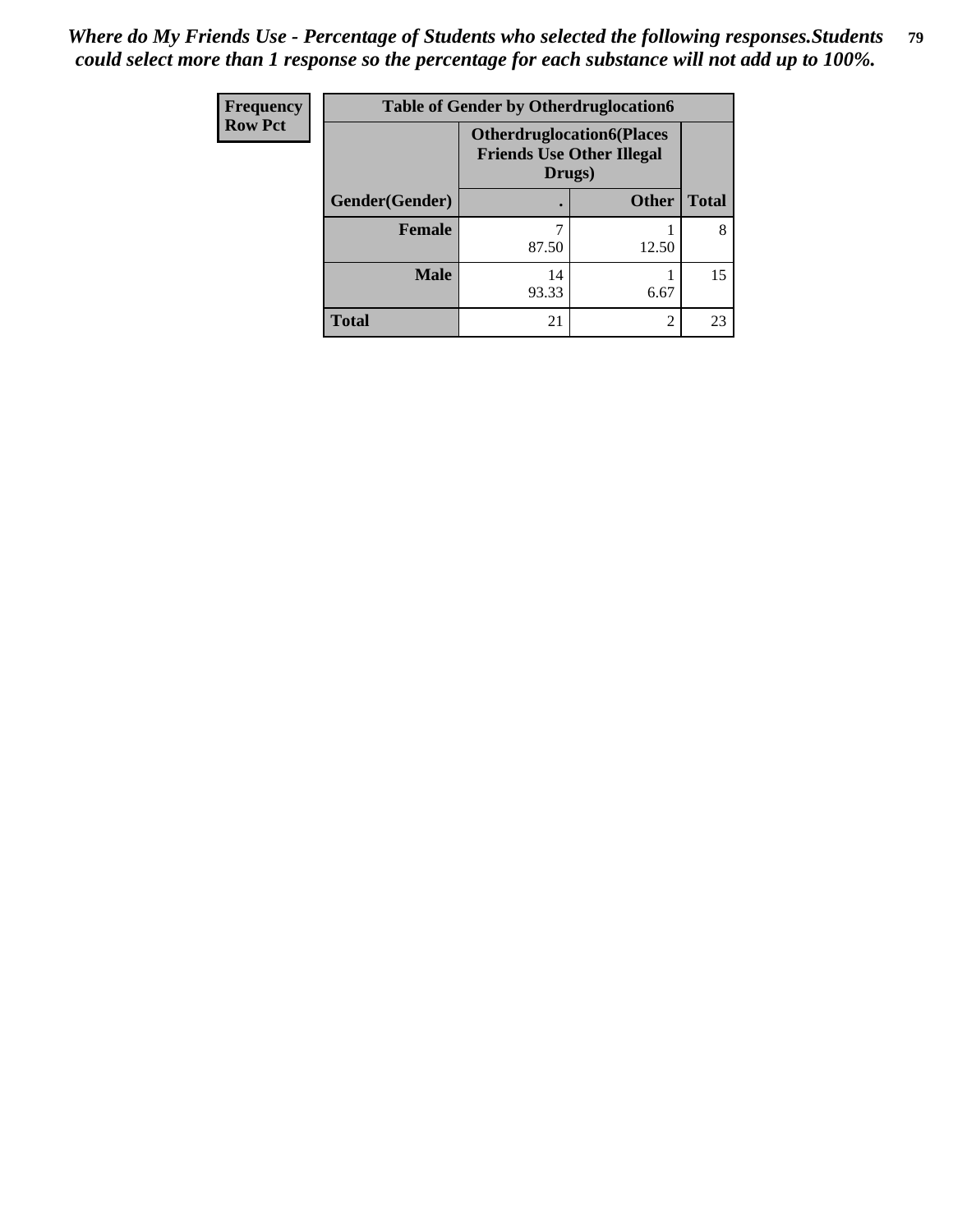*Where do My Friends Use - Percentage of Students who selected the following responses.Students could select more than 1 response so the percentage for each substance will not add up to 100%.*

| Frequency<br>Row Pct | Table of Gender by Otherdruglocation6 | | |
|---|---|---|---|
| | Otherdruglocation6(Places Friends Use Other Illegal Drugs) | | |
| Gender(Gender) | . | Other | Total |
| Female | 7<br>87.50 | 1<br>12.50 | 8 |
| Male | 14<br>93.33 | 1<br>6.67 | 15 |
| Total | 21 | 2 | 23 |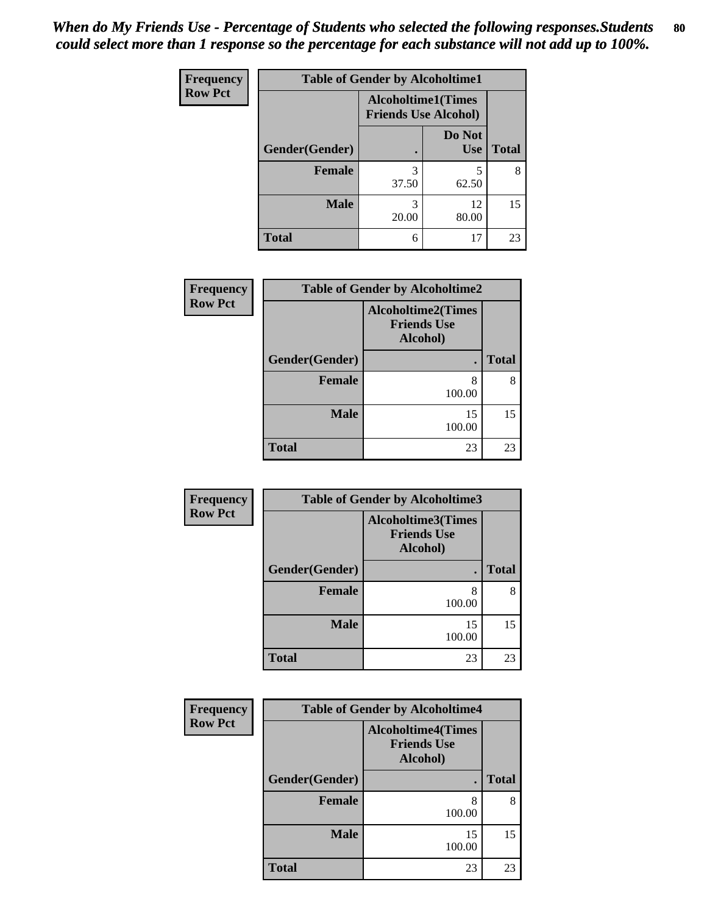*When do My Friends Use - Percentage of Students who selected the following responses.Students could select more than 1 response so the percentage for each substance will not add up to 100%.*

**Frequency**
**Row Pct**

| Table of Gender by Alcoholtime1 | | | |
|---|---|---|---|
| | Alcoholtime1(Times Friends Use Alcohol) | | |
| Gender(Gender) | . | Do Not Use | Total |
| **Female** | 3<br>37.50 | 5<br>62.50 | 8 |
| **Male** | 3<br>20.00 | 12<br>80.00 | 15 |
| **Total** | 6 | 17 | 23 |

**Frequency**
**Row Pct**

| Table of Gender by Alcoholtime2 | | |
|---|---|---|
| | Alcoholtime2(Times Friends Use Alcohol) | |
| Gender(Gender) | . | Total |
| **Female** | 8<br>100.00 | 8 |
| **Male** | 15<br>100.00 | 15 |
| **Total** | 23 | 23 |

**Frequency**
**Row Pct**

| Table of Gender by Alcoholtime3 | | |
|---|---|---|
| | Alcoholtime3(Times Friends Use Alcohol) | |
| Gender(Gender) | . | Total |
| **Female** | 8<br>100.00 | 8 |
| **Male** | 15<br>100.00 | 15 |
| **Total** | 23 | 23 |

**Frequency**
**Row Pct**

| Table of Gender by Alcoholtime4 | | |
|---|---|---|
| | Alcoholtime4(Times Friends Use Alcohol) | |
| Gender(Gender) | . | Total |
| **Female** | 8<br>100.00 | 8 |
| **Male** | 15<br>100.00 | 15 |
| **Total** | 23 | 23 |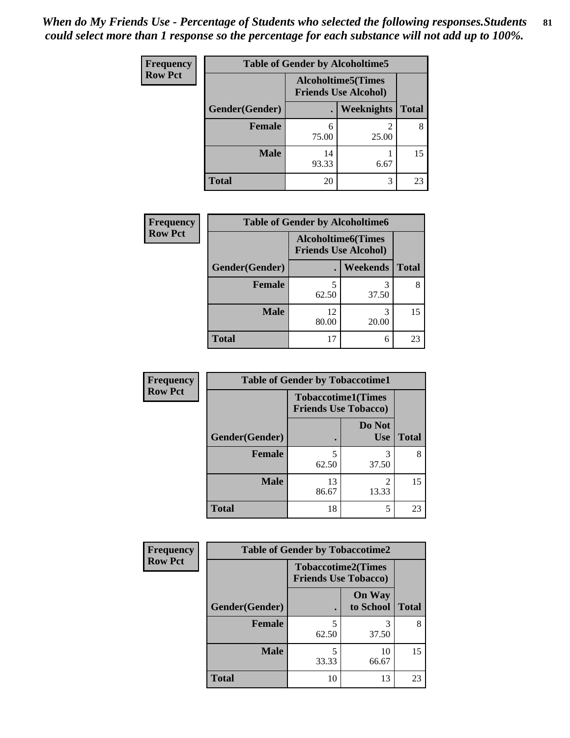*When do My Friends Use - Percentage of Students who selected the following responses.Students could select more than 1 response so the percentage for each substance will not add up to 100%.*

**Frequency**
**Row Pct**

| Table of Gender by Alcoholtime5 | | | |
|---|---|---|---|
| | Alcoholtime5(Times Friends Use Alcohol) | | |
| Gender(Gender) | . | Weeknights | Total |
| Female | 6<br>75.00 | 2<br>25.00 | 8 |
| Male | 14<br>93.33 | 1<br>6.67 | 15 |
| Total | 20 | 3 | 23 |

**Frequency**
**Row Pct**

| Table of Gender by Alcoholtime6 | | | |
|---|---|---|---|
| | Alcoholtime6(Times Friends Use Alcohol) | | |
| Gender(Gender) | . | Weekends | Total |
| Female | 5<br>62.50 | 3<br>37.50 | 8 |
| Male | 12<br>80.00 | 3<br>20.00 | 15 |
| Total | 17 | 6 | 23 |

**Frequency**
**Row Pct**

| Table of Gender by Tobaccotime1 | | | |
|---|---|---|---|
| | Tobaccotime1(Times Friends Use Tobacco) | | |
| Gender(Gender) | . | Do Not Use | Total |
| Female | 5<br>62.50 | 3<br>37.50 | 8 |
| Male | 13<br>86.67 | 2<br>13.33 | 15 |
| Total | 18 | 5 | 23 |

**Frequency**
**Row Pct**

| Table of Gender by Tobaccotime2 | | | |
|---|---|---|---|
| | Tobaccotime2(Times Friends Use Tobacco) | | |
| Gender(Gender) | . | On Way to School | Total |
| Female | 5<br>62.50 | 3<br>37.50 | 8 |
| Male | 5<br>33.33 | 10<br>66.67 | 15 |
| Total | 10 | 13 | 23 |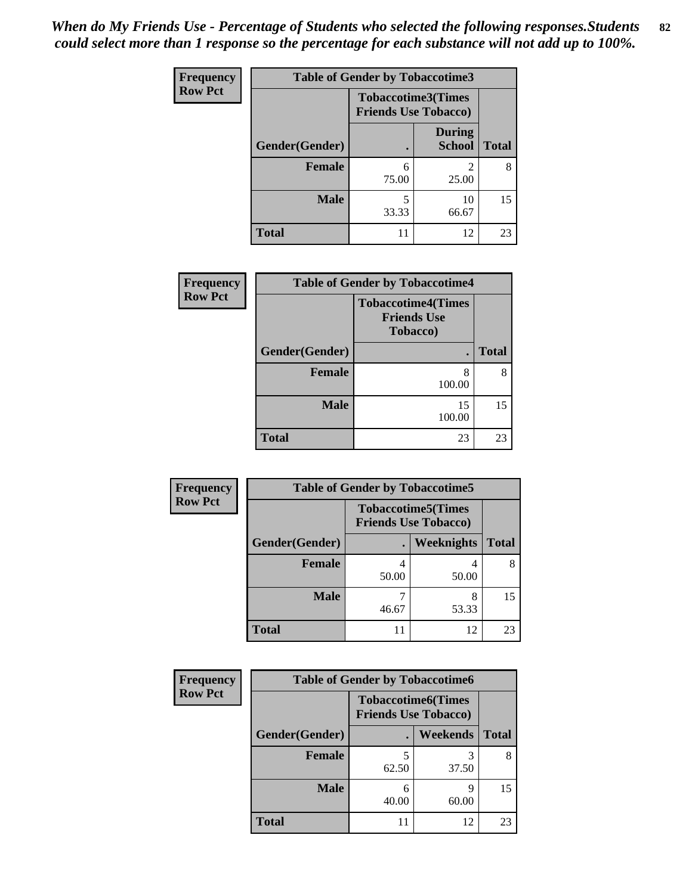*When do My Friends Use - Percentage of Students who selected the following responses.Students could select more than 1 response so the percentage for each substance will not add up to 100%.*

**Frequency**
**Row Pct**

| Table of Gender by Tobaccotime3 | | | |
|---|---|---|---|
| | Tobaccotime3(Times Friends Use Tobacco) | | |
| Gender(Gender) | . | During School | Total |
| **Female** | 6<br>75.00 | 2<br>25.00 | 8 |
| **Male** | 5<br>33.33 | 10<br>66.67 | 15 |
| **Total** | 11 | 12 | 23 |

**Frequency**
**Row Pct**

| Table of Gender by Tobaccotime4 | | |
|---|---|---|
| | Tobaccotime4(Times Friends Use Tobacco) | |
| Gender(Gender) | . | Total |
| **Female** | 8<br>100.00 | 8 |
| **Male** | 15<br>100.00 | 15 |
| **Total** | 23 | 23 |

**Frequency**
**Row Pct**

| Table of Gender by Tobaccotime5 | | | |
|---|---|---|---|
| | Tobaccotime5(Times Friends Use Tobacco) | | |
| Gender(Gender) | . | Weeknights | Total |
| **Female** | 4<br>50.00 | 4<br>50.00 | 8 |
| **Male** | 7<br>46.67 | 8<br>53.33 | 15 |
| **Total** | 11 | 12 | 23 |

**Frequency**
**Row Pct**

| Table of Gender by Tobaccotime6 | | | |
|---|---|---|---|
| | Tobaccotime6(Times Friends Use Tobacco) | | |
| Gender(Gender) | . | Weekends | Total |
| **Female** | 5<br>62.50 | 3<br>37.50 | 8 |
| **Male** | 6<br>40.00 | 9<br>60.00 | 15 |
| **Total** | 11 | 12 | 23 |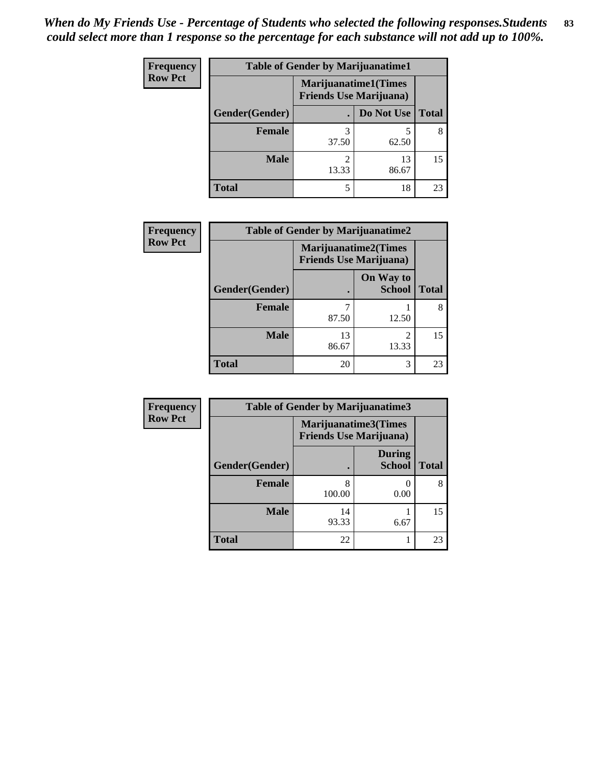*When do My Friends Use - Percentage of Students who selected the following responses.Students could select more than 1 response so the percentage for each substance will not add up to 100%.*

**Frequency**
**Row Pct**

| Table of Gender by Marijuanatime1 | | | |
|---|---|---|---|
| | Marijuanatime1(Times Friends Use Marijuana) | | |
| Gender(Gender) | . | Do Not Use | Total |
| Female | 3<br>37.50 | 5<br>62.50 | 8 |
| Male | 2<br>13.33 | 13<br>86.67 | 15 |
| Total | 5 | 18 | 23 |

**Frequency**
**Row Pct**

| Table of Gender by Marijuanatime2 | | | |
|---|---|---|---|
| | Marijuanatime2(Times Friends Use Marijuana) | | |
| Gender(Gender) | . | On Way to School | Total |
| Female | 7<br>87.50 | 1<br>12.50 | 8 |
| Male | 13<br>86.67 | 2<br>13.33 | 15 |
| Total | 20 | 3 | 23 |

**Frequency**
**Row Pct**

| Table of Gender by Marijuanatime3 | | | |
|---|---|---|---|
| | Marijuanatime3(Times Friends Use Marijuana) | | |
| Gender(Gender) | . | During School | Total |
| Female | 8<br>100.00 | 0<br>0.00 | 8 |
| Male | 14<br>93.33 | 1<br>6.67 | 15 |
| Total | 22 | 1 | 23 |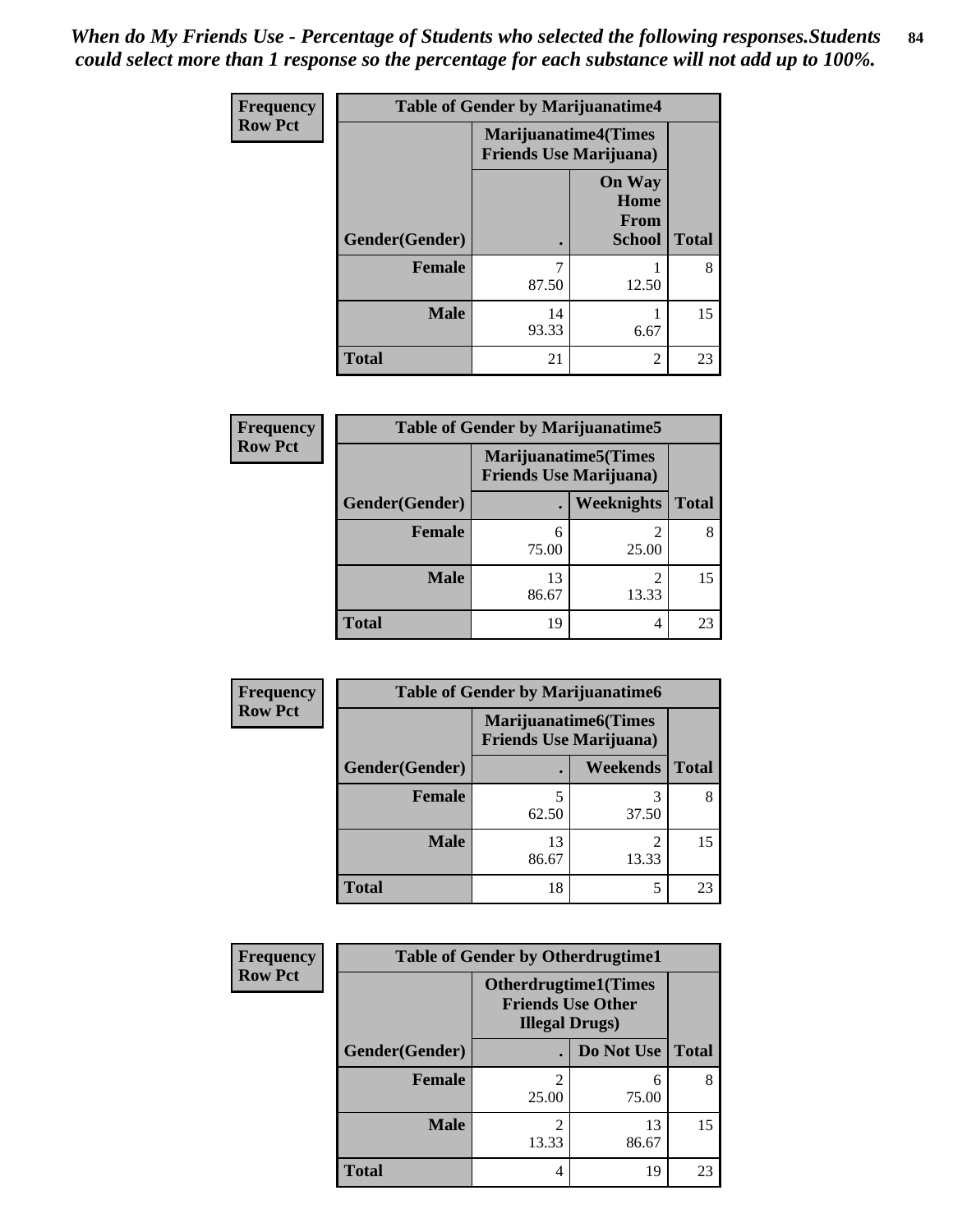*When do My Friends Use - Percentage of Students who selected the following responses.Students could select more than 1 response so the percentage for each substance will not add up to 100%.*

**Frequency**
**Row Pct**

| Table of Gender by Marijuanatime4 | | | |
|---|---|---|---|
| | Marijuanatime4(Times Friends Use Marijuana) | | |
| Gender(Gender) | . | On Way Home From School | Total |
| **Female** | 7<br>87.50 | 1<br>12.50 | 8 |
| **Male** | 14<br>93.33 | 1<br>6.67 | 15 |
| **Total** | 21 | 2 | 23 |

**Frequency**
**Row Pct**

| Table of Gender by Marijuanatime5 | | | |
|---|---|---|---|
| | Marijuanatime5(Times Friends Use Marijuana) | | |
| Gender(Gender) | . | Weeknights | Total |
| **Female** | 6<br>75.00 | 2<br>25.00 | 8 |
| **Male** | 13<br>86.67 | 2<br>13.33 | 15 |
| **Total** | 19 | 4 | 23 |

**Frequency**
**Row Pct**

| Table of Gender by Marijuanatime6 | | | |
|---|---|---|---|
| | Marijuanatime6(Times Friends Use Marijuana) | | |
| Gender(Gender) | . | Weekends | Total |
| **Female** | 5<br>62.50 | 3<br>37.50 | 8 |
| **Male** | 13<br>86.67 | 2<br>13.33 | 15 |
| **Total** | 18 | 5 | 23 |

**Frequency**
**Row Pct**

| Table of Gender by Otherdrugtime1 | | | |
|---|---|---|---|
| | Otherdrugtime1(Times Friends Use Other Illegal Drugs) | | |
| Gender(Gender) | . | Do Not Use | Total |
| **Female** | 2<br>25.00 | 6<br>75.00 | 8 |
| **Male** | 2<br>13.33 | 13<br>86.67 | 15 |
| **Total** | 4 | 19 | 23 |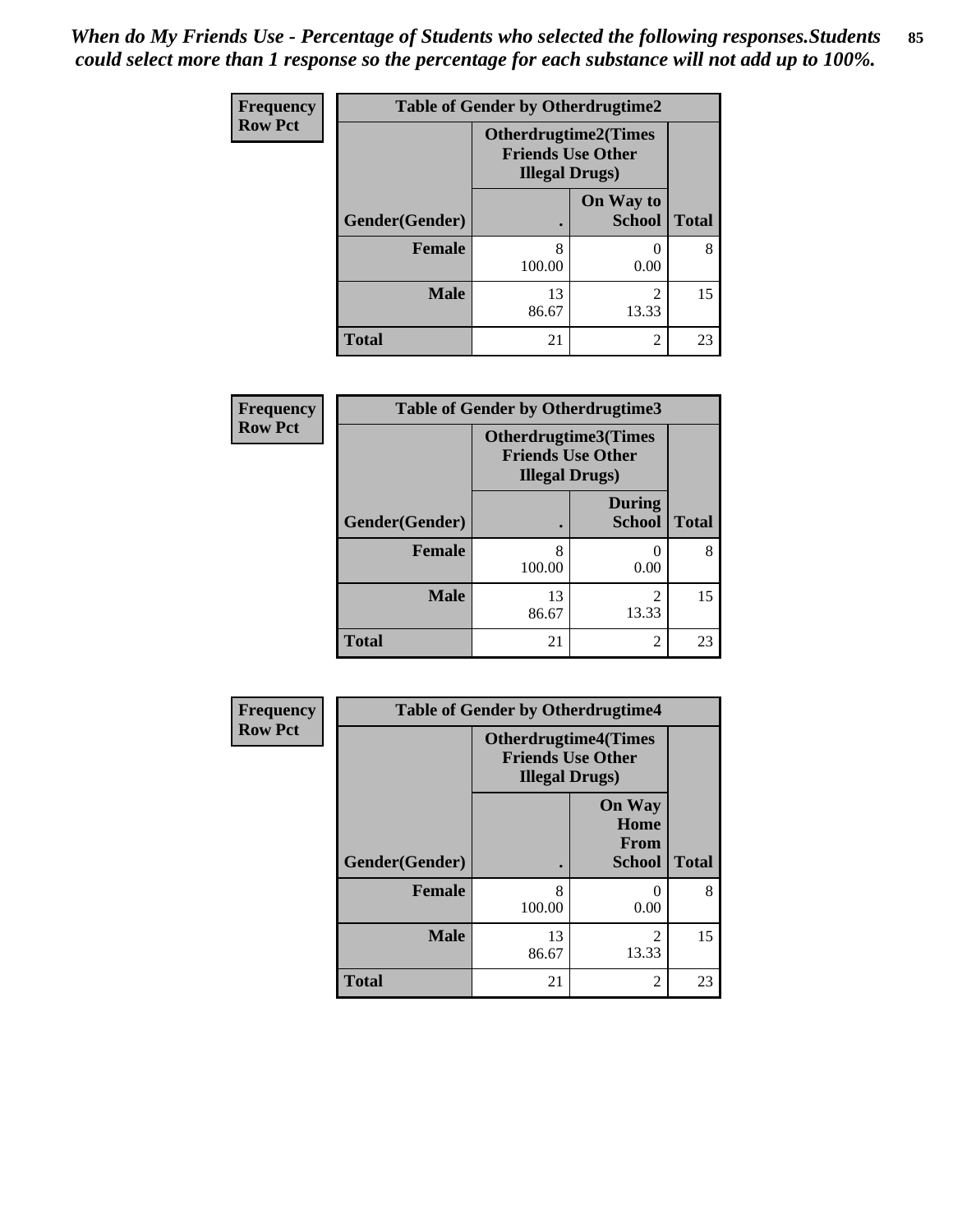*When do My Friends Use - Percentage of Students who selected the following responses.Students could select more than 1 response so the percentage for each substance will not add up to 100%.*

**Frequency**
**Row Pct**

| Table of Gender by Otherdrugtime2 | | | |
|---|---|---|---|
| | Otherdrugtime2(Times Friends Use Other Illegal Drugs) | | |
| Gender(Gender) | . | On Way to School | Total |
| **Female** | 8<br>100.00 | 0<br>0.00 | 8 |
| **Male** | 13<br>86.67 | 2<br>13.33 | 15 |
| **Total** | 21 | 2 | 23 |

**Frequency**
**Row Pct**

| Table of Gender by Otherdrugtime3 | | | |
|---|---|---|---|
| | Otherdrugtime3(Times Friends Use Other Illegal Drugs) | | |
| Gender(Gender) | . | During School | Total |
| **Female** | 8<br>100.00 | 0<br>0.00 | 8 |
| **Male** | 13<br>86.67 | 2<br>13.33 | 15 |
| **Total** | 21 | 2 | 23 |

**Frequency**
**Row Pct**

| Table of Gender by Otherdrugtime4 | | | |
|---|---|---|---|
| | Otherdrugtime4(Times Friends Use Other Illegal Drugs) | | |
| Gender(Gender) | . | On Way Home From School | Total |
| **Female** | 8<br>100.00 | 0<br>0.00 | 8 |
| **Male** | 13<br>86.67 | 2<br>13.33 | 15 |
| **Total** | 21 | 2 | 23 |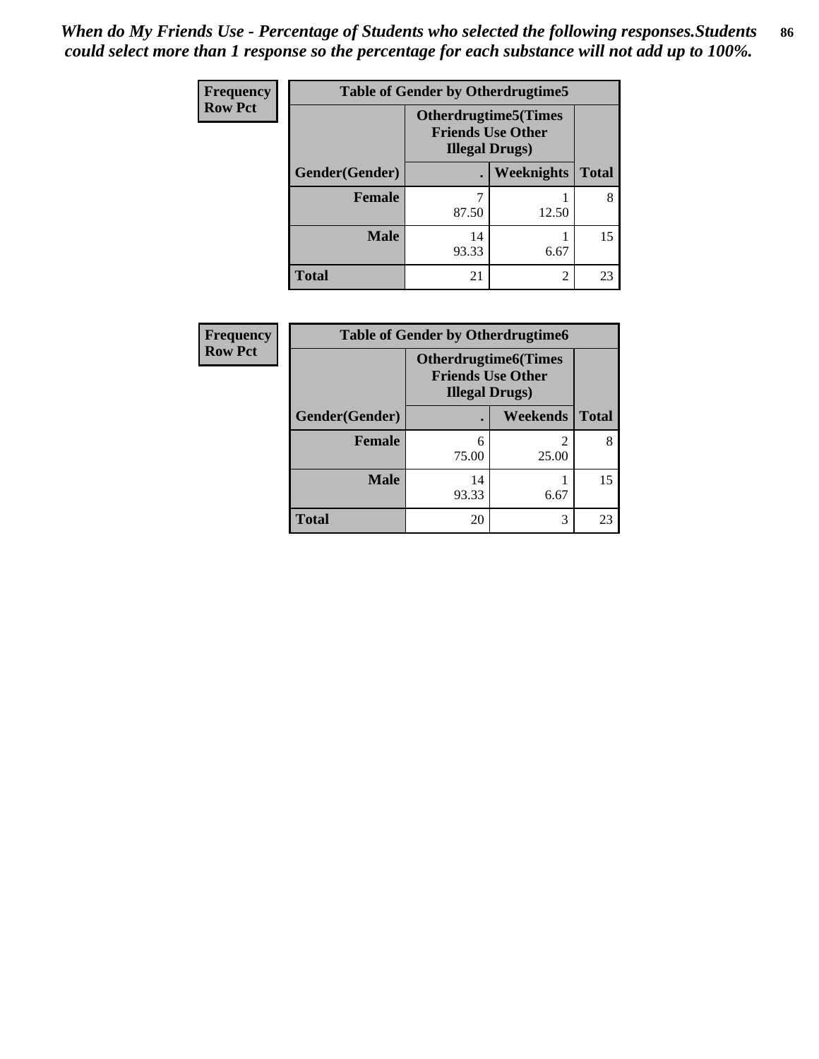*When do My Friends Use - Percentage of Students who selected the following responses.Students could select more than 1 response so the percentage for each substance will not add up to 100%.*

**Frequency**
**Row Pct**

**Table of Gender by Otherdrugtime5**

| | Otherdrugtime5(Times Friends Use Other Illegal Drugs) | | |
|---|---|---|---|
| **Gender(Gender)** | **.** | **Weeknights** | **Total** |
| **Female** | 7<br>87.50 | 1<br>12.50 | 8 |
| **Male** | 14<br>93.33 | 1<br>6.67 | 15 |
| **Total** | 21 | 2 | 23 |

**Frequency**
**Row Pct**

**Table of Gender by Otherdrugtime6**

| | Otherdrugtime6(Times Friends Use Other Illegal Drugs) | | |
|---|---|---|---|
| **Gender(Gender)** | **.** | **Weekends** | **Total** |
| **Female** | 6<br>75.00 | 2<br>25.00 | 8 |
| **Male** | 14<br>93.33 | 1<br>6.67 | 15 |
| **Total** | 20 | 3 | 23 |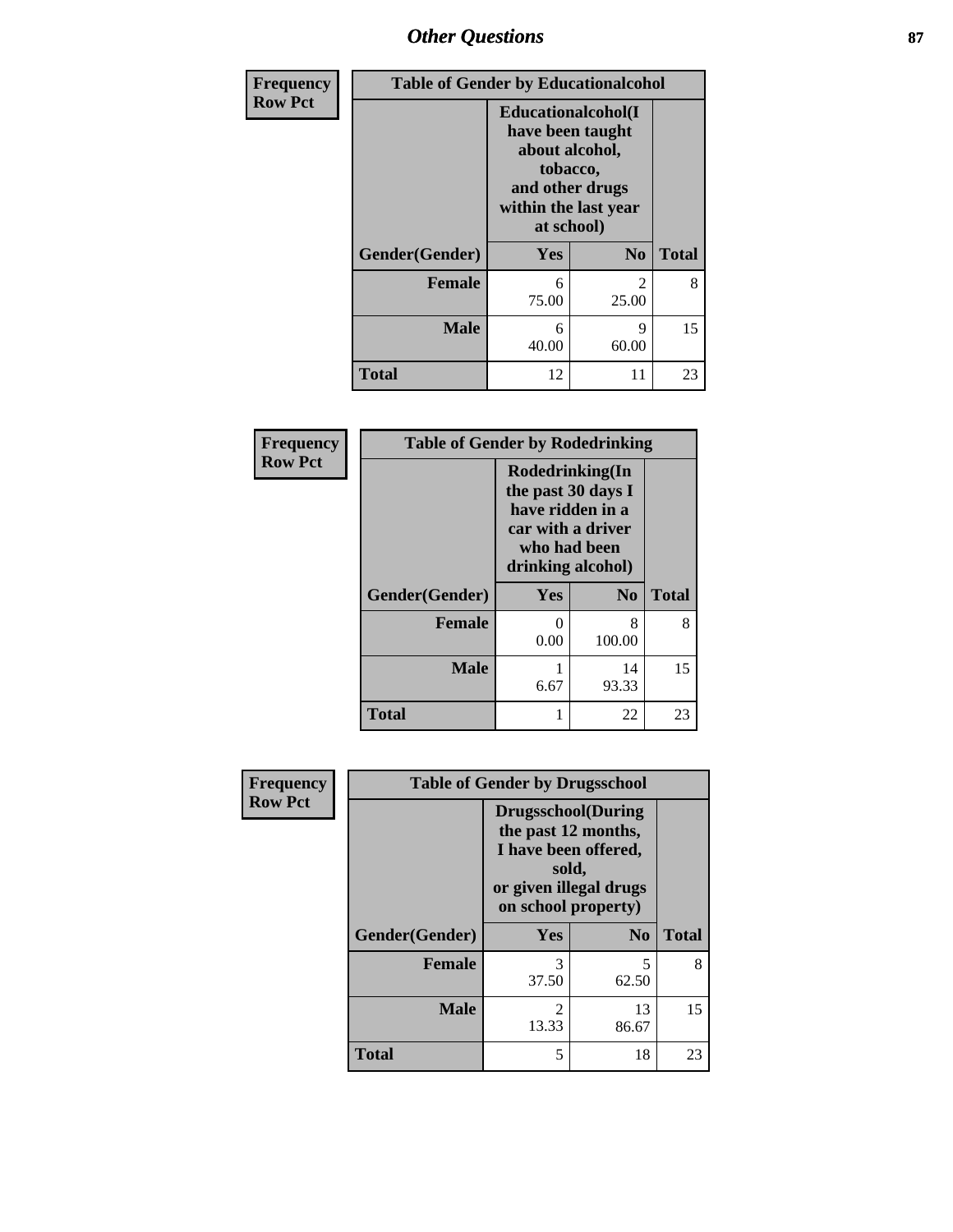| Frequency Row Pct | Table of Gender by Educationalcohol | | |
|---|---|---|---|
| | Educationalcohol(I have been taught about alcohol, tobacco, and other drugs within the last year at school) | | |
| Gender(Gender) | Yes | No | Total |
| Female | 6<br>75.00 | 2<br>25.00 | 8 |
| Male | 6<br>40.00 | 9<br>60.00 | 15 |
| Total | 12 | 11 | 23 |

| Frequency Row Pct | Table of Gender by Rodedrinking | | |
|---|---|---|---|
| | Rodedrinking(In the past 30 days I have ridden in a car with a driver who had been drinking alcohol) | | |
| Gender(Gender) | Yes | No | Total |
| Female | 0<br>0.00 | 8<br>100.00 | 8 |
| Male | 1<br>6.67 | 14<br>93.33 | 15 |
| Total | 1 | 22 | 23 |

| Frequency Row Pct | Table of Gender by Drugsschool | | |
|---|---|---|---|
| | Drugsschool(During the past 12 months, I have been offered, sold, or given illegal drugs on school property) | | |
| Gender(Gender) | Yes | No | Total |
| Female | 3<br>37.50 | 5<br>62.50 | 8 |
| Male | 2<br>13.33 | 13<br>86.67 | 15 |
| Total | 5 | 18 | 23 |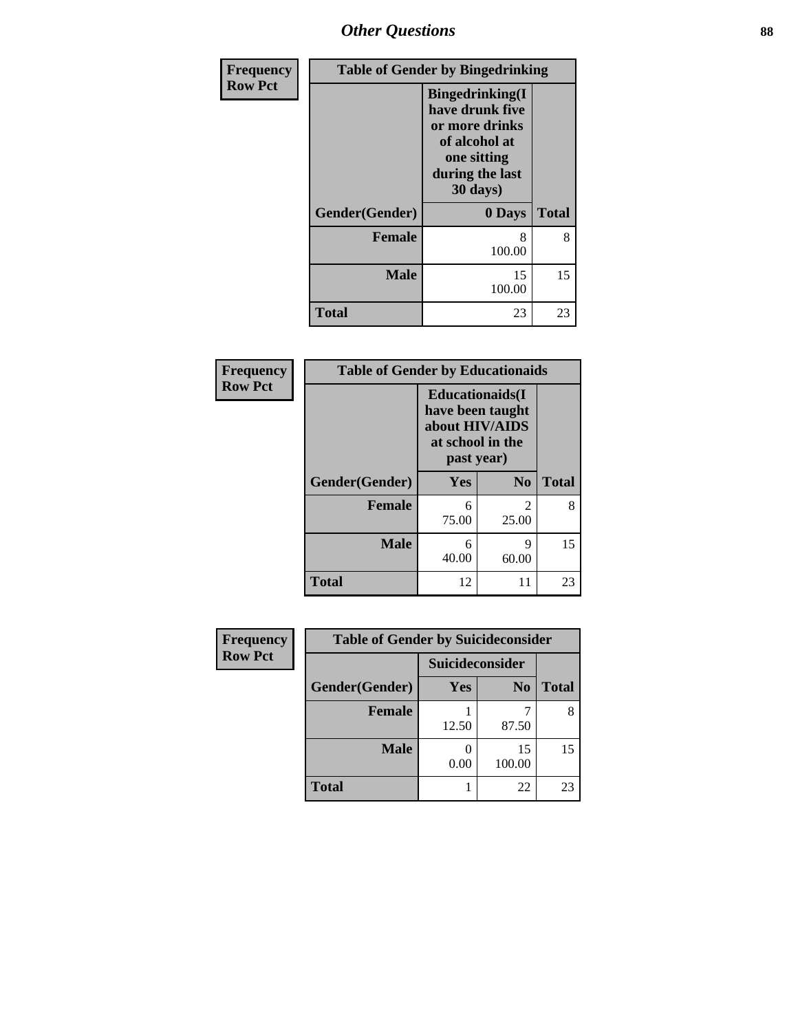## Other Questions

**Frequency**
**Row Pct**

| Table of Gender by Bingedrinking | | |
|---|---|---|
| | Bingedrinking(I have drunk five or more drinks of alcohol at one sitting during the last 30 days) | |
| **Gender(Gender)** | **0 Days** | **Total** |
| **Female** | 8<br>100.00 | 8 |
| **Male** | 15<br>100.00 | 15 |
| **Total** | 23 | 23 |

**Frequency**
**Row Pct**

| Table of Gender by Educationaids | | | |
|---|---|---|---|
| | Educationaids(I have been taught about HIV/AIDS at school in the past year) | | |
| **Gender(Gender)** | **Yes** | **No** | **Total** |
| **Female** | 6<br>75.00 | 2<br>25.00 | 8 |
| **Male** | 6<br>40.00 | 9<br>60.00 | 15 |
| **Total** | 12 | 11 | 23 |

**Frequency**
**Row Pct**

| Table of Gender by Suicideconsider | | | |
|---|---|---|---|
| | Suicideconsider | | |
| **Gender(Gender)** | **Yes** | **No** | **Total** |
| **Female** | 1<br>12.50 | 7<br>87.50 | 8 |
| **Male** | 0<br>0.00 | 15<br>100.00 | 15 |
| **Total** | 1 | 22 | 23 |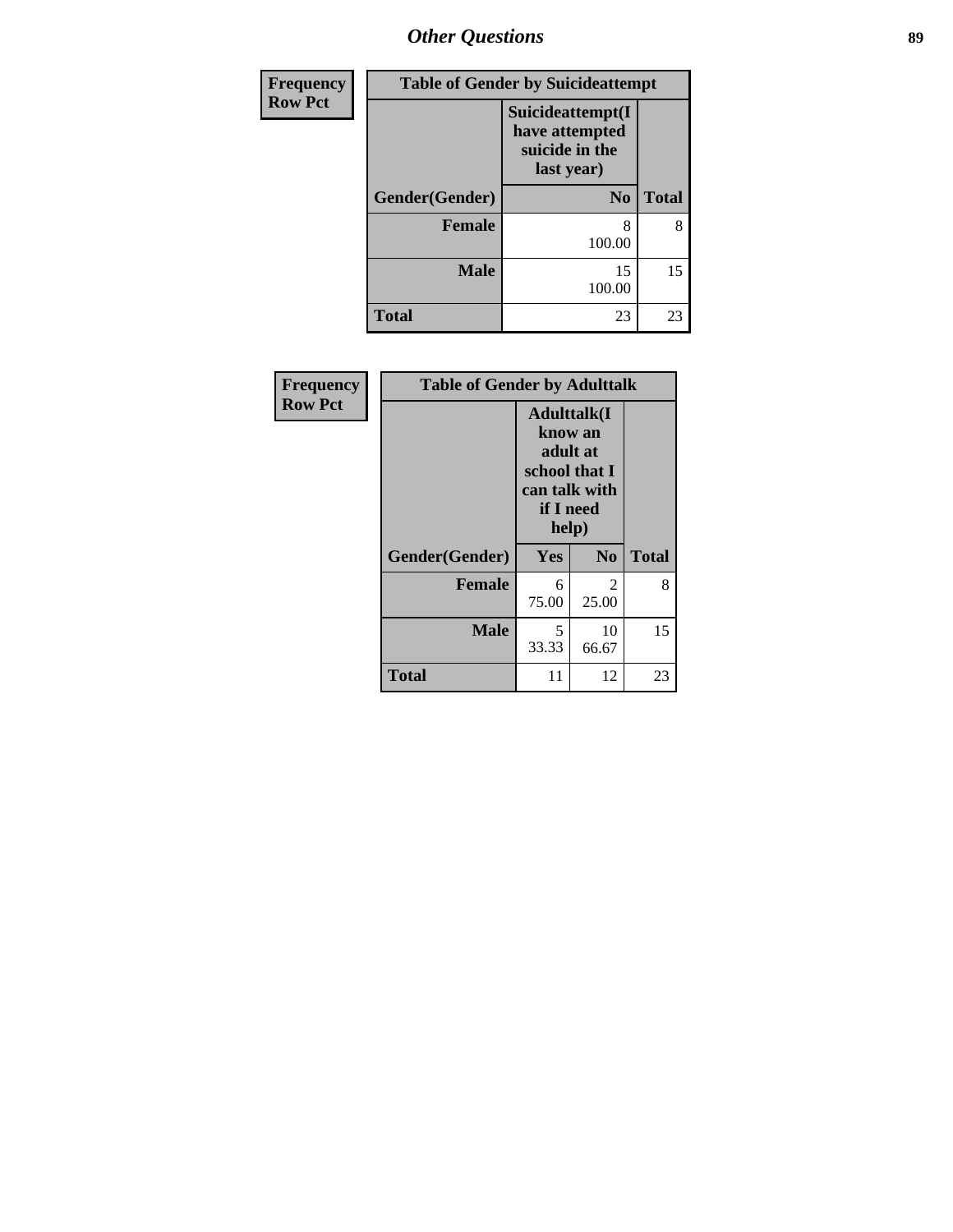| Frequency Row Pct | Table of Gender by Suicideattempt | |
|---|---|---|
| | Suicideattempt(I have attempted suicide in the last year) | |
| Gender(Gender) | No | Total |
| Female | 8<br>100.00 | 8 |
| Male | 15<br>100.00 | 15 |
| Total | 23 | 23 |

| Frequency Row Pct | Table of Gender by Adulttalk | | |
|---|---|---|---|
| | Adulttalk(I know an adult at school that I can talk with if I need help) | | |
| Gender(Gender) | Yes | No | Total |
| Female | 6<br>75.00 | 2<br>25.00 | 8 |
| Male | 5<br>33.33 | 10<br>66.67 | 15 |
| Total | 11 | 12 | 23 |